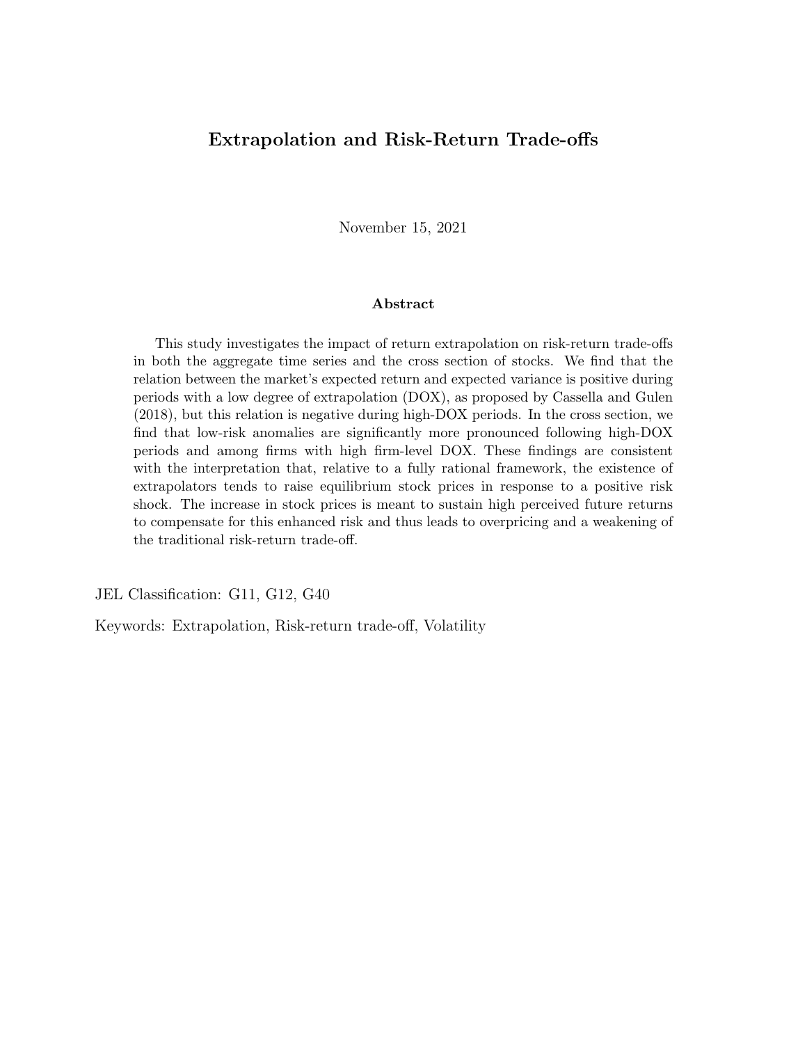# Extrapolation and Risk-Return Trade-offs

November 15, 2021

### Abstract

This study investigates the impact of return extrapolation on risk-return trade-offs in both the aggregate time series and the cross section of stocks. We find that the relation between the market's expected return and expected variance is positive during periods with a low degree of extrapolation (DOX), as proposed by Cassella and Gulen (2018), but this relation is negative during high-DOX periods. In the cross section, we find that low-risk anomalies are significantly more pronounced following high-DOX periods and among firms with high firm-level DOX. These findings are consistent with the interpretation that, relative to a fully rational framework, the existence of extrapolators tends to raise equilibrium stock prices in response to a positive risk shock. The increase in stock prices is meant to sustain high perceived future returns to compensate for this enhanced risk and thus leads to overpricing and a weakening of the traditional risk-return trade-off.

JEL Classification: G11, G12, G40

Keywords: Extrapolation, Risk-return trade-off, Volatility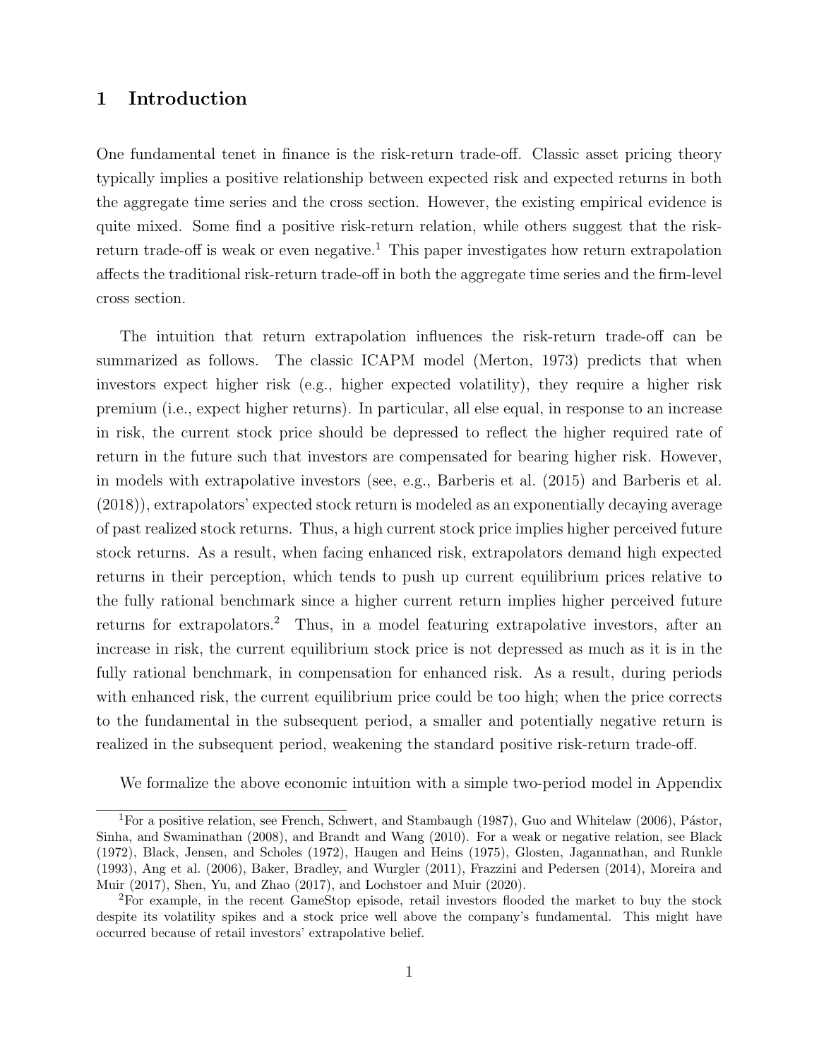# 1 Introduction

One fundamental tenet in finance is the risk-return trade-off. Classic asset pricing theory typically implies a positive relationship between expected risk and expected returns in both the aggregate time series and the cross section. However, the existing empirical evidence is quite mixed. Some find a positive risk-return relation, while others suggest that the risk-return trade-off is weak or even negative.[1] This paper investigates how return extrapolation affects the traditional risk-return trade-off in both the aggregate time series and the firm-level cross section.

The intuition that return extrapolation influences the risk-return trade-off can be summarized as follows. The classic ICAPM model (Merton, 1973) predicts that when investors expect higher risk (e.g., higher expected volatility), they require a higher risk premium (i.e., expect higher returns). In particular, all else equal, in response to an increase in risk, the current stock price should be depressed to reflect the higher required rate of return in the future such that investors are compensated for bearing higher risk. However, in models with extrapolative investors (see, e.g., Barberis et al. (2015) and Barberis et al. (2018)), extrapolators' expected stock return is modeled as an exponentially decaying average of past realized stock returns. Thus, a high current stock price implies higher perceived future stock returns. As a result, when facing enhanced risk, extrapolators demand high expected returns in their perception, which tends to push up current equilibrium prices relative to the fully rational benchmark since a higher current return implies higher perceived future returns for extrapolators.[2] Thus, in a model featuring extrapolative investors, after an increase in risk, the current equilibrium stock price is not depressed as much as it is in the fully rational benchmark, in compensation for enhanced risk. As a result, during periods with enhanced risk, the current equilibrium price could be too high; when the price corrects to the fundamental in the subsequent period, a smaller and potentially negative return is realized in the subsequent period, weakening the standard positive risk-return trade-off.

We formalize the above economic intuition with a simple two-period model in Appendix

[1] For a positive relation, see French, Schwert, and Stambaugh (1987), Guo and Whitelaw (2006), Pástor, Sinha, and Swaminathan (2008), and Brandt and Wang (2010). For a weak or negative relation, see Black (1972), Black, Jensen, and Scholes (1972), Haugen and Heins (1975), Glosten, Jagannathan, and Runkle (1993), Ang et al. (2006), Baker, Bradley, and Wurgler (2011), Frazzini and Pedersen (2014), Moreira and Muir (2017), Shen, Yu, and Zhao (2017), and Lochstoer and Muir (2020).

[2] For example, in the recent GameStop episode, retail investors flooded the market to buy the stock despite its volatility spikes and a stock price well above the company's fundamental. This might have occurred because of retail investors' extrapolative belief.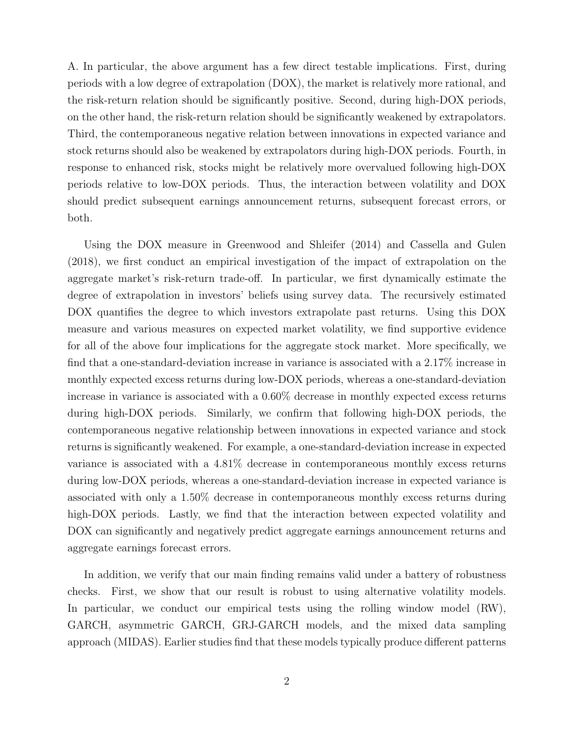A. In particular, the above argument has a few direct testable implications. First, during periods with a low degree of extrapolation (DOX), the market is relatively more rational, and the risk-return relation should be significantly positive. Second, during high-DOX periods, on the other hand, the risk-return relation should be significantly weakened by extrapolators. Third, the contemporaneous negative relation between innovations in expected variance and stock returns should also be weakened by extrapolators during high-DOX periods. Fourth, in response to enhanced risk, stocks might be relatively more overvalued following high-DOX periods relative to low-DOX periods. Thus, the interaction between volatility and DOX should predict subsequent earnings announcement returns, subsequent forecast errors, or both.

Using the DOX measure in Greenwood and Shleifer (2014) and Cassella and Gulen (2018), we first conduct an empirical investigation of the impact of extrapolation on the aggregate market's risk-return trade-off. In particular, we first dynamically estimate the degree of extrapolation in investors' beliefs using survey data. The recursively estimated DOX quantifies the degree to which investors extrapolate past returns. Using this DOX measure and various measures on expected market volatility, we find supportive evidence for all of the above four implications for the aggregate stock market. More specifically, we find that a one-standard-deviation increase in variance is associated with a 2.17% increase in monthly expected excess returns during low-DOX periods, whereas a one-standard-deviation increase in variance is associated with a 0.60% decrease in monthly expected excess returns during high-DOX periods. Similarly, we confirm that following high-DOX periods, the contemporaneous negative relationship between innovations in expected variance and stock returns is significantly weakened. For example, a one-standard-deviation increase in expected variance is associated with a 4.81% decrease in contemporaneous monthly excess returns during low-DOX periods, whereas a one-standard-deviation increase in expected variance is associated with only a 1.50% decrease in contemporaneous monthly excess returns during high-DOX periods. Lastly, we find that the interaction between expected volatility and DOX can significantly and negatively predict aggregate earnings announcement returns and aggregate earnings forecast errors.

In addition, we verify that our main finding remains valid under a battery of robustness checks. First, we show that our result is robust to using alternative volatility models. In particular, we conduct our empirical tests using the rolling window model (RW), GARCH, asymmetric GARCH, GRJ-GARCH models, and the mixed data sampling approach (MIDAS). Earlier studies find that these models typically produce different patterns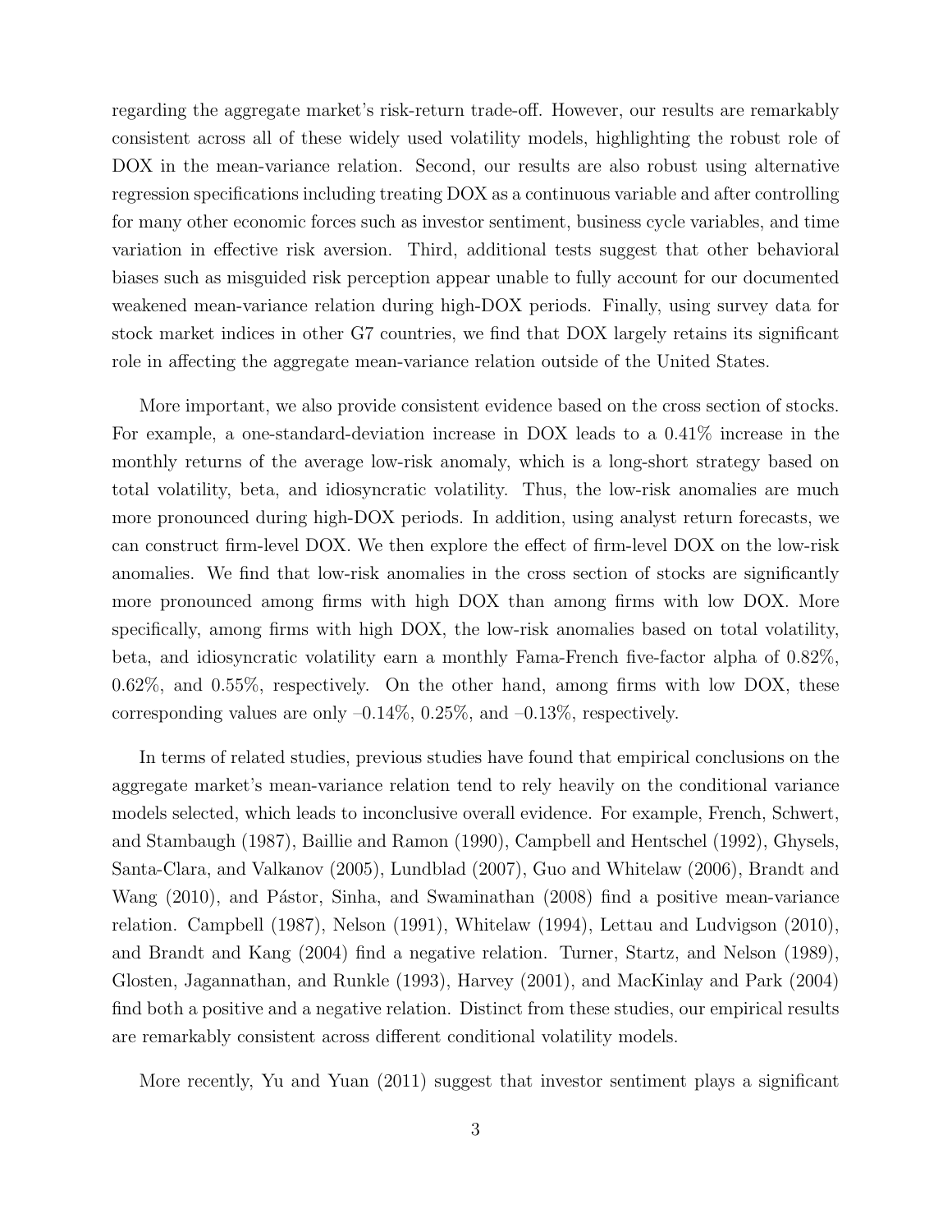regarding the aggregate market's risk-return trade-off. However, our results are remarkably consistent across all of these widely used volatility models, highlighting the robust role of DOX in the mean-variance relation. Second, our results are also robust using alternative regression specifications including treating DOX as a continuous variable and after controlling for many other economic forces such as investor sentiment, business cycle variables, and time variation in effective risk aversion. Third, additional tests suggest that other behavioral biases such as misguided risk perception appear unable to fully account for our documented weakened mean-variance relation during high-DOX periods. Finally, using survey data for stock market indices in other G7 countries, we find that DOX largely retains its significant role in affecting the aggregate mean-variance relation outside of the United States.

More important, we also provide consistent evidence based on the cross section of stocks. For example, a one-standard-deviation increase in DOX leads to a 0.41% increase in the monthly returns of the average low-risk anomaly, which is a long-short strategy based on total volatility, beta, and idiosyncratic volatility. Thus, the low-risk anomalies are much more pronounced during high-DOX periods. In addition, using analyst return forecasts, we can construct firm-level DOX. We then explore the effect of firm-level DOX on the low-risk anomalies. We find that low-risk anomalies in the cross section of stocks are significantly more pronounced among firms with high DOX than among firms with low DOX. More specifically, among firms with high DOX, the low-risk anomalies based on total volatility, beta, and idiosyncratic volatility earn a monthly Fama-French five-factor alpha of 0.82%, 0.62%, and 0.55%, respectively. On the other hand, among firms with low DOX, these corresponding values are only –0.14%, 0.25%, and –0.13%, respectively.

In terms of related studies, previous studies have found that empirical conclusions on the aggregate market's mean-variance relation tend to rely heavily on the conditional variance models selected, which leads to inconclusive overall evidence. For example, French, Schwert, and Stambaugh (1987), Baillie and Ramon (1990), Campbell and Hentschel (1992), Ghysels, Santa-Clara, and Valkanov (2005), Lundblad (2007), Guo and Whitelaw (2006), Brandt and Wang (2010), and Pástor, Sinha, and Swaminathan (2008) find a positive mean-variance relation. Campbell (1987), Nelson (1991), Whitelaw (1994), Lettau and Ludvigson (2010), and Brandt and Kang (2004) find a negative relation. Turner, Startz, and Nelson (1989), Glosten, Jagannathan, and Runkle (1993), Harvey (2001), and MacKinlay and Park (2004) find both a positive and a negative relation. Distinct from these studies, our empirical results are remarkably consistent across different conditional volatility models.

More recently, Yu and Yuan (2011) suggest that investor sentiment plays a significant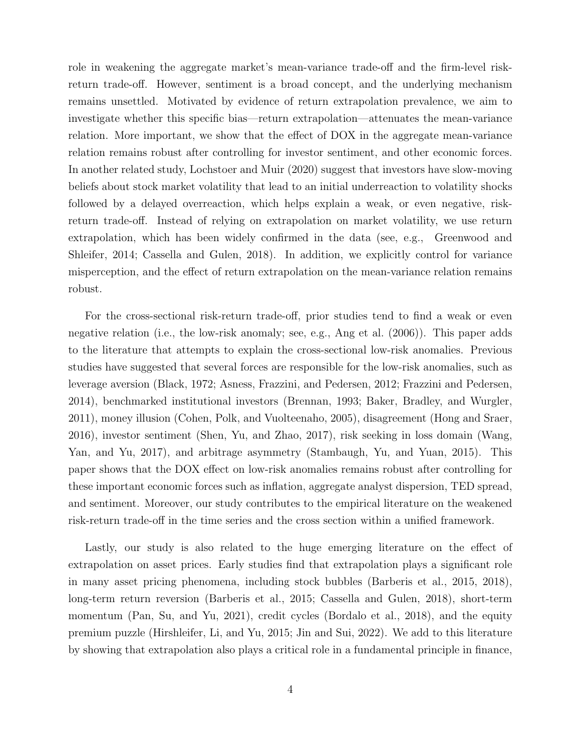role in weakening the aggregate market's mean-variance trade-off and the firm-level risk-return trade-off. However, sentiment is a broad concept, and the underlying mechanism remains unsettled. Motivated by evidence of return extrapolation prevalence, we aim to investigate whether this specific bias—return extrapolation—attenuates the mean-variance relation. More important, we show that the effect of DOX in the aggregate mean-variance relation remains robust after controlling for investor sentiment, and other economic forces. In another related study, Lochstoer and Muir (2020) suggest that investors have slow-moving beliefs about stock market volatility that lead to an initial underreaction to volatility shocks followed by a delayed overreaction, which helps explain a weak, or even negative, risk-return trade-off. Instead of relying on extrapolation on market volatility, we use return extrapolation, which has been widely confirmed in the data (see, e.g., Greenwood and Shleifer, 2014; Cassella and Gulen, 2018). In addition, we explicitly control for variance misperception, and the effect of return extrapolation on the mean-variance relation remains robust.

For the cross-sectional risk-return trade-off, prior studies tend to find a weak or even negative relation (i.e., the low-risk anomaly; see, e.g., Ang et al. (2006)). This paper adds to the literature that attempts to explain the cross-sectional low-risk anomalies. Previous studies have suggested that several forces are responsible for the low-risk anomalies, such as leverage aversion (Black, 1972; Asness, Frazzini, and Pedersen, 2012; Frazzini and Pedersen, 2014), benchmarked institutional investors (Brennan, 1993; Baker, Bradley, and Wurgler, 2011), money illusion (Cohen, Polk, and Vuolteenaho, 2005), disagreement (Hong and Sraer, 2016), investor sentiment (Shen, Yu, and Zhao, 2017), risk seeking in loss domain (Wang, Yan, and Yu, 2017), and arbitrage asymmetry (Stambaugh, Yu, and Yuan, 2015). This paper shows that the DOX effect on low-risk anomalies remains robust after controlling for these important economic forces such as inflation, aggregate analyst dispersion, TED spread, and sentiment. Moreover, our study contributes to the empirical literature on the weakened risk-return trade-off in the time series and the cross section within a unified framework.

Lastly, our study is also related to the huge emerging literature on the effect of extrapolation on asset prices. Early studies find that extrapolation plays a significant role in many asset pricing phenomena, including stock bubbles (Barberis et al., 2015, 2018), long-term return reversion (Barberis et al., 2015; Cassella and Gulen, 2018), short-term momentum (Pan, Su, and Yu, 2021), credit cycles (Bordalo et al., 2018), and the equity premium puzzle (Hirshleifer, Li, and Yu, 2015; Jin and Sui, 2022). We add to this literature by showing that extrapolation also plays a critical role in a fundamental principle in finance,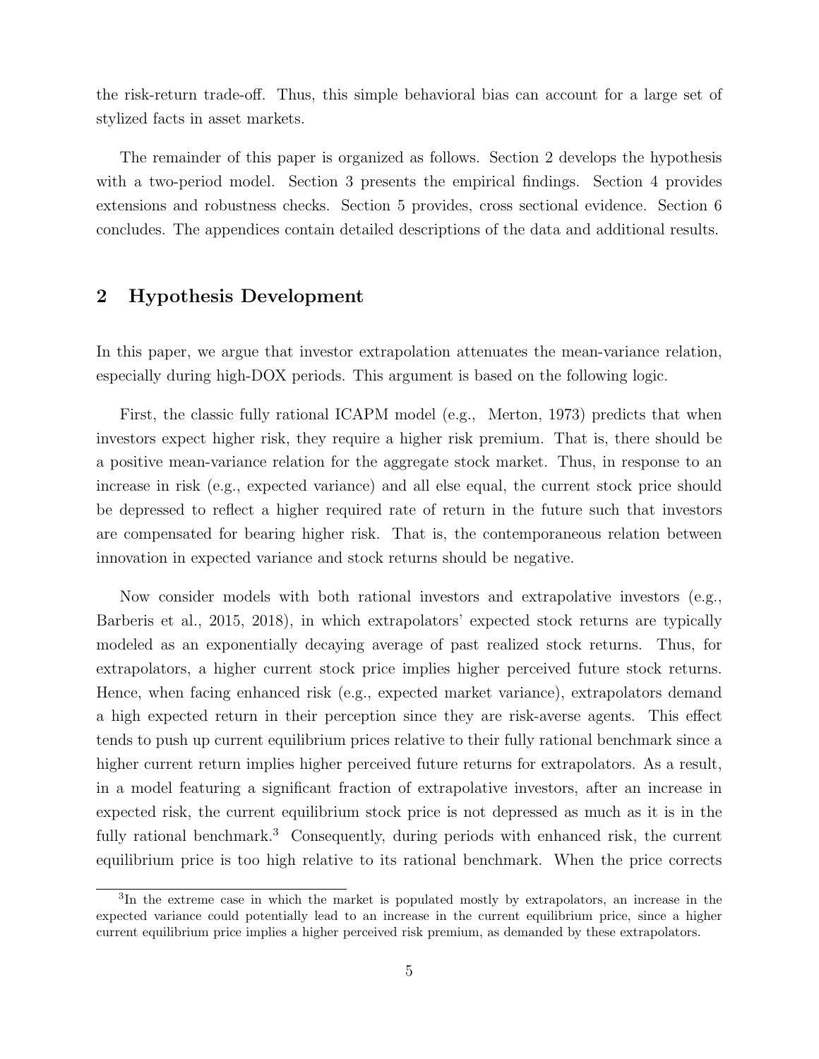the risk-return trade-off. Thus, this simple behavioral bias can account for a large set of stylized facts in asset markets.

The remainder of this paper is organized as follows. Section 2 develops the hypothesis with a two-period model. Section 3 presents the empirical findings. Section 4 provides extensions and robustness checks. Section 5 provides, cross sectional evidence. Section 6 concludes. The appendices contain detailed descriptions of the data and additional results.

## 2 Hypothesis Development

In this paper, we argue that investor extrapolation attenuates the mean-variance relation, especially during high-DOX periods. This argument is based on the following logic.

First, the classic fully rational ICAPM model (e.g., Merton, 1973) predicts that when investors expect higher risk, they require a higher risk premium. That is, there should be a positive mean-variance relation for the aggregate stock market. Thus, in response to an increase in risk (e.g., expected variance) and all else equal, the current stock price should be depressed to reflect a higher required rate of return in the future such that investors are compensated for bearing higher risk. That is, the contemporaneous relation between innovation in expected variance and stock returns should be negative.

Now consider models with both rational investors and extrapolative investors (e.g., Barberis et al., 2015, 2018), in which extrapolators' expected stock returns are typically modeled as an exponentially decaying average of past realized stock returns. Thus, for extrapolators, a higher current stock price implies higher perceived future stock returns. Hence, when facing enhanced risk (e.g., expected market variance), extrapolators demand a high expected return in their perception since they are risk-averse agents. This effect tends to push up current equilibrium prices relative to their fully rational benchmark since a higher current return implies higher perceived future returns for extrapolators. As a result, in a model featuring a significant fraction of extrapolative investors, after an increase in expected risk, the current equilibrium stock price is not depressed as much as it is in the fully rational benchmark.[3] Consequently, during periods with enhanced risk, the current equilibrium price is too high relative to its rational benchmark. When the price corrects

[3]In the extreme case in which the market is populated mostly by extrapolators, an increase in the expected variance could potentially lead to an increase in the current equilibrium price, since a higher current equilibrium price implies a higher perceived risk premium, as demanded by these extrapolators.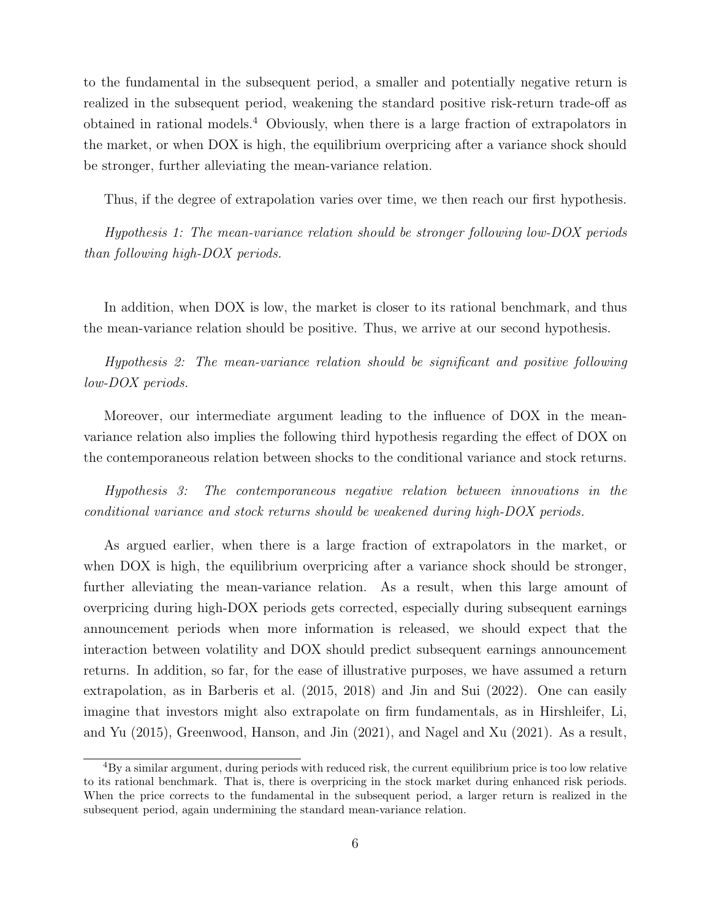to the fundamental in the subsequent period, a smaller and potentially negative return is realized in the subsequent period, weakening the standard positive risk-return trade-off as obtained in rational models.[4] Obviously, when there is a large fraction of extrapolators in the market, or when DOX is high, the equilibrium overpricing after a variance shock should be stronger, further alleviating the mean-variance relation.

Thus, if the degree of extrapolation varies over time, we then reach our first hypothesis.

*Hypothesis 1: The mean-variance relation should be stronger following low-DOX periods than following high-DOX periods.*

In addition, when DOX is low, the market is closer to its rational benchmark, and thus the mean-variance relation should be positive. Thus, we arrive at our second hypothesis.

*Hypothesis 2: The mean-variance relation should be significant and positive following low-DOX periods.*

Moreover, our intermediate argument leading to the influence of DOX in the mean-variance relation also implies the following third hypothesis regarding the effect of DOX on the contemporaneous relation between shocks to the conditional variance and stock returns.

*Hypothesis 3: The contemporaneous negative relation between innovations in the conditional variance and stock returns should be weakened during high-DOX periods.*

As argued earlier, when there is a large fraction of extrapolators in the market, or when DOX is high, the equilibrium overpricing after a variance shock should be stronger, further alleviating the mean-variance relation. As a result, when this large amount of overpricing during high-DOX periods gets corrected, especially during subsequent earnings announcement periods when more information is released, we should expect that the interaction between volatility and DOX should predict subsequent earnings announcement returns. In addition, so far, for the ease of illustrative purposes, we have assumed a return extrapolation, as in Barberis et al. (2015, 2018) and Jin and Sui (2022). One can easily imagine that investors might also extrapolate on firm fundamentals, as in Hirshleifer, Li, and Yu (2015), Greenwood, Hanson, and Jin (2021), and Nagel and Xu (2021). As a result,

[4] By a similar argument, during periods with reduced risk, the current equilibrium price is too low relative to its rational benchmark. That is, there is overpricing in the stock market during enhanced risk periods. When the price corrects to the fundamental in the subsequent period, a larger return is realized in the subsequent period, again undermining the standard mean-variance relation.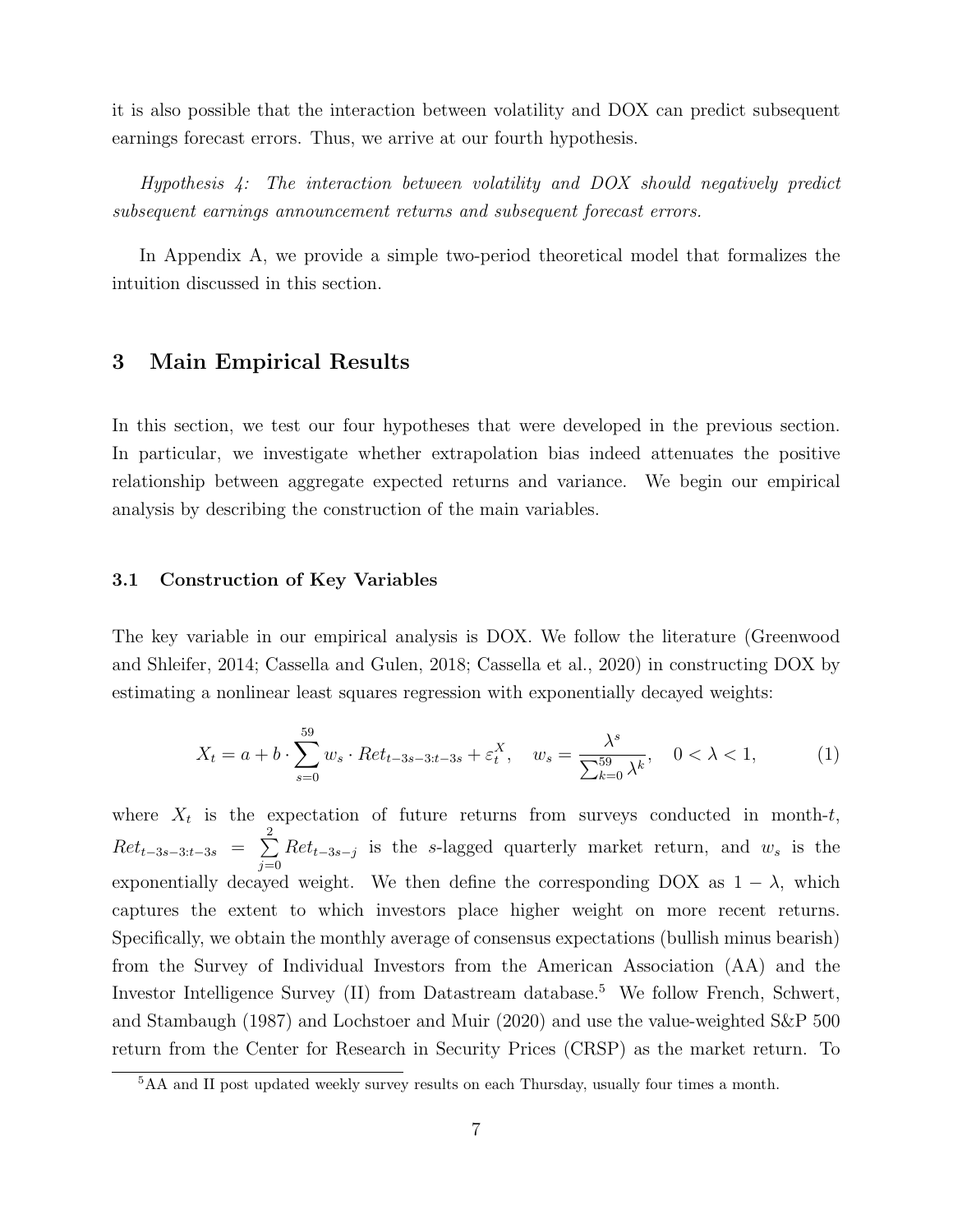it is also possible that the interaction between volatility and DOX can predict subsequent earnings forecast errors. Thus, we arrive at our fourth hypothesis.

*Hypothesis 4: The interaction between volatility and DOX should negatively predict subsequent earnings announcement returns and subsequent forecast errors.*

In Appendix A, we provide a simple two-period theoretical model that formalizes the intuition discussed in this section.

# 3 Main Empirical Results

In this section, we test our four hypotheses that were developed in the previous section. In particular, we investigate whether extrapolation bias indeed attenuates the positive relationship between aggregate expected returns and variance. We begin our empirical analysis by describing the construction of the main variables.

## 3.1 Construction of Key Variables

The key variable in our empirical analysis is DOX. We follow the literature (Greenwood and Shleifer, 2014; Cassella and Gulen, 2018; Cassella et al., 2020) in constructing DOX by estimating a nonlinear least squares regression with exponentially decayed weights:

$$X_t = a + b \cdot \sum_{s=0}^{59} w_s \cdot Ret_{t-3s-3:t-3s} + \varepsilon_t^X, \quad w_s = \frac{\lambda^s}{\sum_{k=0}^{59} \lambda^k}, \quad 0 < \lambda < 1, \tag{1}$$

where $X_t$ is the expectation of future returns from surveys conducted in month-$t$, $Ret_{t-3s-3:t-3s} = \sum_{j=0}^{2} Ret_{t-3s-j}$ is the $s$-lagged quarterly market return, and $w_s$ is the exponentially decayed weight. We then define the corresponding DOX as $1 - \lambda$, which captures the extent to which investors place higher weight on more recent returns. Specifically, we obtain the monthly average of consensus expectations (bullish minus bearish) from the Survey of Individual Investors from the American Association (AA) and the Investor Intelligence Survey (II) from Datastream database.[5] We follow French, Schwert, and Stambaugh (1987) and Lochstoer and Muir (2020) and use the value-weighted S&P 500 return from the Center for Research in Security Prices (CRSP) as the market return. To

[5] AA and II post updated weekly survey results on each Thursday, usually four times a month.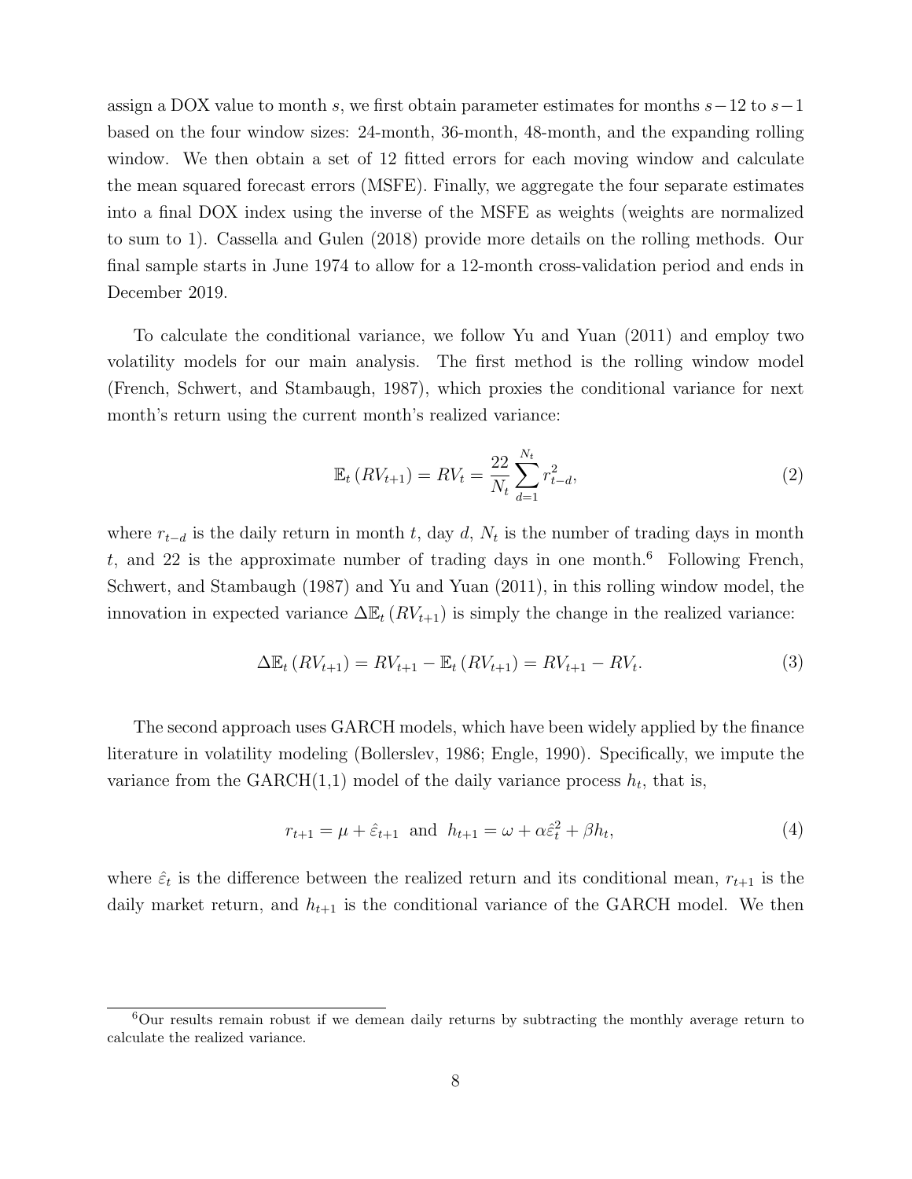assign a DOX value to month $s$, we first obtain parameter estimates for months $s-12$ to $s-1$ based on the four window sizes: 24-month, 36-month, 48-month, and the expanding rolling window. We then obtain a set of 12 fitted errors for each moving window and calculate the mean squared forecast errors (MSFE). Finally, we aggregate the four separate estimates into a final DOX index using the inverse of the MSFE as weights (weights are normalized to sum to 1). Cassella and Gulen (2018) provide more details on the rolling methods. Our final sample starts in June 1974 to allow for a 12-month cross-validation period and ends in December 2019.

To calculate the conditional variance, we follow Yu and Yuan (2011) and employ two volatility models for our main analysis. The first method is the rolling window model (French, Schwert, and Stambaugh, 1987), which proxies the conditional variance for next month's return using the current month's realized variance:

$$\mathbb{E}_t\left(RV_{t+1}\right) = RV_t = \frac{22}{N_t}\sum_{d=1}^{N_t} r_{t-d}^2, \tag{2}$$

where $r_{t-d}$ is the daily return in month $t$, day $d$, $N_t$ is the number of trading days in month $t$, and 22 is the approximate number of trading days in one month.[6] Following French, Schwert, and Stambaugh (1987) and Yu and Yuan (2011), in this rolling window model, the innovation in expected variance $\Delta\mathbb{E}_t\left(RV_{t+1}\right)$ is simply the change in the realized variance:

$$\Delta\mathbb{E}_t\left(RV_{t+1}\right) = RV_{t+1} - \mathbb{E}_t\left(RV_{t+1}\right) = RV_{t+1} - RV_t. \tag{3}$$

The second approach uses GARCH models, which have been widely applied by the finance literature in volatility modeling (Bollerslev, 1986; Engle, 1990). Specifically, we impute the variance from the GARCH(1,1) model of the daily variance process $h_t$, that is,

$$r_{t+1} = \mu + \hat{\varepsilon}_{t+1} \text{ and } h_{t+1} = \omega + \alpha\hat{\varepsilon}_t^2 + \beta h_t, \tag{4}$$

where $\hat{\varepsilon}_t$ is the difference between the realized return and its conditional mean, $r_{t+1}$ is the daily market return, and $h_{t+1}$ is the conditional variance of the GARCH model. We then

[6] Our results remain robust if we demean daily returns by subtracting the monthly average return to calculate the realized variance.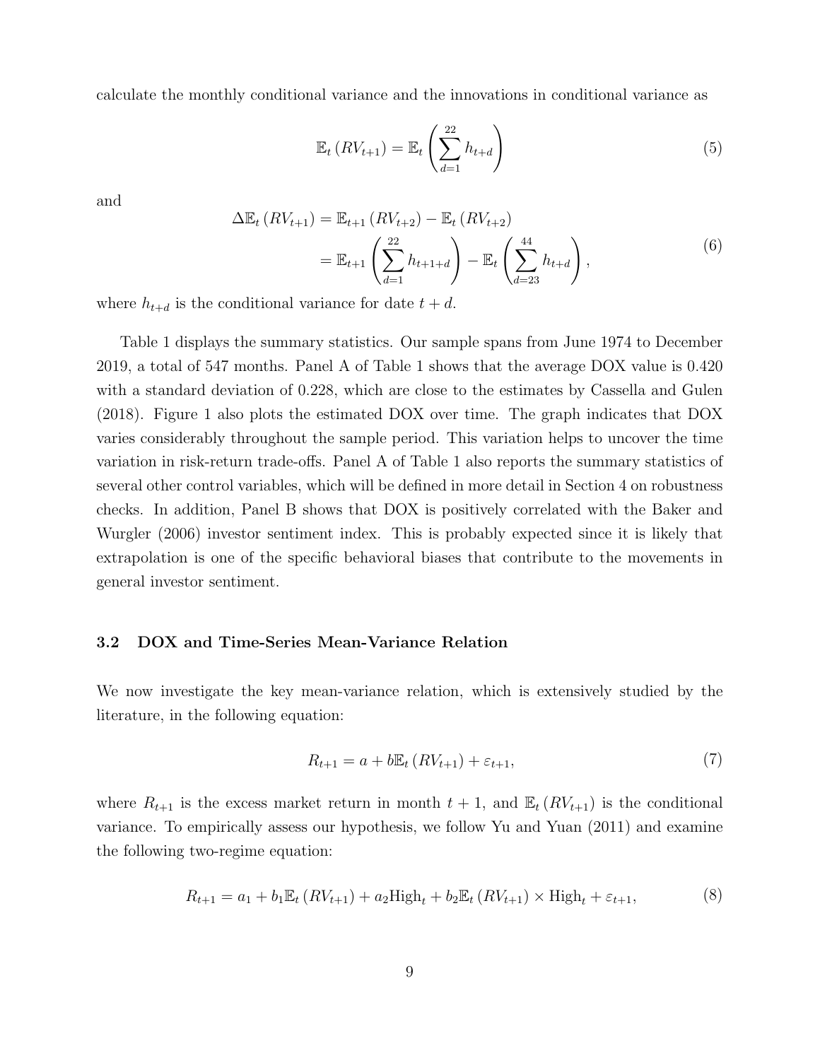calculate the monthly conditional variance and the innovations in conditional variance as

$$\mathbb{E}_t\left(RV_{t+1}\right) = \mathbb{E}_t\left(\sum_{d=1}^{22} h_{t+d}\right) \tag{5}$$

and

$$\begin{aligned}\Delta\mathbb{E}_t\left(RV_{t+1}\right) &= \mathbb{E}_{t+1}\left(RV_{t+2}\right) - \mathbb{E}_t\left(RV_{t+2}\right) \\ &= \mathbb{E}_{t+1}\left(\sum_{d=1}^{22} h_{t+1+d}\right) - \mathbb{E}_t\left(\sum_{d=23}^{44} h_{t+d}\right),\end{aligned} \tag{6}$$

where $h_{t+d}$ is the conditional variance for date $t+d$.

Table 1 displays the summary statistics. Our sample spans from June 1974 to December 2019, a total of 547 months. Panel A of Table 1 shows that the average DOX value is 0.420 with a standard deviation of 0.228, which are close to the estimates by Cassella and Gulen (2018). Figure 1 also plots the estimated DOX over time. The graph indicates that DOX varies considerably throughout the sample period. This variation helps to uncover the time variation in risk-return trade-offs. Panel A of Table 1 also reports the summary statistics of several other control variables, which will be defined in more detail in Section 4 on robustness checks. In addition, Panel B shows that DOX is positively correlated with the Baker and Wurgler (2006) investor sentiment index. This is probably expected since it is likely that extrapolation is one of the specific behavioral biases that contribute to the movements in general investor sentiment.

### 3.2 DOX and Time-Series Mean-Variance Relation

We now investigate the key mean-variance relation, which is extensively studied by the literature, in the following equation:

$$R_{t+1} = a + b\mathbb{E}_t\left(RV_{t+1}\right) + \varepsilon_{t+1}, \tag{7}$$

where $R_{t+1}$ is the excess market return in month $t+1$, and $\mathbb{E}_t\left(RV_{t+1}\right)$ is the conditional variance. To empirically assess our hypothesis, we follow Yu and Yuan (2011) and examine the following two-regime equation:

$$R_{t+1} = a_1 + b_1\mathbb{E}_t\left(RV_{t+1}\right) + a_2\text{High}_t + b_2\mathbb{E}_t\left(RV_{t+1}\right) \times \text{High}_t + \varepsilon_{t+1}, \tag{8}$$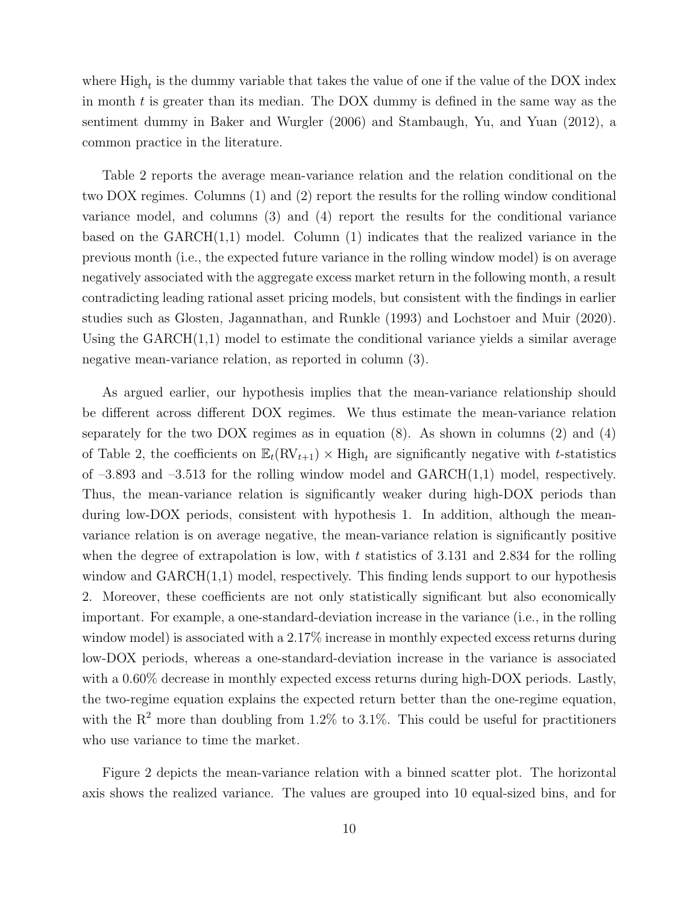where $\text{High}_t$ is the dummy variable that takes the value of one if the value of the DOX index in month $t$ is greater than its median. The DOX dummy is defined in the same way as the sentiment dummy in Baker and Wurgler (2006) and Stambaugh, Yu, and Yuan (2012), a common practice in the literature.

Table 2 reports the average mean-variance relation and the relation conditional on the two DOX regimes. Columns (1) and (2) report the results for the rolling window conditional variance model, and columns (3) and (4) report the results for the conditional variance based on the GARCH(1,1) model. Column (1) indicates that the realized variance in the previous month (i.e., the expected future variance in the rolling window model) is on average negatively associated with the aggregate excess market return in the following month, a result contradicting leading rational asset pricing models, but consistent with the findings in earlier studies such as Glosten, Jagannathan, and Runkle (1993) and Lochstoer and Muir (2020). Using the GARCH(1,1) model to estimate the conditional variance yields a similar average negative mean-variance relation, as reported in column (3).

As argued earlier, our hypothesis implies that the mean-variance relationship should be different across different DOX regimes. We thus estimate the mean-variance relation separately for the two DOX regimes as in equation (8). As shown in columns (2) and (4) of Table 2, the coefficients on $\mathbb{E}_t(\text{RV}_{t+1}) \times \text{High}_t$ are significantly negative with $t$-statistics of –3.893 and –3.513 for the rolling window model and GARCH(1,1) model, respectively. Thus, the mean-variance relation is significantly weaker during high-DOX periods than during low-DOX periods, consistent with hypothesis 1. In addition, although the mean-variance relation is on average negative, the mean-variance relation is significantly positive when the degree of extrapolation is low, with $t$ statistics of 3.131 and 2.834 for the rolling window and GARCH(1,1) model, respectively. This finding lends support to our hypothesis 2. Moreover, these coefficients are not only statistically significant but also economically important. For example, a one-standard-deviation increase in the variance (i.e., in the rolling window model) is associated with a 2.17% increase in monthly expected excess returns during low-DOX periods, whereas a one-standard-deviation increase in the variance is associated with a 0.60% decrease in monthly expected excess returns during high-DOX periods. Lastly, the two-regime equation explains the expected return better than the one-regime equation, with the $\text{R}^2$ more than doubling from 1.2% to 3.1%. This could be useful for practitioners who use variance to time the market.

Figure 2 depicts the mean-variance relation with a binned scatter plot. The horizontal axis shows the realized variance. The values are grouped into 10 equal-sized bins, and for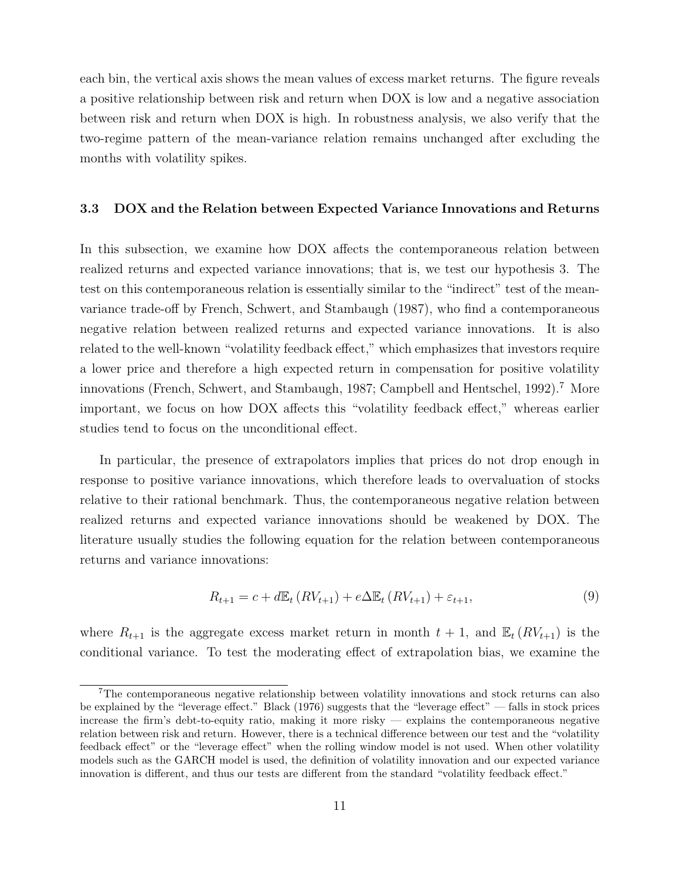each bin, the vertical axis shows the mean values of excess market returns. The figure reveals a positive relationship between risk and return when DOX is low and a negative association between risk and return when DOX is high. In robustness analysis, we also verify that the two-regime pattern of the mean-variance relation remains unchanged after excluding the months with volatility spikes.

### 3.3 DOX and the Relation between Expected Variance Innovations and Returns

In this subsection, we examine how DOX affects the contemporaneous relation between realized returns and expected variance innovations; that is, we test our hypothesis 3. The test on this contemporaneous relation is essentially similar to the "indirect" test of the mean-variance trade-off by French, Schwert, and Stambaugh (1987), who find a contemporaneous negative relation between realized returns and expected variance innovations. It is also related to the well-known "volatility feedback effect," which emphasizes that investors require a lower price and therefore a high expected return in compensation for positive volatility innovations (French, Schwert, and Stambaugh, 1987; Campbell and Hentschel, 1992).[7] More important, we focus on how DOX affects this "volatility feedback effect," whereas earlier studies tend to focus on the unconditional effect.

In particular, the presence of extrapolators implies that prices do not drop enough in response to positive variance innovations, which therefore leads to overvaluation of stocks relative to their rational benchmark. Thus, the contemporaneous negative relation between realized returns and expected variance innovations should be weakened by DOX. The literature usually studies the following equation for the relation between contemporaneous returns and variance innovations:

$$R_{t+1} = c + d\mathbb{E}_t\left(RV_{t+1}\right) + e\Delta\mathbb{E}_t\left(RV_{t+1}\right) + \varepsilon_{t+1}, \tag{9}$$

where $R_{t+1}$ is the aggregate excess market return in month $t+1$, and $\mathbb{E}_t\left(RV_{t+1}\right)$ is the conditional variance. To test the moderating effect of extrapolation bias, we examine the

[7] The contemporaneous negative relationship between volatility innovations and stock returns can also be explained by the "leverage effect." Black (1976) suggests that the "leverage effect" — falls in stock prices increase the firm's debt-to-equity ratio, making it more risky — explains the contemporaneous negative relation between risk and return. However, there is a technical difference between our test and the "volatility feedback effect" or the "leverage effect" when the rolling window model is not used. When other volatility models such as the GARCH model is used, the definition of volatility innovation and our expected variance innovation is different, and thus our tests are different from the standard "volatility feedback effect."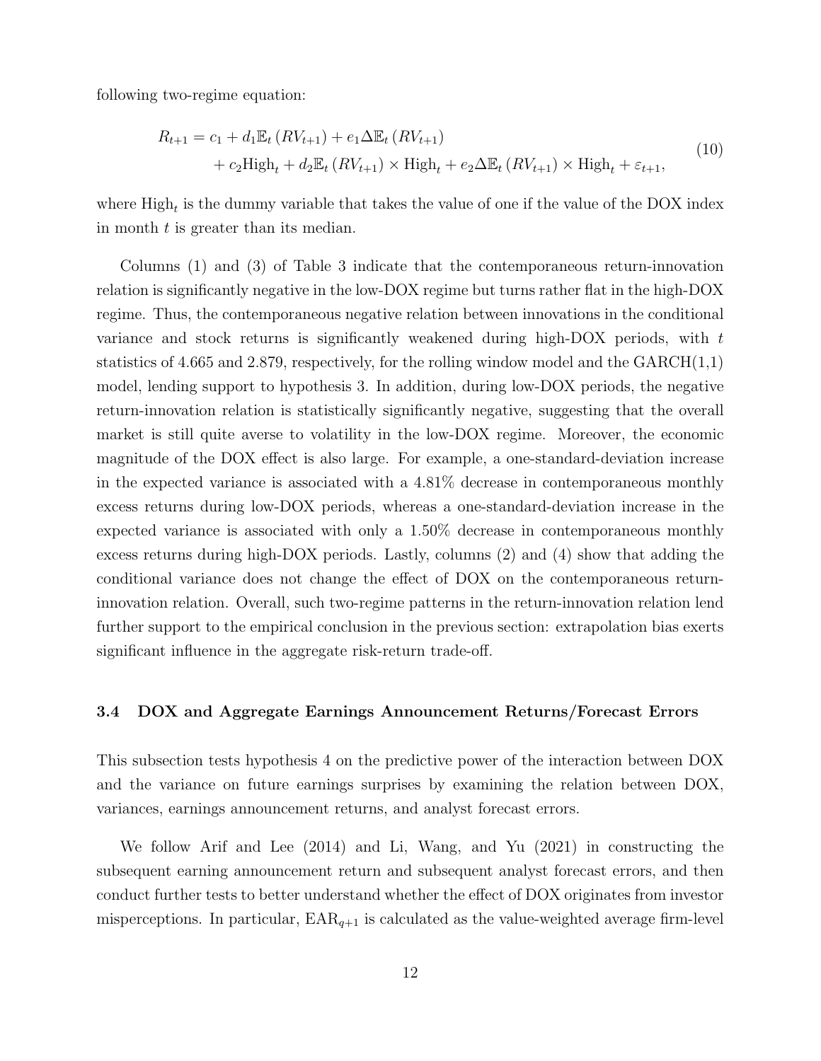following two-regime equation:

$$
\begin{aligned}
R_{t+1} = {} & c_1 + d_1 \mathbb{E}_t\left(RV_{t+1}\right) + e_1 \Delta \mathbb{E}_t\left(RV_{t+1}\right) \\
& + c_2 \text{High}_t + d_2 \mathbb{E}_t\left(RV_{t+1}\right) \times \text{High}_t + e_2 \Delta \mathbb{E}_t\left(RV_{t+1}\right) \times \text{High}_t + \varepsilon_{t+1},
\end{aligned} \tag{10}
$$

where $\text{High}_t$ is the dummy variable that takes the value of one if the value of the DOX index in month $t$ is greater than its median.

Columns (1) and (3) of Table 3 indicate that the contemporaneous return-innovation relation is significantly negative in the low-DOX regime but turns rather flat in the high-DOX regime. Thus, the contemporaneous negative relation between innovations in the conditional variance and stock returns is significantly weakened during high-DOX periods, with $t$ statistics of 4.665 and 2.879, respectively, for the rolling window model and the GARCH(1,1) model, lending support to hypothesis 3. In addition, during low-DOX periods, the negative return-innovation relation is statistically significantly negative, suggesting that the overall market is still quite averse to volatility in the low-DOX regime. Moreover, the economic magnitude of the DOX effect is also large. For example, a one-standard-deviation increase in the expected variance is associated with a 4.81% decrease in contemporaneous monthly excess returns during low-DOX periods, whereas a one-standard-deviation increase in the expected variance is associated with only a 1.50% decrease in contemporaneous monthly excess returns during high-DOX periods. Lastly, columns (2) and (4) show that adding the conditional variance does not change the effect of DOX on the contemporaneous return-innovation relation. Overall, such two-regime patterns in the return-innovation relation lend further support to the empirical conclusion in the previous section: extrapolation bias exerts significant influence in the aggregate risk-return trade-off.

### 3.4 DOX and Aggregate Earnings Announcement Returns/Forecast Errors

This subsection tests hypothesis 4 on the predictive power of the interaction between DOX and the variance on future earnings surprises by examining the relation between DOX, variances, earnings announcement returns, and analyst forecast errors.

We follow Arif and Lee (2014) and Li, Wang, and Yu (2021) in constructing the subsequent earning announcement return and subsequent analyst forecast errors, and then conduct further tests to better understand whether the effect of DOX originates from investor misperceptions. In particular, $\text{EAR}_{q+1}$ is calculated as the value-weighted average firm-level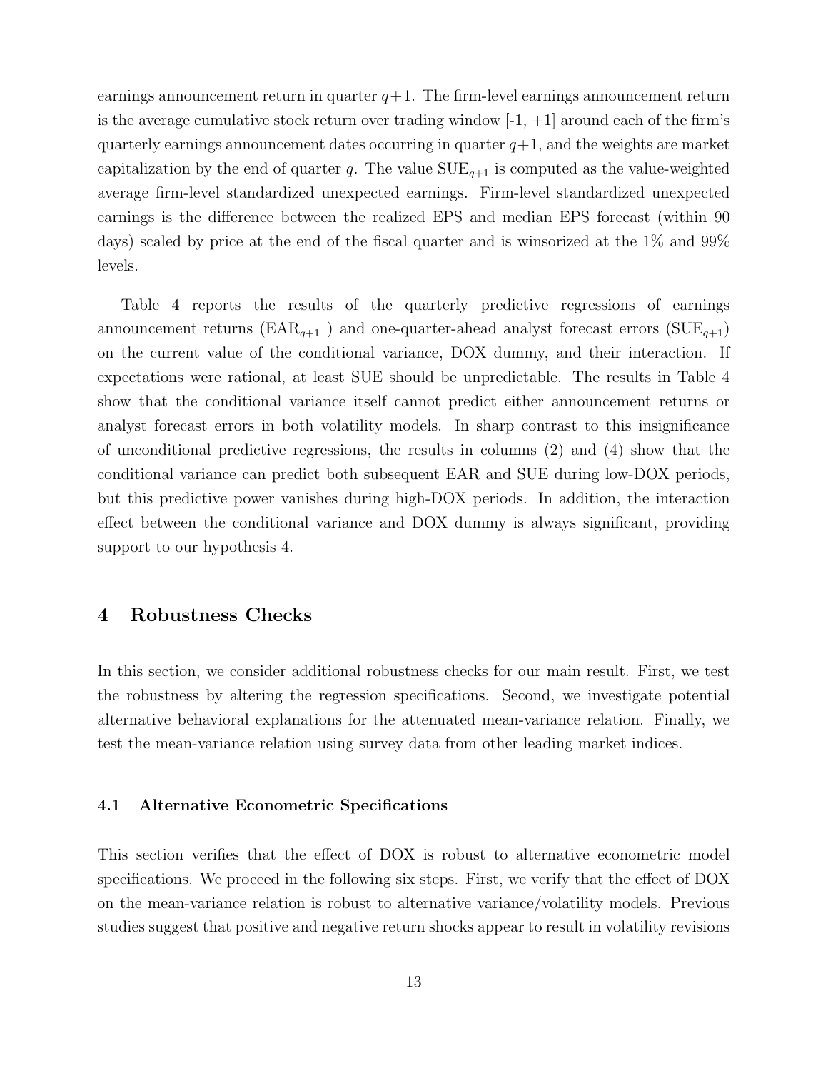earnings announcement return in quarter $q+1$. The firm-level earnings announcement return is the average cumulative stock return over trading window [-1, +1] around each of the firm's quarterly earnings announcement dates occurring in quarter $q+1$, and the weights are market capitalization by the end of quarter $q$. The value $\text{SUE}_{q+1}$ is computed as the value-weighted average firm-level standardized unexpected earnings. Firm-level standardized unexpected earnings is the difference between the realized EPS and median EPS forecast (within 90 days) scaled by price at the end of the fiscal quarter and is winsorized at the 1% and 99% levels.

Table 4 reports the results of the quarterly predictive regressions of earnings announcement returns ($\text{EAR}_{q+1}$ ) and one-quarter-ahead analyst forecast errors ($\text{SUE}_{q+1}$) on the current value of the conditional variance, DOX dummy, and their interaction. If expectations were rational, at least SUE should be unpredictable. The results in Table 4 show that the conditional variance itself cannot predict either announcement returns or analyst forecast errors in both volatility models. In sharp contrast to this insignificance of unconditional predictive regressions, the results in columns (2) and (4) show that the conditional variance can predict both subsequent EAR and SUE during low-DOX periods, but this predictive power vanishes during high-DOX periods. In addition, the interaction effect between the conditional variance and DOX dummy is always significant, providing support to our hypothesis 4.

# 4 Robustness Checks

In this section, we consider additional robustness checks for our main result. First, we test the robustness by altering the regression specifications. Second, we investigate potential alternative behavioral explanations for the attenuated mean-variance relation. Finally, we test the mean-variance relation using survey data from other leading market indices.

## 4.1 Alternative Econometric Specifications

This section verifies that the effect of DOX is robust to alternative econometric model specifications. We proceed in the following six steps. First, we verify that the effect of DOX on the mean-variance relation is robust to alternative variance/volatility models. Previous studies suggest that positive and negative return shocks appear to result in volatility revisions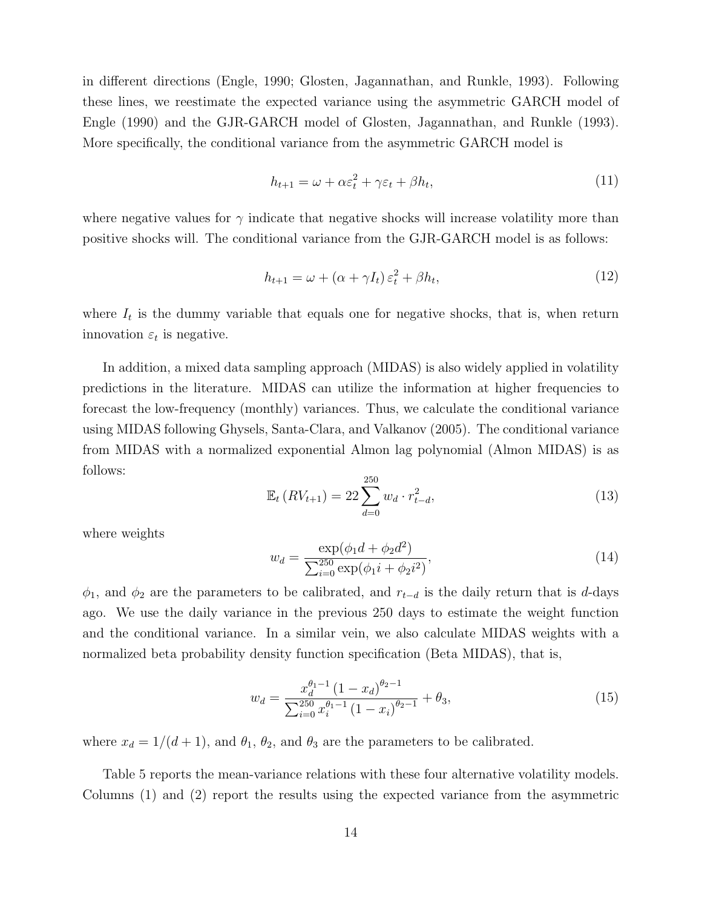in different directions (Engle, 1990; Glosten, Jagannathan, and Runkle, 1993). Following these lines, we reestimate the expected variance using the asymmetric GARCH model of Engle (1990) and the GJR-GARCH model of Glosten, Jagannathan, and Runkle (1993). More specifically, the conditional variance from the asymmetric GARCH model is

$$h_{t+1} = \omega + \alpha \varepsilon_t^2 + \gamma \varepsilon_t + \beta h_t, \tag{11}$$

where negative values for $\gamma$ indicate that negative shocks will increase volatility more than positive shocks will. The conditional variance from the GJR-GARCH model is as follows:

$$h_{t+1} = \omega + (\alpha + \gamma I_t) \varepsilon_t^2 + \beta h_t, \tag{12}$$

where $I_t$ is the dummy variable that equals one for negative shocks, that is, when return innovation $\varepsilon_t$ is negative.

In addition, a mixed data sampling approach (MIDAS) is also widely applied in volatility predictions in the literature. MIDAS can utilize the information at higher frequencies to forecast the low-frequency (monthly) variances. Thus, we calculate the conditional variance using MIDAS following Ghysels, Santa-Clara, and Valkanov (2005). The conditional variance from MIDAS with a normalized exponential Almon lag polynomial (Almon MIDAS) is as follows:

$$\mathbb{E}_t (RV_{t+1}) = 22 \sum_{d=0}^{250} w_d \cdot r_{t-d}^2, \tag{13}$$

where weights

$$w_d = \frac{\exp(\phi_1 d + \phi_2 d^2)}{\sum_{i=0}^{250} \exp(\phi_1 i + \phi_2 i^2)}, \tag{14}$$

$\phi_1$, and $\phi_2$ are the parameters to be calibrated, and $r_{t-d}$ is the daily return that is $d$-days ago. We use the daily variance in the previous 250 days to estimate the weight function and the conditional variance. In a similar vein, we also calculate MIDAS weights with a normalized beta probability density function specification (Beta MIDAS), that is,

$$w_d = \frac{x_d^{\theta_1 - 1} (1 - x_d)^{\theta_2 - 1}}{\sum_{i=0}^{250} x_i^{\theta_1 - 1} (1 - x_i)^{\theta_2 - 1}} + \theta_3, \tag{15}$$

where $x_d = 1/(d+1)$, and $\theta_1$, $\theta_2$, and $\theta_3$ are the parameters to be calibrated.

Table 5 reports the mean-variance relations with these four alternative volatility models. Columns (1) and (2) report the results using the expected variance from the asymmetric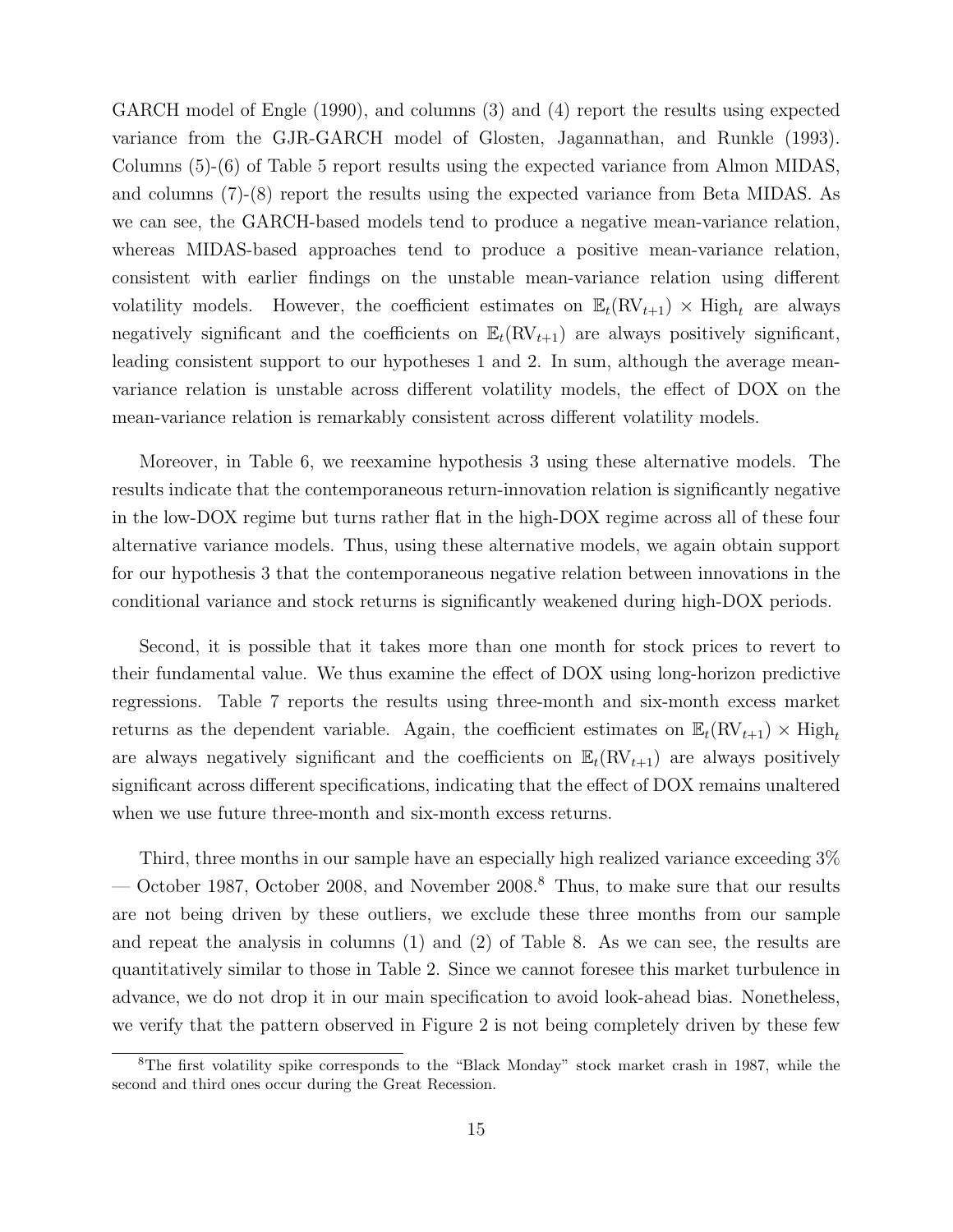GARCH model of Engle (1990), and columns (3) and (4) report the results using expected variance from the GJR-GARCH model of Glosten, Jagannathan, and Runkle (1993). Columns (5)-(6) of Table 5 report results using the expected variance from Almon MIDAS, and columns (7)-(8) report the results using the expected variance from Beta MIDAS. As we can see, the GARCH-based models tend to produce a negative mean-variance relation, whereas MIDAS-based approaches tend to produce a positive mean-variance relation, consistent with earlier findings on the unstable mean-variance relation using different volatility models. However, the coefficient estimates on $\mathbb{E}_t(\text{RV}_{t+1}) \times \text{High}_t$ are always negatively significant and the coefficients on $\mathbb{E}_t(\text{RV}_{t+1})$ are always positively significant, leading consistent support to our hypotheses 1 and 2. In sum, although the average mean-variance relation is unstable across different volatility models, the effect of DOX on the mean-variance relation is remarkably consistent across different volatility models.

Moreover, in Table 6, we reexamine hypothesis 3 using these alternative models. The results indicate that the contemporaneous return-innovation relation is significantly negative in the low-DOX regime but turns rather flat in the high-DOX regime across all of these four alternative variance models. Thus, using these alternative models, we again obtain support for our hypothesis 3 that the contemporaneous negative relation between innovations in the conditional variance and stock returns is significantly weakened during high-DOX periods.

Second, it is possible that it takes more than one month for stock prices to revert to their fundamental value. We thus examine the effect of DOX using long-horizon predictive regressions. Table 7 reports the results using three-month and six-month excess market returns as the dependent variable. Again, the coefficient estimates on $\mathbb{E}_t(\text{RV}_{t+1}) \times \text{High}_t$ are always negatively significant and the coefficients on $\mathbb{E}_t(\text{RV}_{t+1})$ are always positively significant across different specifications, indicating that the effect of DOX remains unaltered when we use future three-month and six-month excess returns.

Third, three months in our sample have an especially high realized variance exceeding 3% — October 1987, October 2008, and November 2008.[8] Thus, to make sure that our results are not being driven by these outliers, we exclude these three months from our sample and repeat the analysis in columns (1) and (2) of Table 8. As we can see, the results are quantitatively similar to those in Table 2. Since we cannot foresee this market turbulence in advance, we do not drop it in our main specification to avoid look-ahead bias. Nonetheless, we verify that the pattern observed in Figure 2 is not being completely driven by these few

[8] The first volatility spike corresponds to the "Black Monday" stock market crash in 1987, while the second and third ones occur during the Great Recession.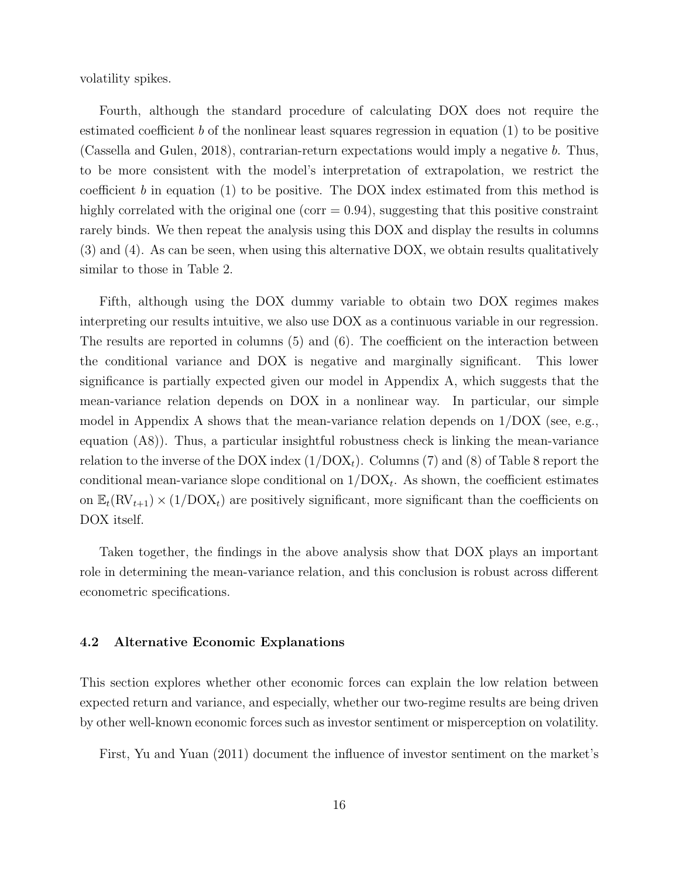volatility spikes.

Fourth, although the standard procedure of calculating DOX does not require the estimated coefficient $b$ of the nonlinear least squares regression in equation (1) to be positive (Cassella and Gulen, 2018), contrarian-return expectations would imply a negative $b$. Thus, to be more consistent with the model's interpretation of extrapolation, we restrict the coefficient $b$ in equation (1) to be positive. The DOX index estimated from this method is highly correlated with the original one (corr = 0.94), suggesting that this positive constraint rarely binds. We then repeat the analysis using this DOX and display the results in columns (3) and (4). As can be seen, when using this alternative DOX, we obtain results qualitatively similar to those in Table 2.

Fifth, although using the DOX dummy variable to obtain two DOX regimes makes interpreting our results intuitive, we also use DOX as a continuous variable in our regression. The results are reported in columns (5) and (6). The coefficient on the interaction between the conditional variance and DOX is negative and marginally significant. This lower significance is partially expected given our model in Appendix A, which suggests that the mean-variance relation depends on DOX in a nonlinear way. In particular, our simple model in Appendix A shows that the mean-variance relation depends on 1/DOX (see, e.g., equation (A8)). Thus, a particular insightful robustness check is linking the mean-variance relation to the inverse of the DOX index ($1/\text{DOX}_t$). Columns (7) and (8) of Table 8 report the conditional mean-variance slope conditional on $1/\text{DOX}_t$. As shown, the coefficient estimates on $\mathbb{E}_t(\text{RV}_{t+1}) \times (1/\text{DOX}_t)$ are positively significant, more significant than the coefficients on DOX itself.

Taken together, the findings in the above analysis show that DOX plays an important role in determining the mean-variance relation, and this conclusion is robust across different econometric specifications.

### 4.2 Alternative Economic Explanations

This section explores whether other economic forces can explain the low relation between expected return and variance, and especially, whether our two-regime results are being driven by other well-known economic forces such as investor sentiment or misperception on volatility.

First, Yu and Yuan (2011) document the influence of investor sentiment on the market's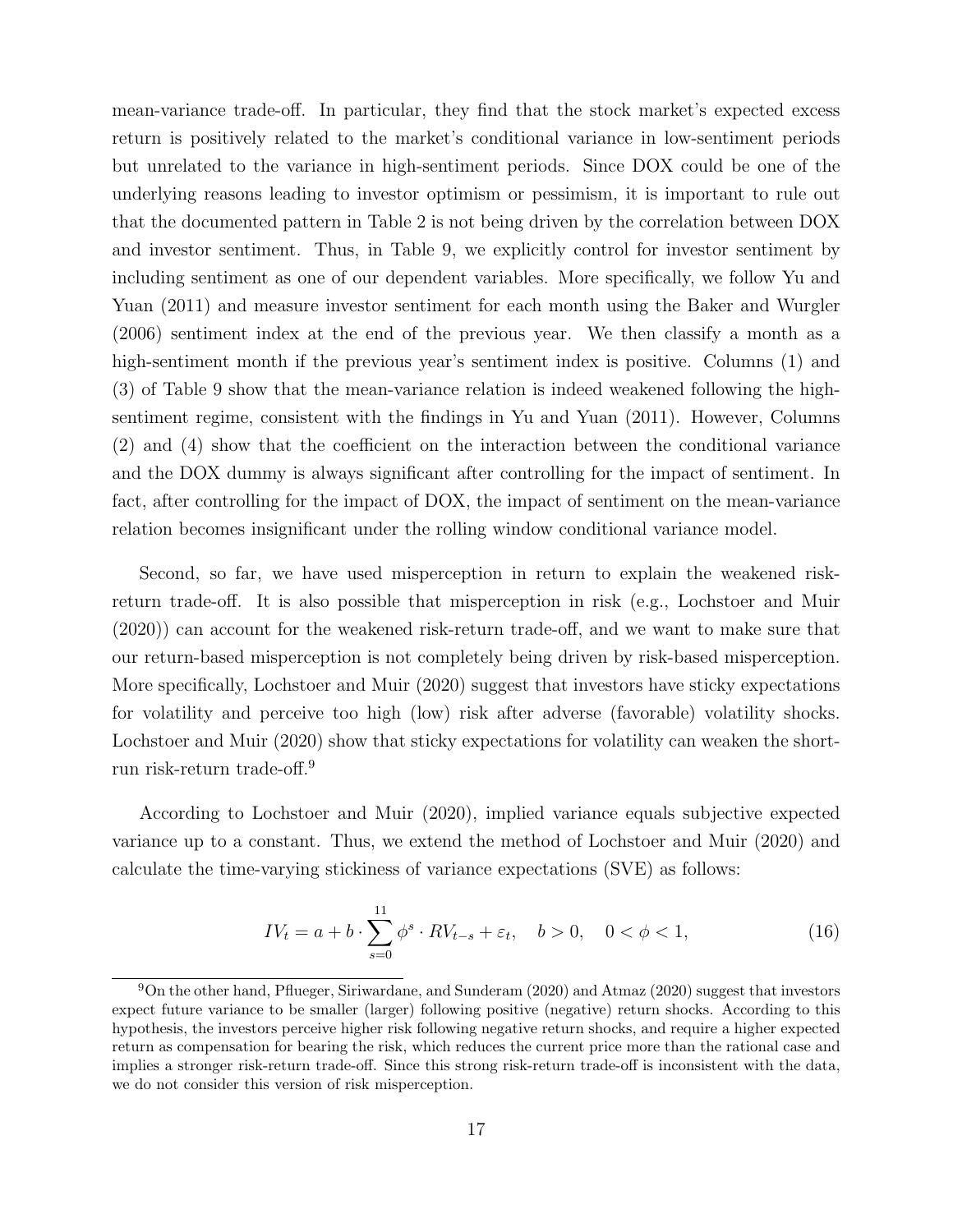mean-variance trade-off. In particular, they find that the stock market's expected excess return is positively related to the market's conditional variance in low-sentiment periods but unrelated to the variance in high-sentiment periods. Since DOX could be one of the underlying reasons leading to investor optimism or pessimism, it is important to rule out that the documented pattern in Table 2 is not being driven by the correlation between DOX and investor sentiment. Thus, in Table 9, we explicitly control for investor sentiment by including sentiment as one of our dependent variables. More specifically, we follow Yu and Yuan (2011) and measure investor sentiment for each month using the Baker and Wurgler (2006) sentiment index at the end of the previous year. We then classify a month as a high-sentiment month if the previous year's sentiment index is positive. Columns (1) and (3) of Table 9 show that the mean-variance relation is indeed weakened following the high-sentiment regime, consistent with the findings in Yu and Yuan (2011). However, Columns (2) and (4) show that the coefficient on the interaction between the conditional variance and the DOX dummy is always significant after controlling for the impact of sentiment. In fact, after controlling for the impact of DOX, the impact of sentiment on the mean-variance relation becomes insignificant under the rolling window conditional variance model.

Second, so far, we have used misperception in return to explain the weakened risk-return trade-off. It is also possible that misperception in risk (e.g., Lochstoer and Muir (2020)) can account for the weakened risk-return trade-off, and we want to make sure that our return-based misperception is not completely being driven by risk-based misperception. More specifically, Lochstoer and Muir (2020) suggest that investors have sticky expectations for volatility and perceive too high (low) risk after adverse (favorable) volatility shocks. Lochstoer and Muir (2020) show that sticky expectations for volatility can weaken the short-run risk-return trade-off.[9]

According to Lochstoer and Muir (2020), implied variance equals subjective expected variance up to a constant. Thus, we extend the method of Lochstoer and Muir (2020) and calculate the time-varying stickiness of variance expectations (SVE) as follows:

$$IV_t = a + b \cdot \sum_{s=0}^{11} \phi^s \cdot RV_{t-s} + \varepsilon_t, \quad b > 0, \quad 0 < \phi < 1, \tag{16}$$

[9] On the other hand, Pflueger, Siriwardane, and Sunderam (2020) and Atmaz (2020) suggest that investors expect future variance to be smaller (larger) following positive (negative) return shocks. According to this hypothesis, the investors perceive higher risk following negative return shocks, and require a higher expected return as compensation for bearing the risk, which reduces the current price more than the rational case and implies a stronger risk-return trade-off. Since this strong risk-return trade-off is inconsistent with the data, we do not consider this version of risk misperception.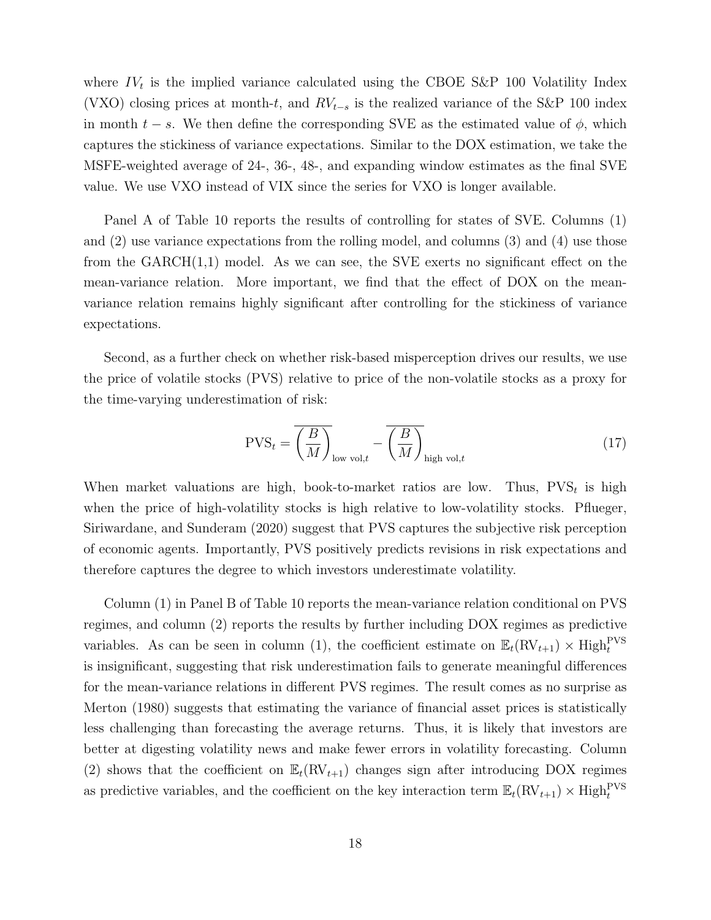where $IV_t$ is the implied variance calculated using the CBOE S&P 100 Volatility Index (VXO) closing prices at month-$t$, and $RV_{t-s}$ is the realized variance of the S&P 100 index in month $t-s$. We then define the corresponding SVE as the estimated value of $\phi$, which captures the stickiness of variance expectations. Similar to the DOX estimation, we take the MSFE-weighted average of 24-, 36-, 48-, and expanding window estimates as the final SVE value. We use VXO instead of VIX since the series for VXO is longer available.

Panel A of Table 10 reports the results of controlling for states of SVE. Columns (1) and (2) use variance expectations from the rolling model, and columns (3) and (4) use those from the GARCH(1,1) model. As we can see, the SVE exerts no significant effect on the mean-variance relation. More important, we find that the effect of DOX on the mean-variance relation remains highly significant after controlling for the stickiness of variance expectations.

Second, as a further check on whether risk-based misperception drives our results, we use the price of volatile stocks (PVS) relative to price of the non-volatile stocks as a proxy for the time-varying underestimation of risk:

$$\mathrm{PVS}_t = \overline{\left(\frac{B}{M}\right)}_{\text{low vol},t} - \overline{\left(\frac{B}{M}\right)}_{\text{high vol},t} \tag{17}$$

When market valuations are high, book-to-market ratios are low. Thus, $\mathrm{PVS}_t$ is high when the price of high-volatility stocks is high relative to low-volatility stocks. Pflueger, Siriwardane, and Sunderam (2020) suggest that PVS captures the subjective risk perception of economic agents. Importantly, PVS positively predicts revisions in risk expectations and therefore captures the degree to which investors underestimate volatility.

Column (1) in Panel B of Table 10 reports the mean-variance relation conditional on PVS regimes, and column (2) reports the results by further including DOX regimes as predictive variables. As can be seen in column (1), the coefficient estimate on $\mathbb{E}_t(\mathrm{RV}_{t+1}) \times \mathrm{High}_t^{\mathrm{PVS}}$ is insignificant, suggesting that risk underestimation fails to generate meaningful differences for the mean-variance relations in different PVS regimes. The result comes as no surprise as Merton (1980) suggests that estimating the variance of financial asset prices is statistically less challenging than forecasting the average returns. Thus, it is likely that investors are better at digesting volatility news and make fewer errors in volatility forecasting. Column (2) shows that the coefficient on $\mathbb{E}_t(\mathrm{RV}_{t+1})$ changes sign after introducing DOX regimes as predictive variables, and the coefficient on the key interaction term $\mathbb{E}_t(\mathrm{RV}_{t+1}) \times \mathrm{High}_t^{\mathrm{PVS}}$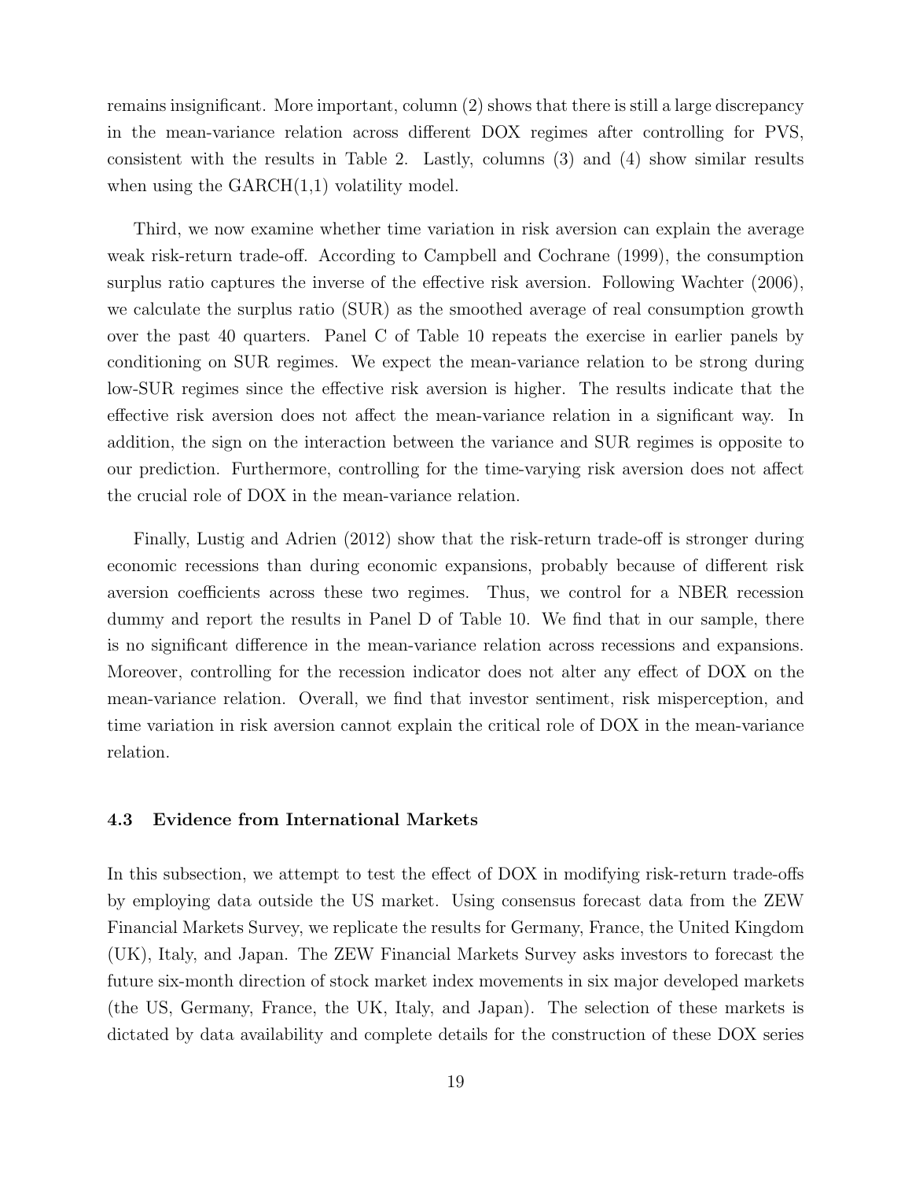remains insignificant. More important, column (2) shows that there is still a large discrepancy in the mean-variance relation across different DOX regimes after controlling for PVS, consistent with the results in Table 2. Lastly, columns (3) and (4) show similar results when using the GARCH(1,1) volatility model.

Third, we now examine whether time variation in risk aversion can explain the average weak risk-return trade-off. According to Campbell and Cochrane (1999), the consumption surplus ratio captures the inverse of the effective risk aversion. Following Wachter (2006), we calculate the surplus ratio (SUR) as the smoothed average of real consumption growth over the past 40 quarters. Panel C of Table 10 repeats the exercise in earlier panels by conditioning on SUR regimes. We expect the mean-variance relation to be strong during low-SUR regimes since the effective risk aversion is higher. The results indicate that the effective risk aversion does not affect the mean-variance relation in a significant way. In addition, the sign on the interaction between the variance and SUR regimes is opposite to our prediction. Furthermore, controlling for the time-varying risk aversion does not affect the crucial role of DOX in the mean-variance relation.

Finally, Lustig and Adrien (2012) show that the risk-return trade-off is stronger during economic recessions than during economic expansions, probably because of different risk aversion coefficients across these two regimes. Thus, we control for a NBER recession dummy and report the results in Panel D of Table 10. We find that in our sample, there is no significant difference in the mean-variance relation across recessions and expansions. Moreover, controlling for the recession indicator does not alter any effect of DOX on the mean-variance relation. Overall, we find that investor sentiment, risk misperception, and time variation in risk aversion cannot explain the critical role of DOX in the mean-variance relation.

### 4.3 Evidence from International Markets

In this subsection, we attempt to test the effect of DOX in modifying risk-return trade-offs by employing data outside the US market. Using consensus forecast data from the ZEW Financial Markets Survey, we replicate the results for Germany, France, the United Kingdom (UK), Italy, and Japan. The ZEW Financial Markets Survey asks investors to forecast the future six-month direction of stock market index movements in six major developed markets (the US, Germany, France, the UK, Italy, and Japan). The selection of these markets is dictated by data availability and complete details for the construction of these DOX series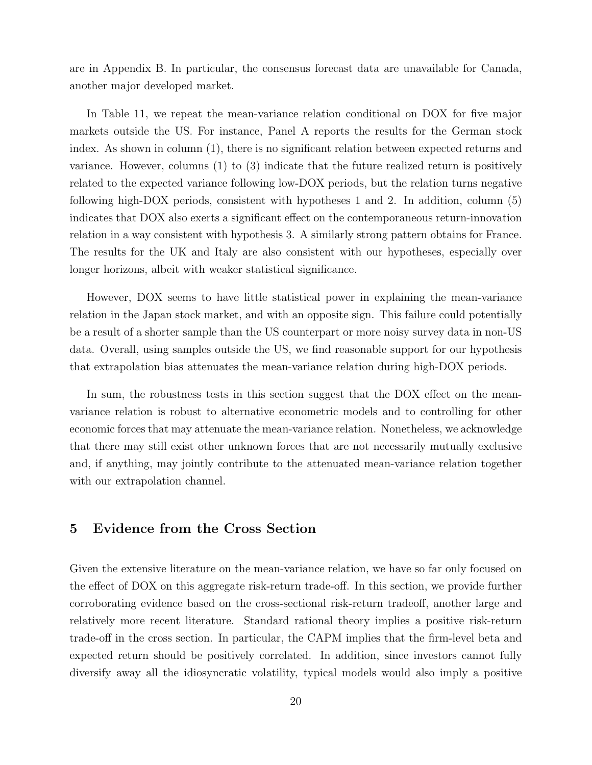are in Appendix B. In particular, the consensus forecast data are unavailable for Canada, another major developed market.

In Table 11, we repeat the mean-variance relation conditional on DOX for five major markets outside the US. For instance, Panel A reports the results for the German stock index. As shown in column (1), there is no significant relation between expected returns and variance. However, columns (1) to (3) indicate that the future realized return is positively related to the expected variance following low-DOX periods, but the relation turns negative following high-DOX periods, consistent with hypotheses 1 and 2. In addition, column (5) indicates that DOX also exerts a significant effect on the contemporaneous return-innovation relation in a way consistent with hypothesis 3. A similarly strong pattern obtains for France. The results for the UK and Italy are also consistent with our hypotheses, especially over longer horizons, albeit with weaker statistical significance.

However, DOX seems to have little statistical power in explaining the mean-variance relation in the Japan stock market, and with an opposite sign. This failure could potentially be a result of a shorter sample than the US counterpart or more noisy survey data in non-US data. Overall, using samples outside the US, we find reasonable support for our hypothesis that extrapolation bias attenuates the mean-variance relation during high-DOX periods.

In sum, the robustness tests in this section suggest that the DOX effect on the mean-variance relation is robust to alternative econometric models and to controlling for other economic forces that may attenuate the mean-variance relation. Nonetheless, we acknowledge that there may still exist other unknown forces that are not necessarily mutually exclusive and, if anything, may jointly contribute to the attenuated mean-variance relation together with our extrapolation channel.

## 5 Evidence from the Cross Section

Given the extensive literature on the mean-variance relation, we have so far only focused on the effect of DOX on this aggregate risk-return trade-off. In this section, we provide further corroborating evidence based on the cross-sectional risk-return tradeoff, another large and relatively more recent literature. Standard rational theory implies a positive risk-return trade-off in the cross section. In particular, the CAPM implies that the firm-level beta and expected return should be positively correlated. In addition, since investors cannot fully diversify away all the idiosyncratic volatility, typical models would also imply a positive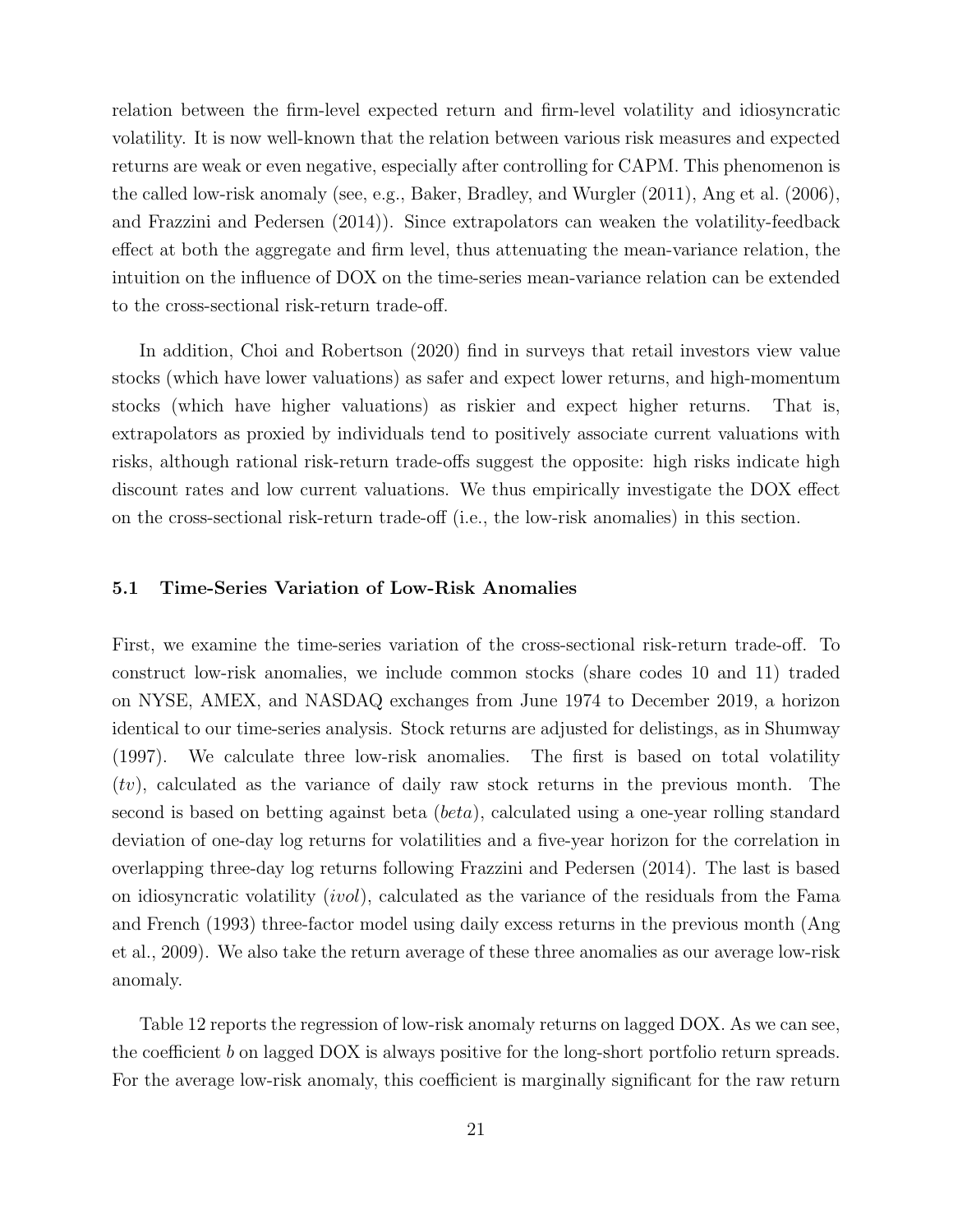relation between the firm-level expected return and firm-level volatility and idiosyncratic volatility. It is now well-known that the relation between various risk measures and expected returns are weak or even negative, especially after controlling for CAPM. This phenomenon is the called low-risk anomaly (see, e.g., Baker, Bradley, and Wurgler (2011), Ang et al. (2006), and Frazzini and Pedersen (2014)). Since extrapolators can weaken the volatility-feedback effect at both the aggregate and firm level, thus attenuating the mean-variance relation, the intuition on the influence of DOX on the time-series mean-variance relation can be extended to the cross-sectional risk-return trade-off.

In addition, Choi and Robertson (2020) find in surveys that retail investors view value stocks (which have lower valuations) as safer and expect lower returns, and high-momentum stocks (which have higher valuations) as riskier and expect higher returns. That is, extrapolators as proxied by individuals tend to positively associate current valuations with risks, although rational risk-return trade-offs suggest the opposite: high risks indicate high discount rates and low current valuations. We thus empirically investigate the DOX effect on the cross-sectional risk-return trade-off (i.e., the low-risk anomalies) in this section.

### 5.1 Time-Series Variation of Low-Risk Anomalies

First, we examine the time-series variation of the cross-sectional risk-return trade-off. To construct low-risk anomalies, we include common stocks (share codes 10 and 11) traded on NYSE, AMEX, and NASDAQ exchanges from June 1974 to December 2019, a horizon identical to our time-series analysis. Stock returns are adjusted for delistings, as in Shumway (1997). We calculate three low-risk anomalies. The first is based on total volatility ($tv$), calculated as the variance of daily raw stock returns in the previous month. The second is based on betting against beta ($beta$), calculated using a one-year rolling standard deviation of one-day log returns for volatilities and a five-year horizon for the correlation in overlapping three-day log returns following Frazzini and Pedersen (2014). The last is based on idiosyncratic volatility ($ivol$), calculated as the variance of the residuals from the Fama and French (1993) three-factor model using daily excess returns in the previous month (Ang et al., 2009). We also take the return average of these three anomalies as our average low-risk anomaly.

Table 12 reports the regression of low-risk anomaly returns on lagged DOX. As we can see, the coefficient $b$ on lagged DOX is always positive for the long-short portfolio return spreads. For the average low-risk anomaly, this coefficient is marginally significant for the raw return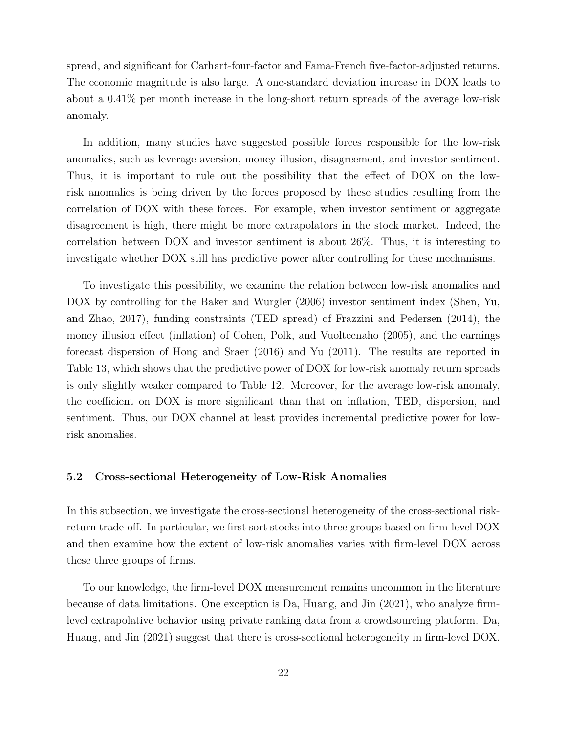spread, and significant for Carhart-four-factor and Fama-French five-factor-adjusted returns. The economic magnitude is also large. A one-standard deviation increase in DOX leads to about a 0.41% per month increase in the long-short return spreads of the average low-risk anomaly.

In addition, many studies have suggested possible forces responsible for the low-risk anomalies, such as leverage aversion, money illusion, disagreement, and investor sentiment. Thus, it is important to rule out the possibility that the effect of DOX on the low-risk anomalies is being driven by the forces proposed by these studies resulting from the correlation of DOX with these forces. For example, when investor sentiment or aggregate disagreement is high, there might be more extrapolators in the stock market. Indeed, the correlation between DOX and investor sentiment is about 26%. Thus, it is interesting to investigate whether DOX still has predictive power after controlling for these mechanisms.

To investigate this possibility, we examine the relation between low-risk anomalies and DOX by controlling for the Baker and Wurgler (2006) investor sentiment index (Shen, Yu, and Zhao, 2017), funding constraints (TED spread) of Frazzini and Pedersen (2014), the money illusion effect (inflation) of Cohen, Polk, and Vuolteenaho (2005), and the earnings forecast dispersion of Hong and Sraer (2016) and Yu (2011). The results are reported in Table 13, which shows that the predictive power of DOX for low-risk anomaly return spreads is only slightly weaker compared to Table 12. Moreover, for the average low-risk anomaly, the coefficient on DOX is more significant than that on inflation, TED, dispersion, and sentiment. Thus, our DOX channel at least provides incremental predictive power for low-risk anomalies.

### 5.2 Cross-sectional Heterogeneity of Low-Risk Anomalies

In this subsection, we investigate the cross-sectional heterogeneity of the cross-sectional risk-return trade-off. In particular, we first sort stocks into three groups based on firm-level DOX and then examine how the extent of low-risk anomalies varies with firm-level DOX across these three groups of firms.

To our knowledge, the firm-level DOX measurement remains uncommon in the literature because of data limitations. One exception is Da, Huang, and Jin (2021), who analyze firm-level extrapolative behavior using private ranking data from a crowdsourcing platform. Da, Huang, and Jin (2021) suggest that there is cross-sectional heterogeneity in firm-level DOX.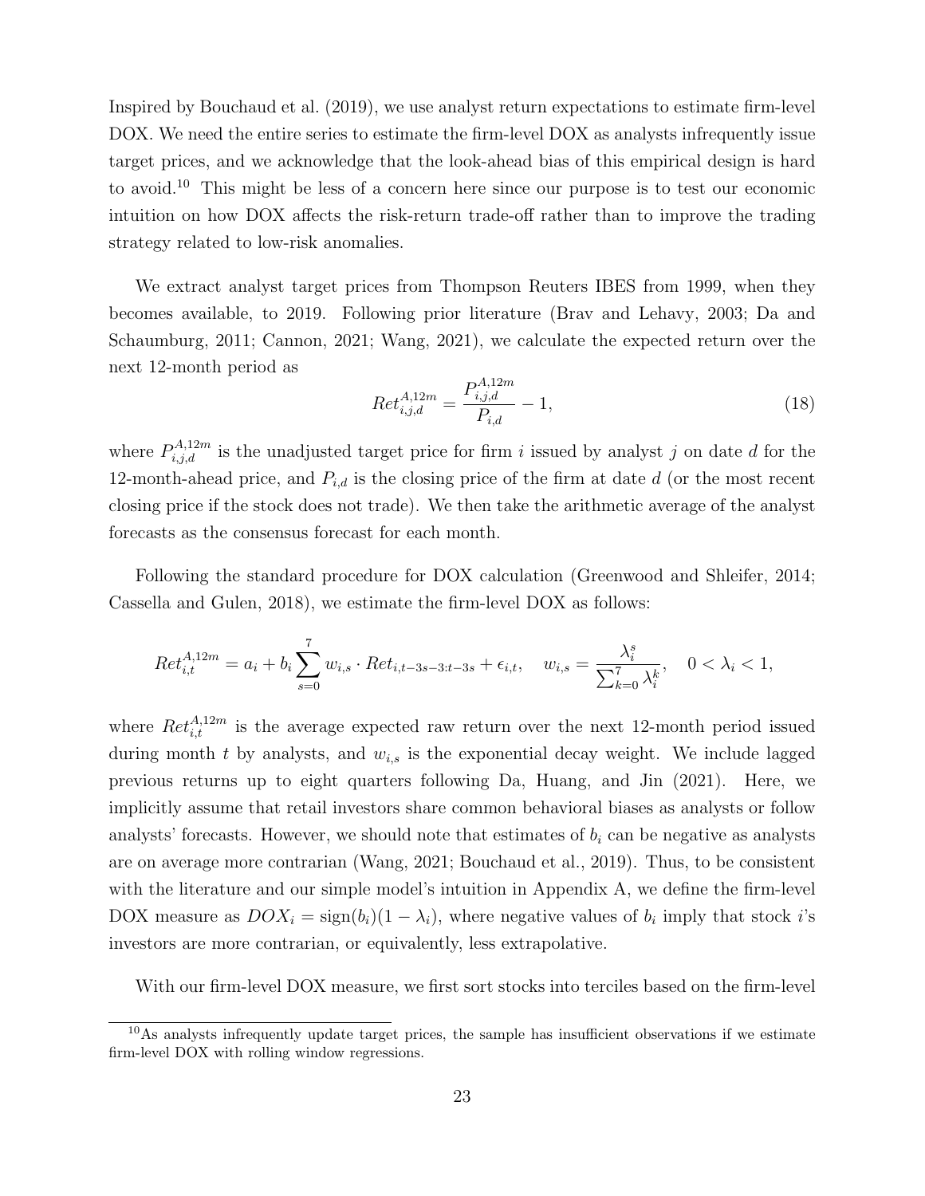Inspired by Bouchaud et al. (2019), we use analyst return expectations to estimate firm-level DOX. We need the entire series to estimate the firm-level DOX as analysts infrequently issue target prices, and we acknowledge that the look-ahead bias of this empirical design is hard to avoid.[10] This might be less of a concern here since our purpose is to test our economic intuition on how DOX affects the risk-return trade-off rather than to improve the trading strategy related to low-risk anomalies.

We extract analyst target prices from Thompson Reuters IBES from 1999, when they becomes available, to 2019. Following prior literature (Brav and Lehavy, 2003; Da and Schaumburg, 2011; Cannon, 2021; Wang, 2021), we calculate the expected return over the next 12-month period as

$$Ret_{i,j,d}^{A,12m} = \frac{P_{i,j,d}^{A,12m}}{P_{i,d}} - 1, \tag{18}$$

where $P_{i,j,d}^{A,12m}$ is the unadjusted target price for firm $i$ issued by analyst $j$ on date $d$ for the 12-month-ahead price, and $P_{i,d}$ is the closing price of the firm at date $d$ (or the most recent closing price if the stock does not trade). We then take the arithmetic average of the analyst forecasts as the consensus forecast for each month.

Following the standard procedure for DOX calculation (Greenwood and Shleifer, 2014; Cassella and Gulen, 2018), we estimate the firm-level DOX as follows:

$$Ret_{i,t}^{A,12m} = a_i + b_i \sum_{s=0}^{7} w_{i,s} \cdot Ret_{i,t-3s-3:t-3s} + \epsilon_{i,t}, \quad w_{i,s} = \frac{\lambda_i^s}{\sum_{k=0}^{7} \lambda_i^k}, \quad 0 < \lambda_i < 1,$$

where $Ret_{i,t}^{A,12m}$ is the average expected raw return over the next 12-month period issued during month $t$ by analysts, and $w_{i,s}$ is the exponential decay weight. We include lagged previous returns up to eight quarters following Da, Huang, and Jin (2021). Here, we implicitly assume that retail investors share common behavioral biases as analysts or follow analysts' forecasts. However, we should note that estimates of $b_i$ can be negative as analysts are on average more contrarian (Wang, 2021; Bouchaud et al., 2019). Thus, to be consistent with the literature and our simple model's intuition in Appendix A, we define the firm-level DOX measure as $DOX_i = \text{sign}(b_i)(1 - \lambda_i)$, where negative values of $b_i$ imply that stock $i$'s investors are more contrarian, or equivalently, less extrapolative.

With our firm-level DOX measure, we first sort stocks into terciles based on the firm-level

[10] As analysts infrequently update target prices, the sample has insufficient observations if we estimate firm-level DOX with rolling window regressions.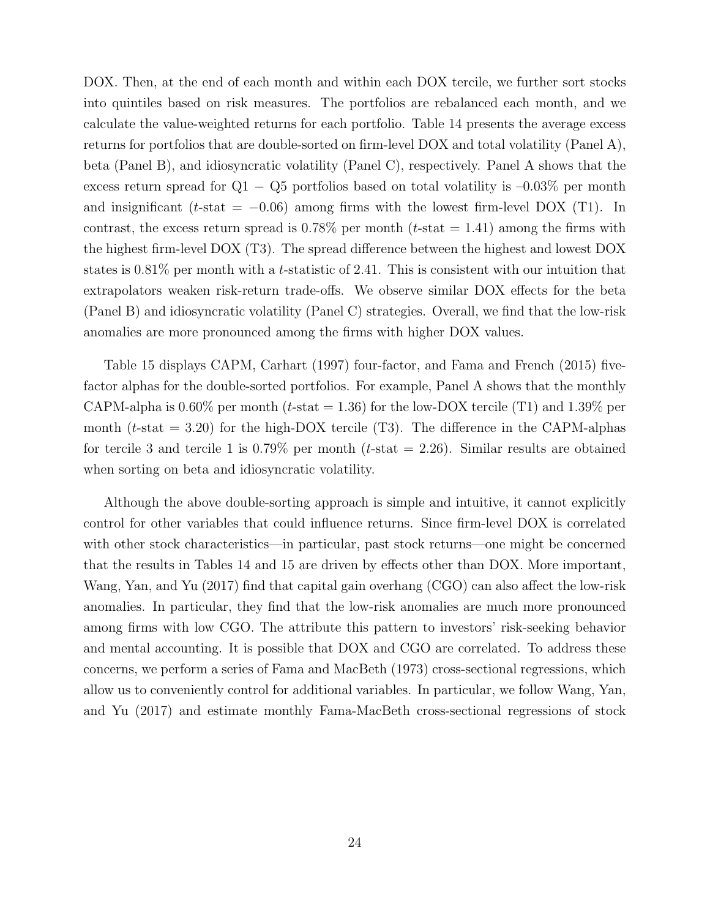DOX. Then, at the end of each month and within each DOX tercile, we further sort stocks into quintiles based on risk measures. The portfolios are rebalanced each month, and we calculate the value-weighted returns for each portfolio. Table 14 presents the average excess returns for portfolios that are double-sorted on firm-level DOX and total volatility (Panel A), beta (Panel B), and idiosyncratic volatility (Panel C), respectively. Panel A shows that the excess return spread for Q1 − Q5 portfolios based on total volatility is –0.03% per month and insignificant ($t$-stat = −0.06) among firms with the lowest firm-level DOX (T1). In contrast, the excess return spread is 0.78% per month ($t$-stat = 1.41) among the firms with the highest firm-level DOX (T3). The spread difference between the highest and lowest DOX states is 0.81% per month with a $t$-statistic of 2.41. This is consistent with our intuition that extrapolators weaken risk-return trade-offs. We observe similar DOX effects for the beta (Panel B) and idiosyncratic volatility (Panel C) strategies. Overall, we find that the low-risk anomalies are more pronounced among the firms with higher DOX values.

Table 15 displays CAPM, Carhart (1997) four-factor, and Fama and French (2015) five-factor alphas for the double-sorted portfolios. For example, Panel A shows that the monthly CAPM-alpha is 0.60% per month ($t$-stat = 1.36) for the low-DOX tercile (T1) and 1.39% per month ($t$-stat = 3.20) for the high-DOX tercile (T3). The difference in the CAPM-alphas for tercile 3 and tercile 1 is 0.79% per month ($t$-stat = 2.26). Similar results are obtained when sorting on beta and idiosyncratic volatility.

Although the above double-sorting approach is simple and intuitive, it cannot explicitly control for other variables that could influence returns. Since firm-level DOX is correlated with other stock characteristics—in particular, past stock returns—one might be concerned that the results in Tables 14 and 15 are driven by effects other than DOX. More important, Wang, Yan, and Yu (2017) find that capital gain overhang (CGO) can also affect the low-risk anomalies. In particular, they find that the low-risk anomalies are much more pronounced among firms with low CGO. The attribute this pattern to investors' risk-seeking behavior and mental accounting. It is possible that DOX and CGO are correlated. To address these concerns, we perform a series of Fama and MacBeth (1973) cross-sectional regressions, which allow us to conveniently control for additional variables. In particular, we follow Wang, Yan, and Yu (2017) and estimate monthly Fama-MacBeth cross-sectional regressions of stock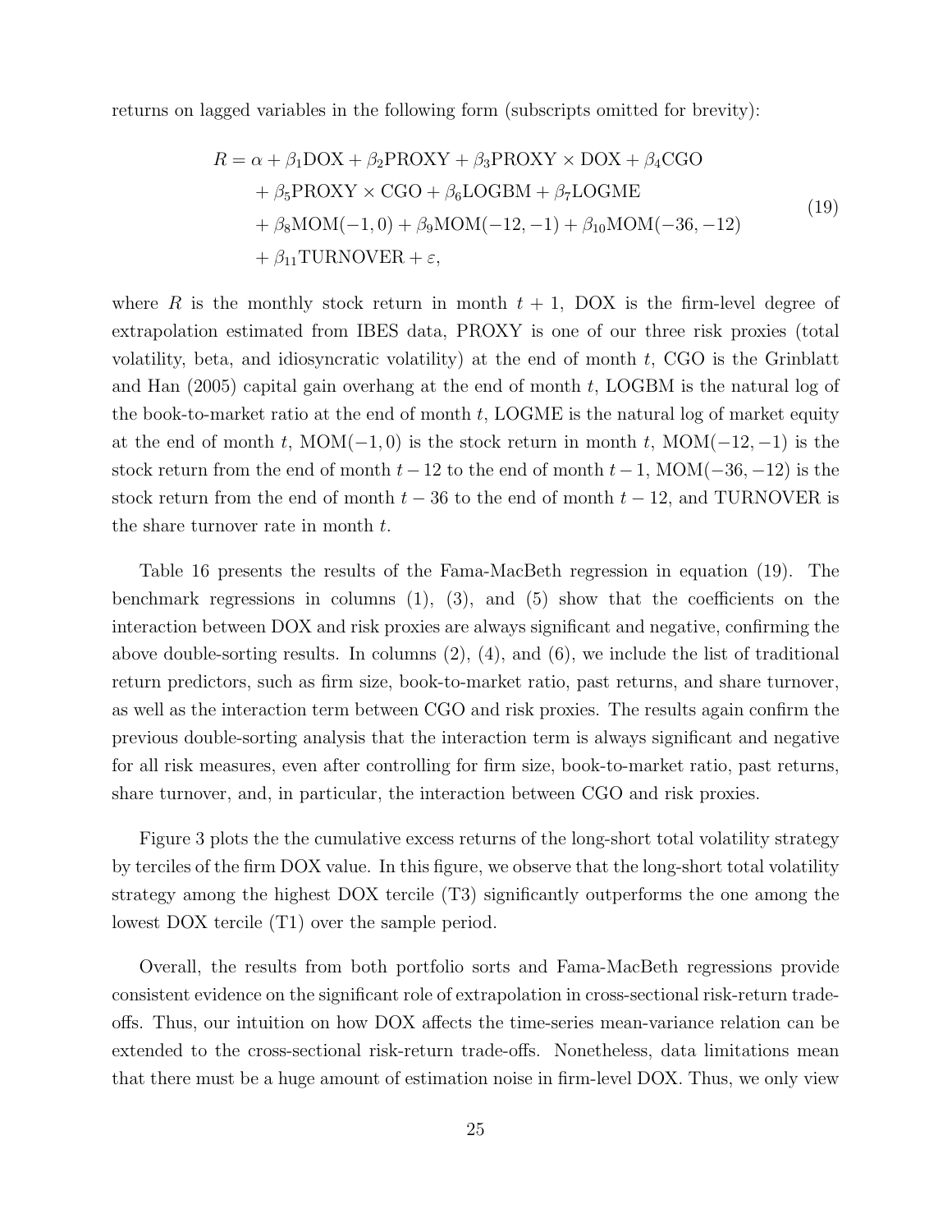returns on lagged variables in the following form (subscripts omitted for brevity):

$$
\begin{aligned}
R = \alpha &+ \beta_1 \text{DOX} + \beta_2 \text{PROXY} + \beta_3 \text{PROXY} \times \text{DOX} + \beta_4 \text{CGO} \\
&+ \beta_5 \text{PROXY} \times \text{CGO} + \beta_6 \text{LOGBM} + \beta_7 \text{LOGME} \\
&+ \beta_8 \text{MOM}(-1, 0) + \beta_9 \text{MOM}(-12, -1) + \beta_{10} \text{MOM}(-36, -12) \\
&+ \beta_{11} \text{TURNOVER} + \varepsilon,
\end{aligned}
\tag{19}
$$

where $R$ is the monthly stock return in month $t+1$, DOX is the firm-level degree of extrapolation estimated from IBES data, PROXY is one of our three risk proxies (total volatility, beta, and idiosyncratic volatility) at the end of month $t$, CGO is the Grinblatt and Han (2005) capital gain overhang at the end of month $t$, LOGBM is the natural log of the book-to-market ratio at the end of month $t$, LOGME is the natural log of market equity at the end of month $t$, $\text{MOM}(-1, 0)$ is the stock return in month $t$, $\text{MOM}(-12, -1)$ is the stock return from the end of month $t-12$ to the end of month $t-1$, $\text{MOM}(-36, -12)$ is the stock return from the end of month $t-36$ to the end of month $t-12$, and TURNOVER is the share turnover rate in month $t$.

Table 16 presents the results of the Fama-MacBeth regression in equation (19). The benchmark regressions in columns (1), (3), and (5) show that the coefficients on the interaction between DOX and risk proxies are always significant and negative, confirming the above double-sorting results. In columns (2), (4), and (6), we include the list of traditional return predictors, such as firm size, book-to-market ratio, past returns, and share turnover, as well as the interaction term between CGO and risk proxies. The results again confirm the previous double-sorting analysis that the interaction term is always significant and negative for all risk measures, even after controlling for firm size, book-to-market ratio, past returns, share turnover, and, in particular, the interaction between CGO and risk proxies.

Figure 3 plots the the cumulative excess returns of the long-short total volatility strategy by terciles of the firm DOX value. In this figure, we observe that the long-short total volatility strategy among the highest DOX tercile (T3) significantly outperforms the one among the lowest DOX tercile (T1) over the sample period.

Overall, the results from both portfolio sorts and Fama-MacBeth regressions provide consistent evidence on the significant role of extrapolation in cross-sectional risk-return trade-offs. Thus, our intuition on how DOX affects the time-series mean-variance relation can be extended to the cross-sectional risk-return trade-offs. Nonetheless, data limitations mean that there must be a huge amount of estimation noise in firm-level DOX. Thus, we only view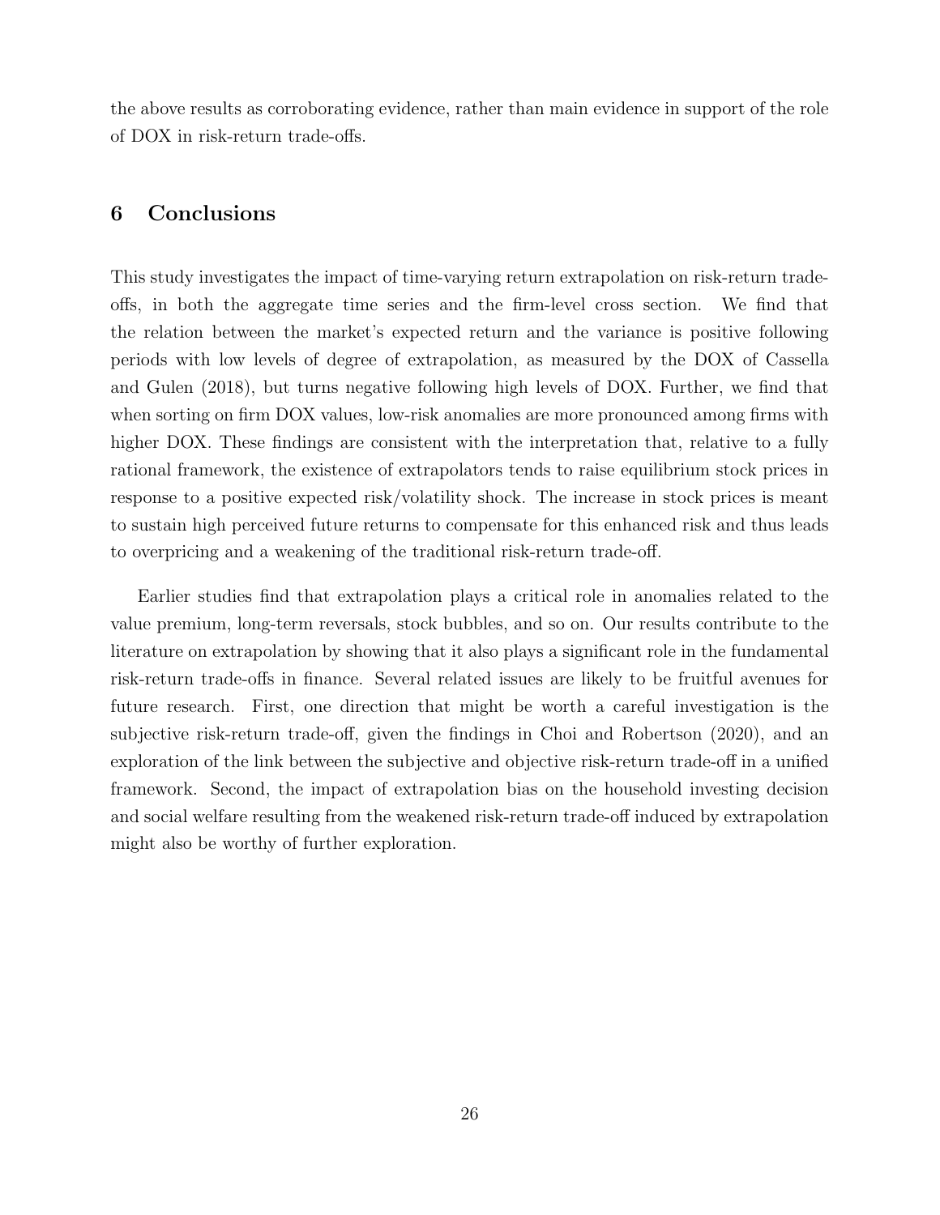the above results as corroborating evidence, rather than main evidence in support of the role of DOX in risk-return trade-offs.

## 6 Conclusions

This study investigates the impact of time-varying return extrapolation on risk-return trade-offs, in both the aggregate time series and the firm-level cross section. We find that the relation between the market's expected return and the variance is positive following periods with low levels of degree of extrapolation, as measured by the DOX of Cassella and Gulen (2018), but turns negative following high levels of DOX. Further, we find that when sorting on firm DOX values, low-risk anomalies are more pronounced among firms with higher DOX. These findings are consistent with the interpretation that, relative to a fully rational framework, the existence of extrapolators tends to raise equilibrium stock prices in response to a positive expected risk/volatility shock. The increase in stock prices is meant to sustain high perceived future returns to compensate for this enhanced risk and thus leads to overpricing and a weakening of the traditional risk-return trade-off.

Earlier studies find that extrapolation plays a critical role in anomalies related to the value premium, long-term reversals, stock bubbles, and so on. Our results contribute to the literature on extrapolation by showing that it also plays a significant role in the fundamental risk-return trade-offs in finance. Several related issues are likely to be fruitful avenues for future research. First, one direction that might be worth a careful investigation is the subjective risk-return trade-off, given the findings in Choi and Robertson (2020), and an exploration of the link between the subjective and objective risk-return trade-off in a unified framework. Second, the impact of extrapolation bias on the household investing decision and social welfare resulting from the weakened risk-return trade-off induced by extrapolation might also be worthy of further exploration.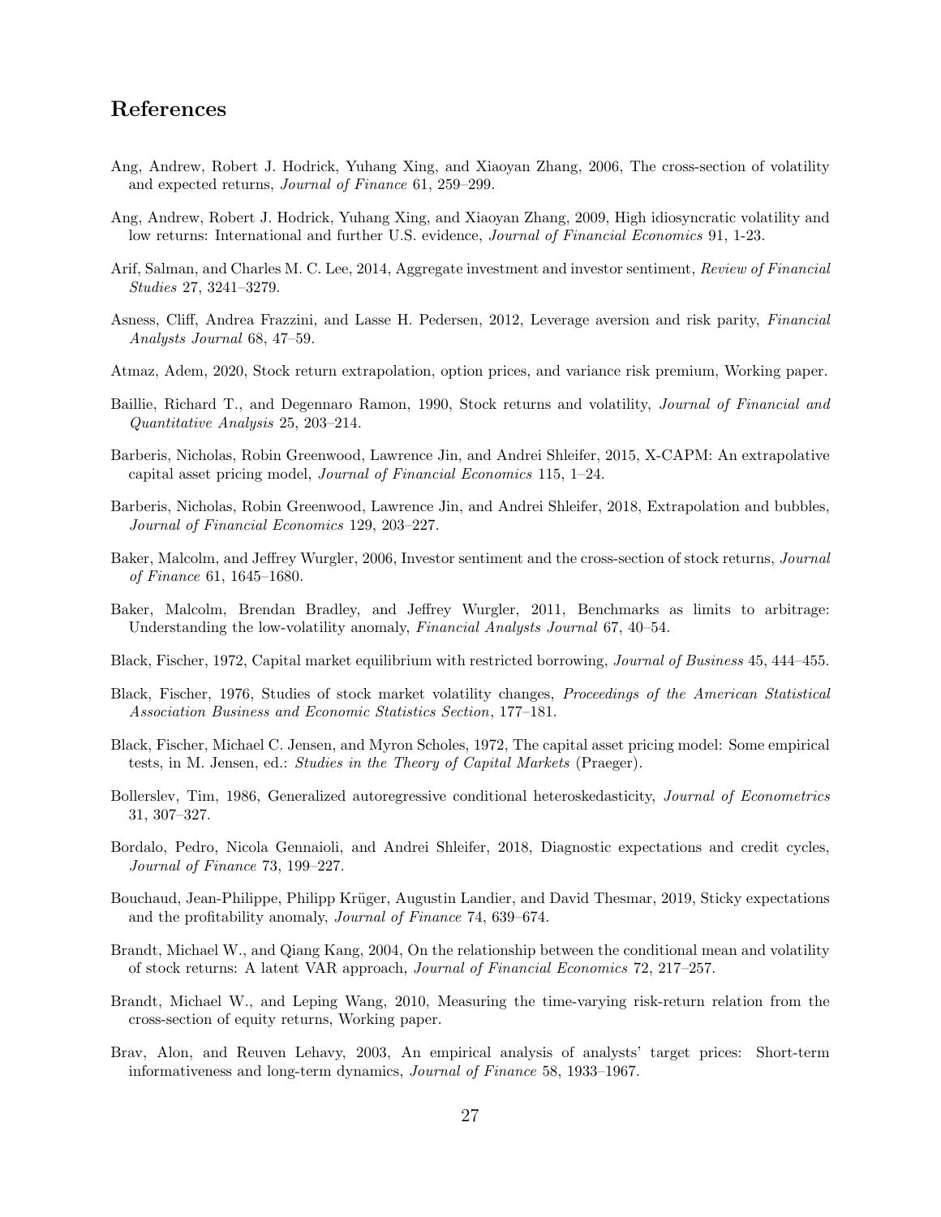## References

Ang, Andrew, Robert J. Hodrick, Yuhang Xing, and Xiaoyan Zhang, 2006, The cross-section of volatility and expected returns, *Journal of Finance* 61, 259–299.

Ang, Andrew, Robert J. Hodrick, Yuhang Xing, and Xiaoyan Zhang, 2009, High idiosyncratic volatility and low returns: International and further U.S. evidence, *Journal of Financial Economics* 91, 1-23.

Arif, Salman, and Charles M. C. Lee, 2014, Aggregate investment and investor sentiment, *Review of Financial Studies* 27, 3241–3279.

Asness, Cliff, Andrea Frazzini, and Lasse H. Pedersen, 2012, Leverage aversion and risk parity, *Financial Analysts Journal* 68, 47–59.

Atmaz, Adem, 2020, Stock return extrapolation, option prices, and variance risk premium, Working paper.

Baillie, Richard T., and Degennaro Ramon, 1990, Stock returns and volatility, *Journal of Financial and Quantitative Analysis* 25, 203–214.

Barberis, Nicholas, Robin Greenwood, Lawrence Jin, and Andrei Shleifer, 2015, X-CAPM: An extrapolative capital asset pricing model, *Journal of Financial Economics* 115, 1–24.

Barberis, Nicholas, Robin Greenwood, Lawrence Jin, and Andrei Shleifer, 2018, Extrapolation and bubbles, *Journal of Financial Economics* 129, 203–227.

Baker, Malcolm, and Jeffrey Wurgler, 2006, Investor sentiment and the cross-section of stock returns, *Journal of Finance* 61, 1645–1680.

Baker, Malcolm, Brendan Bradley, and Jeffrey Wurgler, 2011, Benchmarks as limits to arbitrage: Understanding the low-volatility anomaly, *Financial Analysts Journal* 67, 40–54.

Black, Fischer, 1972, Capital market equilibrium with restricted borrowing, *Journal of Business* 45, 444–455.

Black, Fischer, 1976, Studies of stock market volatility changes, *Proceedings of the American Statistical Association Business and Economic Statistics Section*, 177–181.

Black, Fischer, Michael C. Jensen, and Myron Scholes, 1972, The capital asset pricing model: Some empirical tests, in M. Jensen, ed.: *Studies in the Theory of Capital Markets* (Praeger).

Bollerslev, Tim, 1986, Generalized autoregressive conditional heteroskedasticity, *Journal of Econometrics* 31, 307–327.

Bordalo, Pedro, Nicola Gennaioli, and Andrei Shleifer, 2018, Diagnostic expectations and credit cycles, *Journal of Finance* 73, 199–227.

Bouchaud, Jean-Philippe, Philipp Krüger, Augustin Landier, and David Thesmar, 2019, Sticky expectations and the profitability anomaly, *Journal of Finance* 74, 639–674.

Brandt, Michael W., and Qiang Kang, 2004, On the relationship between the conditional mean and volatility of stock returns: A latent VAR approach, *Journal of Financial Economics* 72, 217–257.

Brandt, Michael W., and Leping Wang, 2010, Measuring the time-varying risk-return relation from the cross-section of equity returns, Working paper.

Brav, Alon, and Reuven Lehavy, 2003, An empirical analysis of analysts' target prices: Short-term informativeness and long-term dynamics, *Journal of Finance* 58, 1933–1967.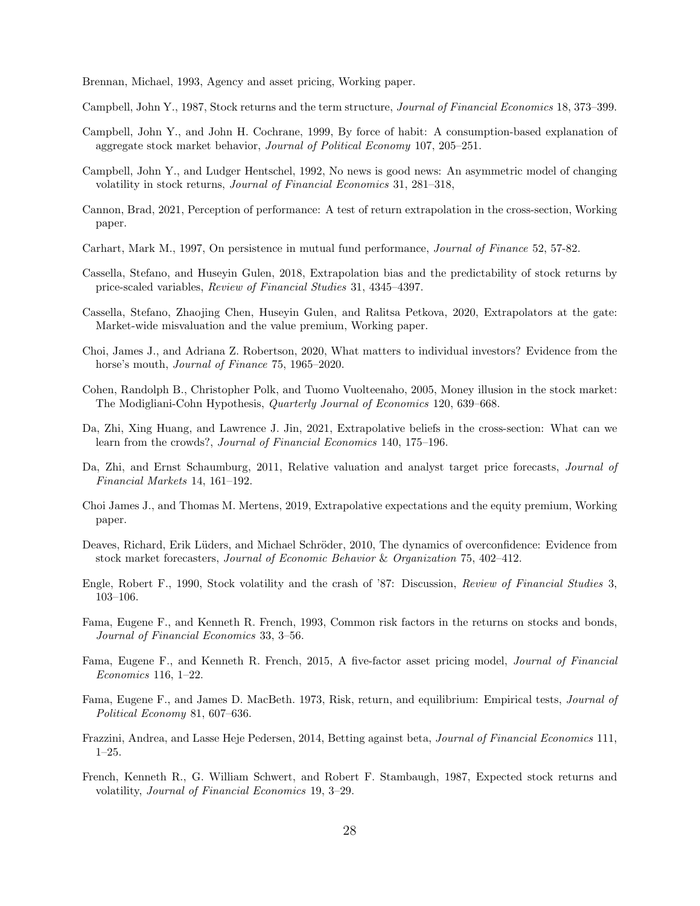Brennan, Michael, 1993, Agency and asset pricing, Working paper.

Campbell, John Y., 1987, Stock returns and the term structure, *Journal of Financial Economics* 18, 373–399.

Campbell, John Y., and John H. Cochrane, 1999, By force of habit: A consumption-based explanation of aggregate stock market behavior, *Journal of Political Economy* 107, 205–251.

Campbell, John Y., and Ludger Hentschel, 1992, No news is good news: An asymmetric model of changing volatility in stock returns, *Journal of Financial Economics* 31, 281–318,

Cannon, Brad, 2021, Perception of performance: A test of return extrapolation in the cross-section, Working paper.

Carhart, Mark M., 1997, On persistence in mutual fund performance, *Journal of Finance* 52, 57-82.

Cassella, Stefano, and Huseyin Gulen, 2018, Extrapolation bias and the predictability of stock returns by price-scaled variables, *Review of Financial Studies* 31, 4345–4397.

Cassella, Stefano, Zhaojing Chen, Huseyin Gulen, and Ralitsa Petkova, 2020, Extrapolators at the gate: Market-wide misvaluation and the value premium, Working paper.

Choi, James J., and Adriana Z. Robertson, 2020, What matters to individual investors? Evidence from the horse's mouth, *Journal of Finance* 75, 1965–2020.

Cohen, Randolph B., Christopher Polk, and Tuomo Vuolteenaho, 2005, Money illusion in the stock market: The Modigliani-Cohn Hypothesis, *Quarterly Journal of Economics* 120, 639–668.

Da, Zhi, Xing Huang, and Lawrence J. Jin, 2021, Extrapolative beliefs in the cross-section: What can we learn from the crowds?, *Journal of Financial Economics* 140, 175–196.

Da, Zhi, and Ernst Schaumburg, 2011, Relative valuation and analyst target price forecasts, *Journal of Financial Markets* 14, 161–192.

Choi James J., and Thomas M. Mertens, 2019, Extrapolative expectations and the equity premium, Working paper.

Deaves, Richard, Erik Lüders, and Michael Schröder, 2010, The dynamics of overconfidence: Evidence from stock market forecasters, *Journal of Economic Behavior & Organization* 75, 402–412.

Engle, Robert F., 1990, Stock volatility and the crash of '87: Discussion, *Review of Financial Studies* 3, 103–106.

Fama, Eugene F., and Kenneth R. French, 1993, Common risk factors in the returns on stocks and bonds, *Journal of Financial Economics* 33, 3–56.

Fama, Eugene F., and Kenneth R. French, 2015, A five-factor asset pricing model, *Journal of Financial Economics* 116, 1–22.

Fama, Eugene F., and James D. MacBeth. 1973, Risk, return, and equilibrium: Empirical tests, *Journal of Political Economy* 81, 607–636.

Frazzini, Andrea, and Lasse Heje Pedersen, 2014, Betting against beta, *Journal of Financial Economics* 111, 1–25.

French, Kenneth R., G. William Schwert, and Robert F. Stambaugh, 1987, Expected stock returns and volatility, *Journal of Financial Economics* 19, 3–29.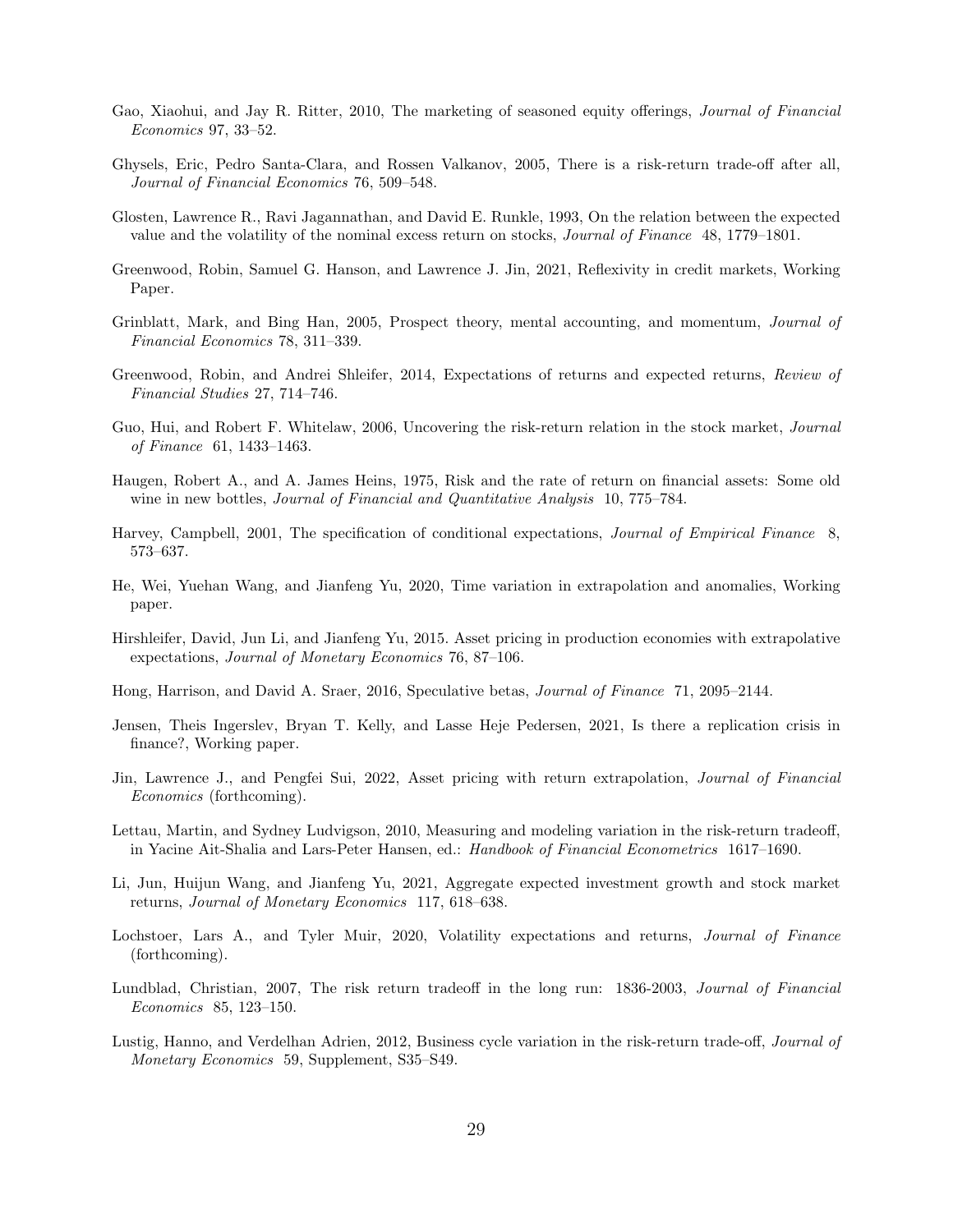Gao, Xiaohui, and Jay R. Ritter, 2010, The marketing of seasoned equity offerings, *Journal of Financial Economics* 97, 33–52.

Ghysels, Eric, Pedro Santa-Clara, and Rossen Valkanov, 2005, There is a risk-return trade-off after all, *Journal of Financial Economics* 76, 509–548.

Glosten, Lawrence R., Ravi Jagannathan, and David E. Runkle, 1993, On the relation between the expected value and the volatility of the nominal excess return on stocks, *Journal of Finance* 48, 1779–1801.

Greenwood, Robin, Samuel G. Hanson, and Lawrence J. Jin, 2021, Reflexivity in credit markets, Working Paper.

Grinblatt, Mark, and Bing Han, 2005, Prospect theory, mental accounting, and momentum, *Journal of Financial Economics* 78, 311–339.

Greenwood, Robin, and Andrei Shleifer, 2014, Expectations of returns and expected returns, *Review of Financial Studies* 27, 714–746.

Guo, Hui, and Robert F. Whitelaw, 2006, Uncovering the risk-return relation in the stock market, *Journal of Finance* 61, 1433–1463.

Haugen, Robert A., and A. James Heins, 1975, Risk and the rate of return on financial assets: Some old wine in new bottles, *Journal of Financial and Quantitative Analysis* 10, 775–784.

Harvey, Campbell, 2001, The specification of conditional expectations, *Journal of Empirical Finance* 8, 573–637.

He, Wei, Yuehan Wang, and Jianfeng Yu, 2020, Time variation in extrapolation and anomalies, Working paper.

Hirshleifer, David, Jun Li, and Jianfeng Yu, 2015. Asset pricing in production economies with extrapolative expectations, *Journal of Monetary Economics* 76, 87–106.

Hong, Harrison, and David A. Sraer, 2016, Speculative betas, *Journal of Finance* 71, 2095–2144.

Jensen, Theis Ingerslev, Bryan T. Kelly, and Lasse Heje Pedersen, 2021, Is there a replication crisis in finance?, Working paper.

Jin, Lawrence J., and Pengfei Sui, 2022, Asset pricing with return extrapolation, *Journal of Financial Economics* (forthcoming).

Lettau, Martin, and Sydney Ludvigson, 2010, Measuring and modeling variation in the risk-return tradeoff, in Yacine Ait-Shalia and Lars-Peter Hansen, ed.: *Handbook of Financial Econometrics* 1617–1690.

Li, Jun, Huijun Wang, and Jianfeng Yu, 2021, Aggregate expected investment growth and stock market returns, *Journal of Monetary Economics* 117, 618–638.

Lochstoer, Lars A., and Tyler Muir, 2020, Volatility expectations and returns, *Journal of Finance* (forthcoming).

Lundblad, Christian, 2007, The risk return tradeoff in the long run: 1836-2003, *Journal of Financial Economics* 85, 123–150.

Lustig, Hanno, and Verdelhan Adrien, 2012, Business cycle variation in the risk-return trade-off, *Journal of Monetary Economics* 59, Supplement, S35–S49.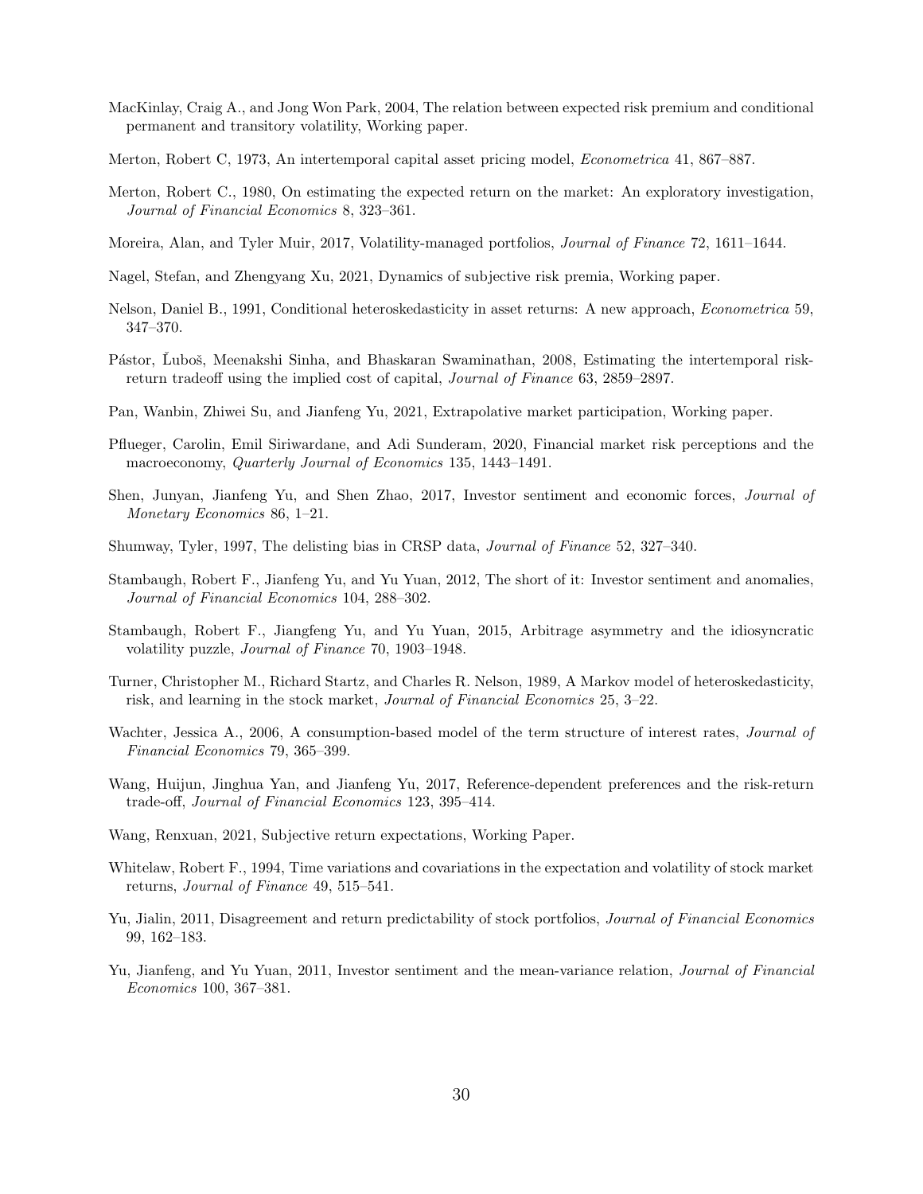MacKinlay, Craig A., and Jong Won Park, 2004, The relation between expected risk premium and conditional permanent and transitory volatility, Working paper.

Merton, Robert C, 1973, An intertemporal capital asset pricing model, *Econometrica* 41, 867–887.

Merton, Robert C., 1980, On estimating the expected return on the market: An exploratory investigation, *Journal of Financial Economics* 8, 323–361.

Moreira, Alan, and Tyler Muir, 2017, Volatility-managed portfolios, *Journal of Finance* 72, 1611–1644.

Nagel, Stefan, and Zhengyang Xu, 2021, Dynamics of subjective risk premia, Working paper.

Nelson, Daniel B., 1991, Conditional heteroskedasticity in asset returns: A new approach, *Econometrica* 59, 347–370.

Pástor, Ľuboš, Meenakshi Sinha, and Bhaskaran Swaminathan, 2008, Estimating the intertemporal risk-return tradeoff using the implied cost of capital, *Journal of Finance* 63, 2859–2897.

Pan, Wanbin, Zhiwei Su, and Jianfeng Yu, 2021, Extrapolative market participation, Working paper.

Pflueger, Carolin, Emil Siriwardane, and Adi Sunderam, 2020, Financial market risk perceptions and the macroeconomy, *Quarterly Journal of Economics* 135, 1443–1491.

Shen, Junyan, Jianfeng Yu, and Shen Zhao, 2017, Investor sentiment and economic forces, *Journal of Monetary Economics* 86, 1–21.

Shumway, Tyler, 1997, The delisting bias in CRSP data, *Journal of Finance* 52, 327–340.

Stambaugh, Robert F., Jianfeng Yu, and Yu Yuan, 2012, The short of it: Investor sentiment and anomalies, *Journal of Financial Economics* 104, 288–302.

Stambaugh, Robert F., Jiangfeng Yu, and Yu Yuan, 2015, Arbitrage asymmetry and the idiosyncratic volatility puzzle, *Journal of Finance* 70, 1903–1948.

Turner, Christopher M., Richard Startz, and Charles R. Nelson, 1989, A Markov model of heteroskedasticity, risk, and learning in the stock market, *Journal of Financial Economics* 25, 3–22.

Wachter, Jessica A., 2006, A consumption-based model of the term structure of interest rates, *Journal of Financial Economics* 79, 365–399.

Wang, Huijun, Jinghua Yan, and Jianfeng Yu, 2017, Reference-dependent preferences and the risk-return trade-off, *Journal of Financial Economics* 123, 395–414.

Wang, Renxuan, 2021, Subjective return expectations, Working Paper.

Whitelaw, Robert F., 1994, Time variations and covariations in the expectation and volatility of stock market returns, *Journal of Finance* 49, 515–541.

Yu, Jialin, 2011, Disagreement and return predictability of stock portfolios, *Journal of Financial Economics* 99, 162–183.

Yu, Jianfeng, and Yu Yuan, 2011, Investor sentiment and the mean-variance relation, *Journal of Financial Economics* 100, 367–381.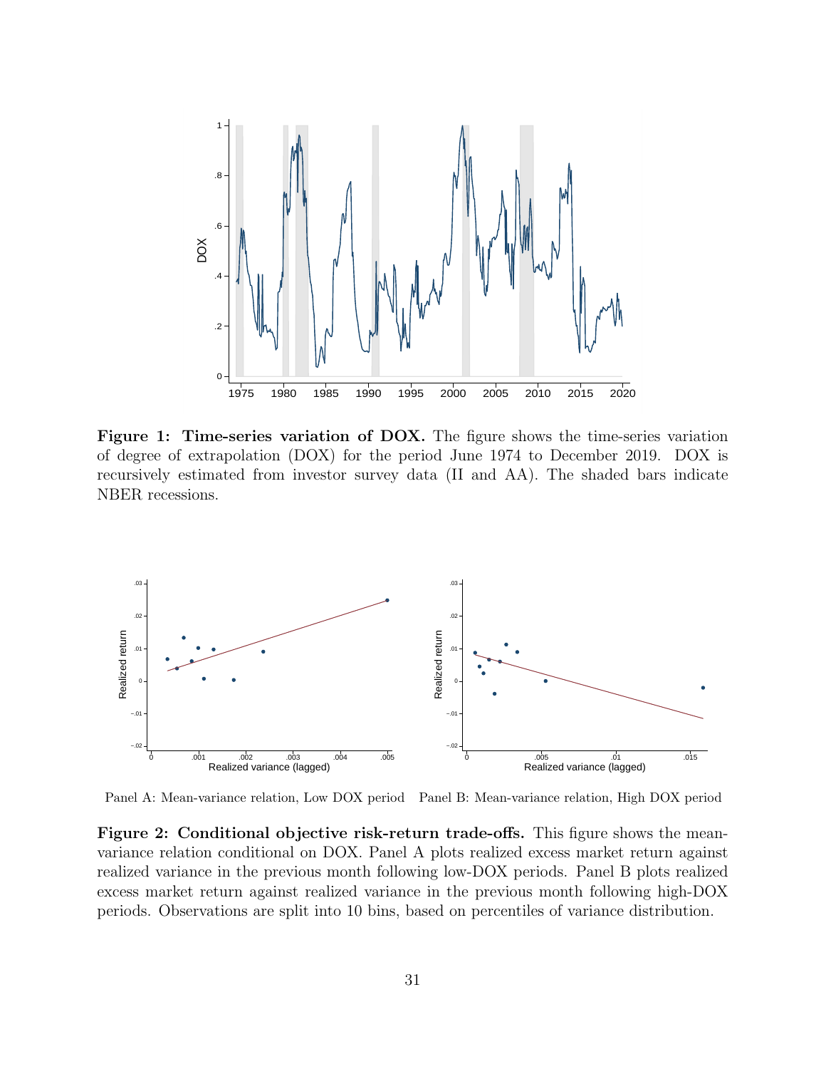**Figure 1: Time-series variation of DOX.** The figure shows the time-series variation of degree of extrapolation (DOX) for the period June 1974 to December 2019. DOX is recursively estimated from investor survey data (II and AA). The shaded bars indicate NBER recessions.

Panel A: Mean-variance relation, Low DOX period

Panel B: Mean-variance relation, High DOX period

**Figure 2: Conditional objective risk-return trade-offs.** This figure shows the mean-variance relation conditional on DOX. Panel A plots realized excess market return against realized variance in the previous month following low-DOX periods. Panel B plots realized excess market return against realized variance in the previous month following high-DOX periods. Observations are split into 10 bins, based on percentiles of variance distribution.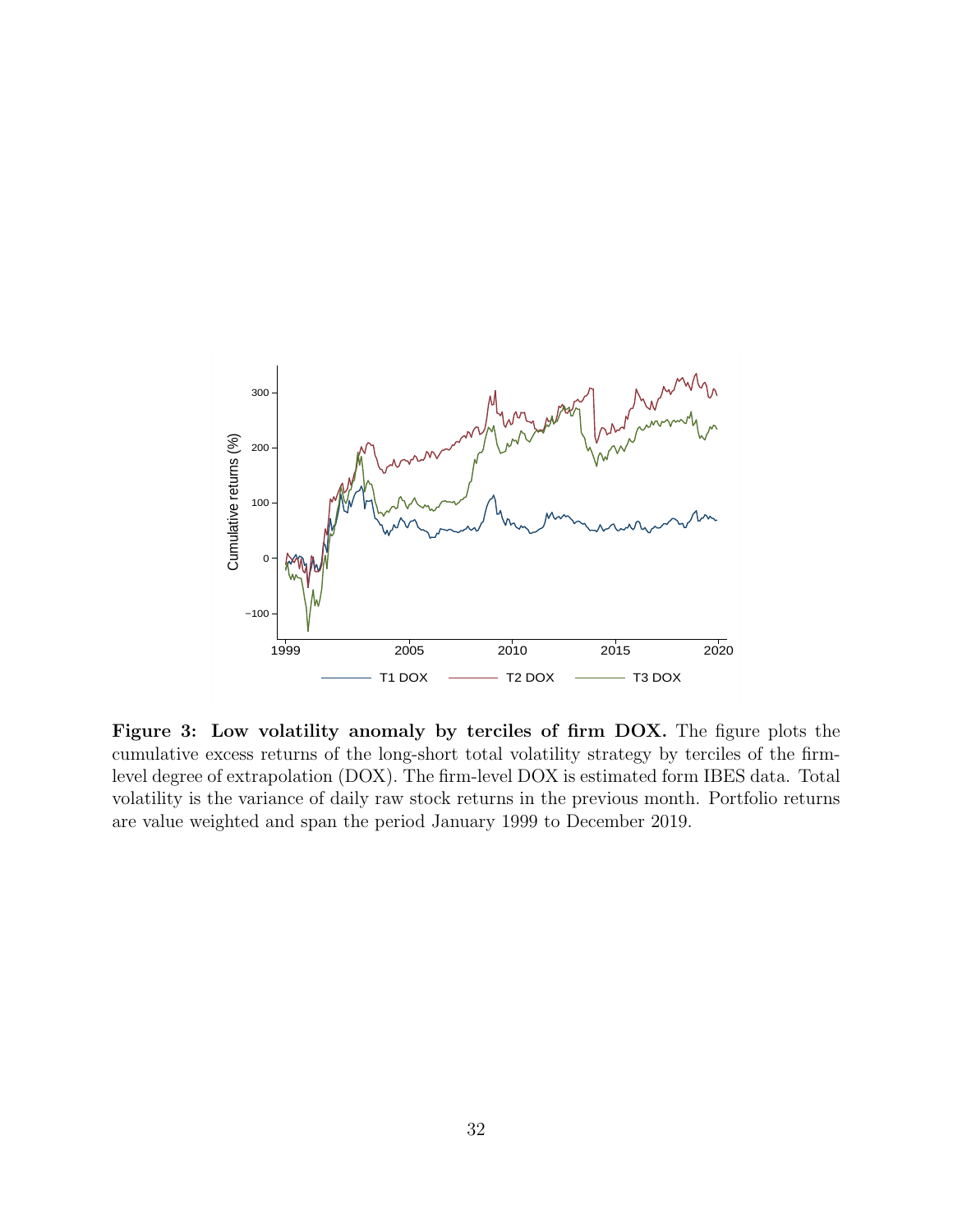**Figure 3: Low volatility anomaly by terciles of firm DOX.** The figure plots the cumulative excess returns of the long-short total volatility strategy by terciles of the firm-level degree of extrapolation (DOX). The firm-level DOX is estimated form IBES data. Total volatility is the variance of daily raw stock returns in the previous month. Portfolio returns are value weighted and span the period January 1999 to December 2019.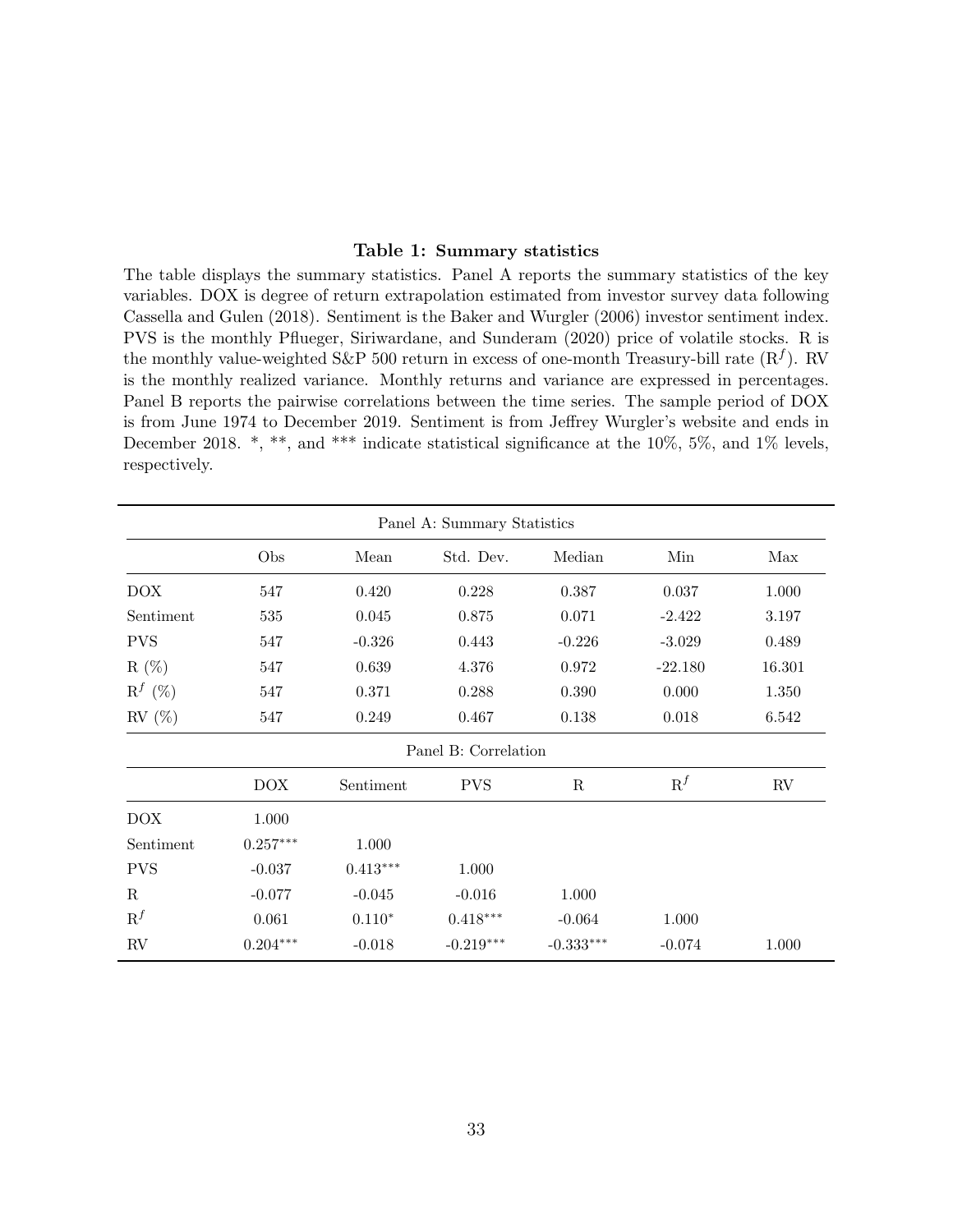**Table 1: Summary statistics**

The table displays the summary statistics. Panel A reports the summary statistics of the key variables. DOX is degree of return extrapolation estimated from investor survey data following Cassella and Gulen (2018). Sentiment is the Baker and Wurgler (2006) investor sentiment index. PVS is the monthly Pflueger, Siriwardane, and Sunderam (2020) price of volatile stocks. R is the monthly value-weighted S&P 500 return in excess of one-month Treasury-bill rate ($R^f$). RV is the monthly realized variance. Monthly returns and variance are expressed in percentages. Panel B reports the pairwise correlations between the time series. The sample period of DOX is from June 1974 to December 2019. Sentiment is from Jeffrey Wurgler's website and ends in December 2018. *, **, and *** indicate statistical significance at the 10%, 5%, and 1% levels, respectively.

| Panel A: Summary Statistics | | | | | | |
|---|---|---|---|---|---|---|
| | Obs | Mean | Std. Dev. | Median | Min | Max |
| DOX | 547 | 0.420 | 0.228 | 0.387 | 0.037 | 1.000 |
| Sentiment | 535 | 0.045 | 0.875 | 0.071 | -2.422 | 3.197 |
| PVS | 547 | -0.326 | 0.443 | -0.226 | -3.029 | 0.489 |
| R (%) | 547 | 0.639 | 4.376 | 0.972 | -22.180 | 16.301 |
| $R^f$ (%) | 547 | 0.371 | 0.288 | 0.390 | 0.000 | 1.350 |
| RV (%) | 547 | 0.249 | 0.467 | 0.138 | 0.018 | 6.542 |
| **Panel B: Correlation** | | | | | | |
| | DOX | Sentiment | PVS | R | $R^f$ | RV |
| DOX | 1.000 | | | | | |
| Sentiment | 0.257*** | 1.000 | | | | |
| PVS | -0.037 | 0.413*** | 1.000 | | | |
| R | -0.077 | -0.045 | -0.016 | 1.000 | | |
| $R^f$ | 0.061 | 0.110* | 0.418*** | -0.064 | 1.000 | |
| RV | 0.204*** | -0.018 | -0.219*** | -0.333*** | -0.074 | 1.000 |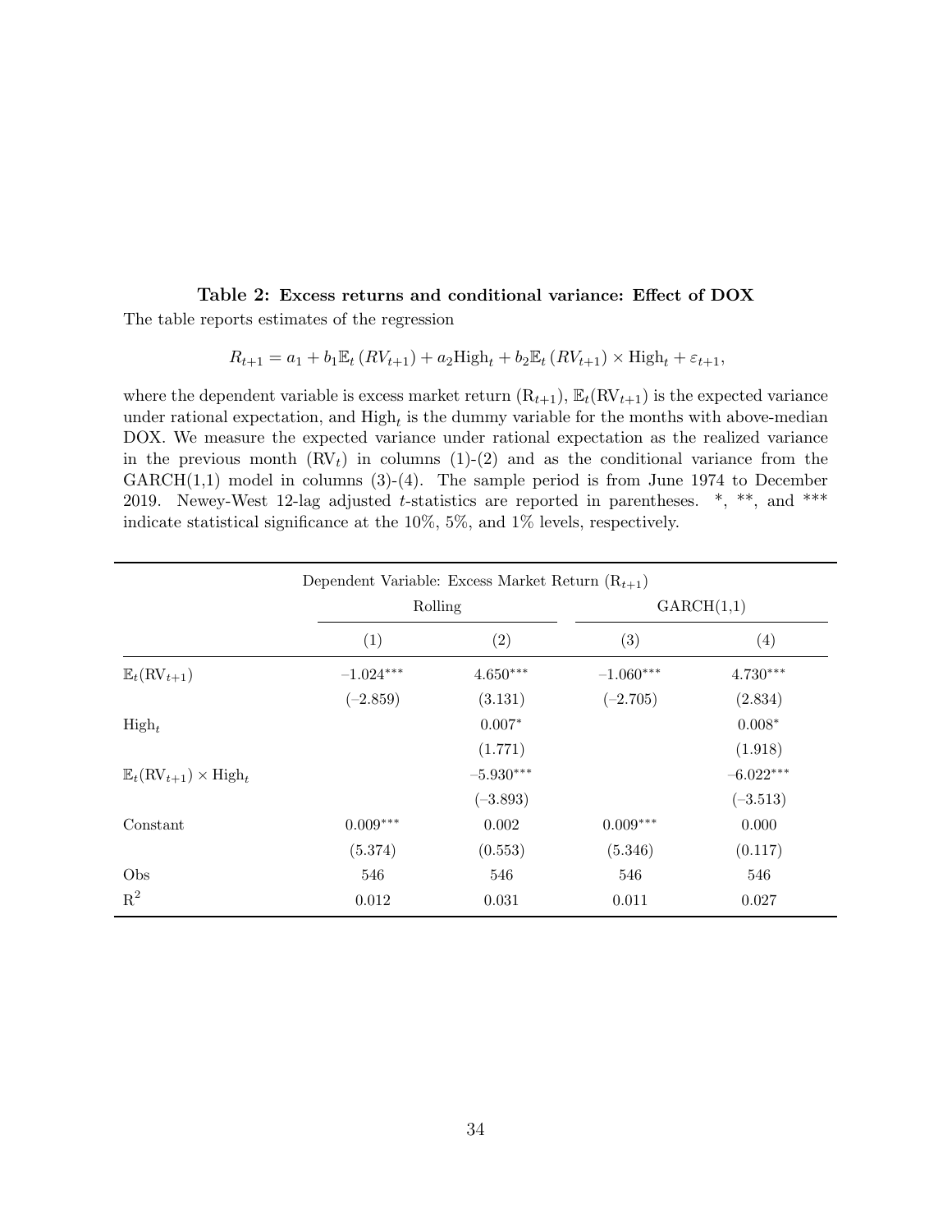**Table 2: Excess returns and conditional variance: Effect of DOX**

The table reports estimates of the regression

$$R_{t+1} = a_1 + b_1 \mathbb{E}_t\left(RV_{t+1}\right) + a_2 \text{High}_t + b_2 \mathbb{E}_t\left(RV_{t+1}\right) \times \text{High}_t + \varepsilon_{t+1},$$

where the dependent variable is excess market return ($\text{R}_{t+1}$), $\mathbb{E}_t(\text{RV}_{t+1})$ is the expected variance under rational expectation, and $\text{High}_t$ is the dummy variable for the months with above-median DOX. We measure the expected variance under rational expectation as the realized variance in the previous month ($\text{RV}_t$) in columns (1)-(2) and as the conditional variance from the GARCH(1,1) model in columns (3)-(4). The sample period is from June 1974 to December 2019. Newey-West 12-lag adjusted $t$-statistics are reported in parentheses. *, **, and *** indicate statistical significance at the 10%, 5%, and 1% levels, respectively.

| | Dependent Variable: Excess Market Return ($\text{R}_{t+1}$) | | | |
|---|---|---|---|---|
| | Rolling | | GARCH(1,1) | |
| | (1) | (2) | (3) | (4) |
| $\mathbb{E}_t(\text{RV}_{t+1})$ | –1.024*** | 4.650*** | –1.060*** | 4.730*** |
| | (–2.859) | (3.131) | (–2.705) | (2.834) |
| $\text{High}_t$ | | 0.007* | | 0.008* |
| | | (1.771) | | (1.918) |
| $\mathbb{E}_t(\text{RV}_{t+1}) \times \text{High}_t$ | | –5.930*** | | –6.022*** |
| | | (–3.893) | | (–3.513) |
| Constant | 0.009*** | 0.002 | 0.009*** | 0.000 |
| | (5.374) | (0.553) | (5.346) | (0.117) |
| Obs | 546 | 546 | 546 | 546 |
| $\text{R}^2$ | 0.012 | 0.031 | 0.011 | 0.027 |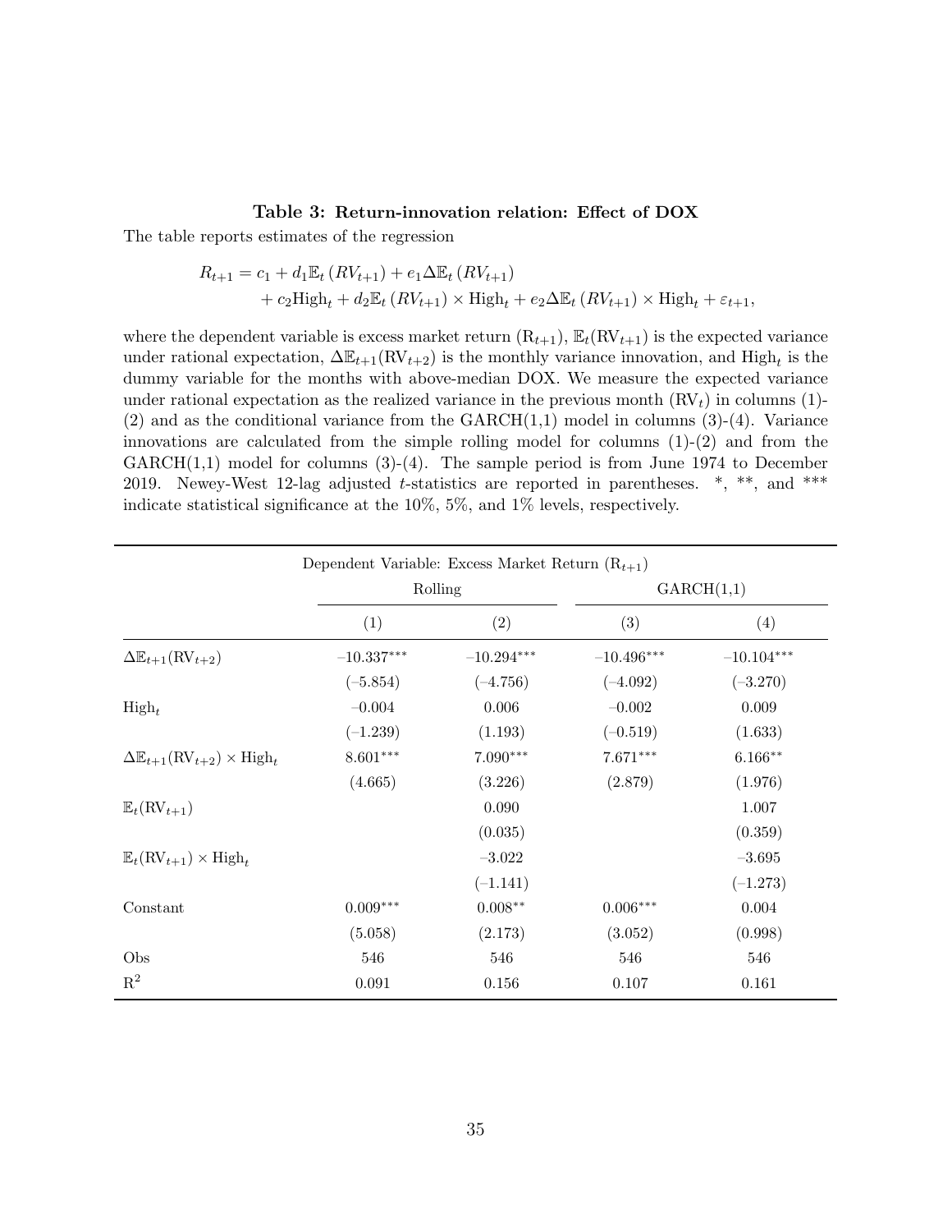**Table 3: Return-innovation relation: Effect of DOX**

The table reports estimates of the regression

$$
\begin{aligned}
R_{t+1} = c_1 &+ d_1 \mathbb{E}_t(RV_{t+1}) + e_1 \Delta \mathbb{E}_t(RV_{t+1}) \\
&+ c_2 \text{High}_t + d_2 \mathbb{E}_t(RV_{t+1}) \times \text{High}_t + e_2 \Delta \mathbb{E}_t(RV_{t+1}) \times \text{High}_t + \varepsilon_{t+1},
\end{aligned}
$$

where the dependent variable is excess market return ($\text{R}_{t+1}$), $\mathbb{E}_t(\text{RV}_{t+1})$ is the expected variance under rational expectation, $\Delta\mathbb{E}_{t+1}(\text{RV}_{t+2})$ is the monthly variance innovation, and $\text{High}_t$ is the dummy variable for the months with above-median DOX. We measure the expected variance under rational expectation as the realized variance in the previous month ($\text{RV}_t$) in columns (1)-(2) and as the conditional variance from the GARCH(1,1) model in columns (3)-(4). Variance innovations are calculated from the simple rolling model for columns (1)-(2) and from the GARCH(1,1) model for columns (3)-(4). The sample period is from June 1974 to December 2019. Newey-West 12-lag adjusted $t$-statistics are reported in parentheses. *, **, and *** indicate statistical significance at the 10%, 5%, and 1% levels, respectively.

| | Dependent Variable: Excess Market Return ($\text{R}_{t+1}$) | | | |
|---|---|---|---|---|
| | Rolling | | GARCH(1,1) | |
| | (1) | (2) | (3) | (4) |
| $\Delta\mathbb{E}_{t+1}(\text{RV}_{t+2})$ | $-10.337^{***}$ | $-10.294^{***}$ | $-10.496^{***}$ | $-10.104^{***}$ |
| | (−5.854) | (−4.756) | (−4.092) | (−3.270) |
| $\text{High}_t$ | −0.004 | 0.006 | −0.002 | 0.009 |
| | (−1.239) | (1.193) | (−0.519) | (1.633) |
| $\Delta\mathbb{E}_{t+1}(\text{RV}_{t+2}) \times \text{High}_t$ | $8.601^{***}$ | $7.090^{***}$ | $7.671^{***}$ | $6.166^{**}$ |
| | (4.665) | (3.226) | (2.879) | (1.976) |
| $\mathbb{E}_t(\text{RV}_{t+1})$ | | 0.090 | | 1.007 |
| | | (0.035) | | (0.359) |
| $\mathbb{E}_t(\text{RV}_{t+1}) \times \text{High}_t$ | | −3.022 | | −3.695 |
| | | (−1.141) | | (−1.273) |
| Constant | $0.009^{***}$ | $0.008^{**}$ | $0.006^{***}$ | 0.004 |
| | (5.058) | (2.173) | (3.052) | (0.998) |
| Obs | 546 | 546 | 546 | 546 |
| $\text{R}^2$ | 0.091 | 0.156 | 0.107 | 0.161 |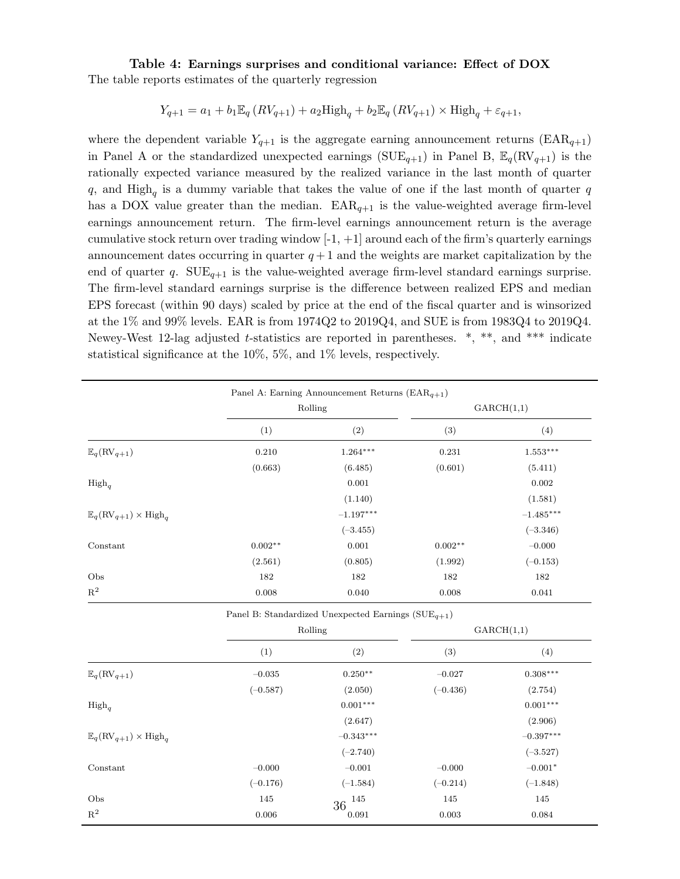**Table 4: Earnings surprises and conditional variance: Effect of DOX**

The table reports estimates of the quarterly regression

$$Y_{q+1} = a_1 + b_1 \mathbb{E}_q (RV_{q+1}) + a_2 \text{High}_q + b_2 \mathbb{E}_q (RV_{q+1}) \times \text{High}_q + \varepsilon_{q+1},$$

where the dependent variable $Y_{q+1}$ is the aggregate earning announcement returns ($\text{EAR}_{q+1}$) in Panel A or the standardized unexpected earnings ($\text{SUE}_{q+1}$) in Panel B, $\mathbb{E}_q(\text{RV}_{q+1})$ is the rationally expected variance measured by the realized variance in the last month of quarter $q$, and $\text{High}_q$ is a dummy variable that takes the value of one if the last month of quarter $q$ has a DOX value greater than the median. $\text{EAR}_{q+1}$ is the value-weighted average firm-level earnings announcement return. The firm-level earnings announcement return is the average cumulative stock return over trading window [-1, +1] around each of the firm's quarterly earnings announcement dates occurring in quarter $q+1$ and the weights are market capitalization by the end of quarter $q$. $\text{SUE}_{q+1}$ is the value-weighted average firm-level standard earnings surprise. The firm-level standard earnings surprise is the difference between realized EPS and median EPS forecast (within 90 days) scaled by price at the end of the fiscal quarter and is winsorized at the 1% and 99% levels. EAR is from 1974Q2 to 2019Q4, and SUE is from 1983Q4 to 2019Q4. Newey-West 12-lag adjusted $t$-statistics are reported in parentheses. *, **, and *** indicate statistical significance at the 10%, 5%, and 1% levels, respectively.

| Panel A: Earning Announcement Returns ($\text{EAR}_{q+1}$) | | | | |
|---|---|---|---|---|
| | Rolling | | GARCH(1,1) | |
| | (1) | (2) | (3) | (4) |
| $\mathbb{E}_q(\text{RV}_{q+1})$ | 0.210 | 1.264*** | 0.231 | 1.553*** |
| | (0.663) | (6.485) | (0.601) | (5.411) |
| $\text{High}_q$ | | 0.001 | | 0.002 |
| | | (1.140) | | (1.581) |
| $\mathbb{E}_q(\text{RV}_{q+1}) \times \text{High}_q$ | | −1.197*** | | −1.485*** |
| | | (−3.455) | | (−3.346) |
| Constant | 0.002** | 0.001 | 0.002** | −0.000 |
| | (2.561) | (0.805) | (1.992) | (−0.153) |
| Obs | 182 | 182 | 182 | 182 |
| $\text{R}^2$ | 0.008 | 0.040 | 0.008 | 0.041 |

| Panel B: Standardized Unexpected Earnings ($\text{SUE}_{q+1}$) | | | | |
|---|---|---|---|---|
| | Rolling | | GARCH(1,1) | |
| | (1) | (2) | (3) | (4) |
| $\mathbb{E}_q(\text{RV}_{q+1})$ | −0.035 | 0.250** | −0.027 | 0.308*** |
| | (−0.587) | (2.050) | (−0.436) | (2.754) |
| $\text{High}_q$ | | 0.001*** | | 0.001*** |
| | | (2.647) | | (2.906) |
| $\mathbb{E}_q(\text{RV}_{q+1}) \times \text{High}_q$ | | −0.343*** | | −0.397*** |
| | | (−2.740) | | (−3.527) |
| Constant | −0.000 | −0.001 | −0.000 | −0.001* |
| | (−0.176) | (−1.584) | (−0.214) | (−1.848) |
| Obs | 145 | 145 | 145 | 145 |
| $\text{R}^2$ | 0.006 | 0.091 | 0.003 | 0.084 |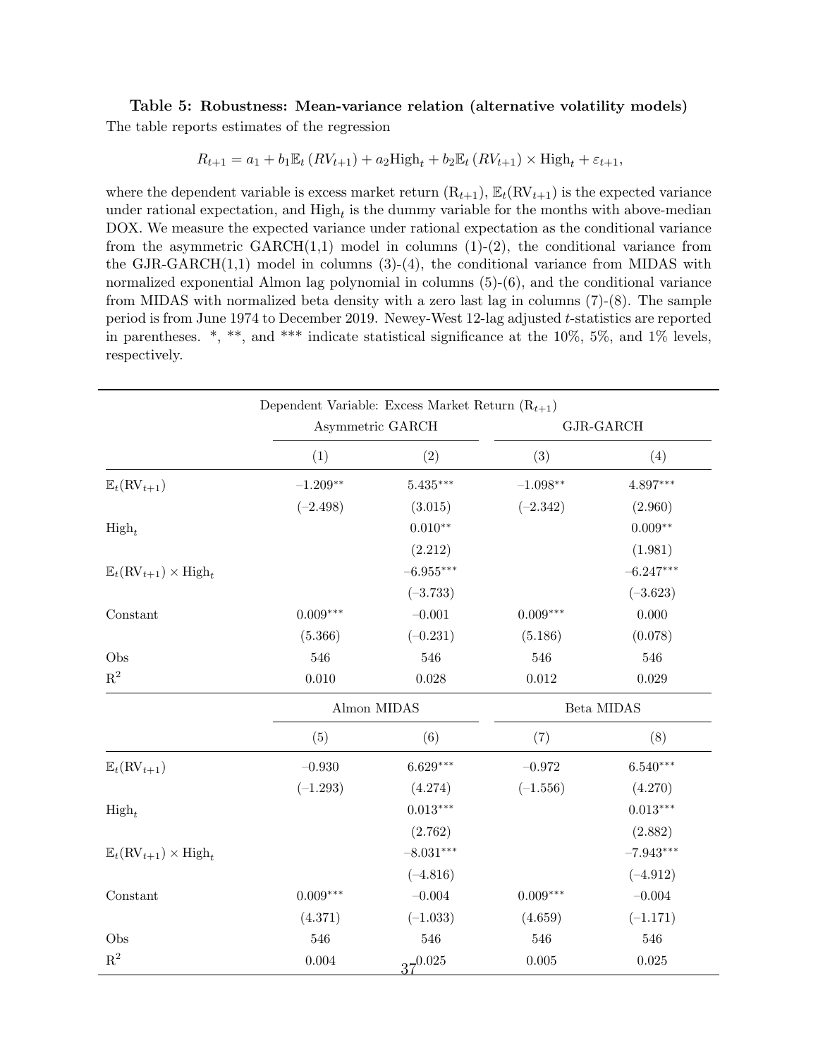**Table 5: Robustness: Mean-variance relation (alternative volatility models)**

The table reports estimates of the regression

$$R_{t+1} = a_1 + b_1 \mathbb{E}_t\left(RV_{t+1}\right) + a_2 \text{High}_t + b_2 \mathbb{E}_t\left(RV_{t+1}\right) \times \text{High}_t + \varepsilon_{t+1},$$

where the dependent variable is excess market return ($R_{t+1}$), $\mathbb{E}_t(RV_{t+1})$ is the expected variance under rational expectation, and $\text{High}_t$ is the dummy variable for the months with above-median DOX. We measure the expected variance under rational expectation as the conditional variance from the asymmetric GARCH(1,1) model in columns (1)-(2), the conditional variance from the GJR-GARCH(1,1) model in columns (3)-(4), the conditional variance from MIDAS with normalized exponential Almon lag polynomial in columns (5)-(6), and the conditional variance from MIDAS with normalized beta density with a zero last lag in columns (7)-(8). The sample period is from June 1974 to December 2019. Newey-West 12-lag adjusted $t$-statistics are reported in parentheses. *, **, and *** indicate statistical significance at the 10%, 5%, and 1% levels, respectively.

| | Dependent Variable: Excess Market Return ($R_{t+1}$) | | | |
|---|---|---|---|---|
| | Asymmetric GARCH | | GJR-GARCH | |
| | (1) | (2) | (3) | (4) |
| $\mathbb{E}_t(RV_{t+1})$ | –1.209** | 5.435*** | –1.098** | 4.897*** |
| | (–2.498) | (3.015) | (–2.342) | (2.960) |
| $\text{High}_t$ | | 0.010** | | 0.009** |
| | | (2.212) | | (1.981) |
| $\mathbb{E}_t(RV_{t+1}) \times \text{High}_t$ | | –6.955*** | | –6.247*** |
| | | (–3.733) | | (–3.623) |
| Constant | 0.009*** | –0.001 | 0.009*** | 0.000 |
| | (5.366) | (–0.231) | (5.186) | (0.078) |
| Obs | 546 | 546 | 546 | 546 |
| $R^2$ | 0.010 | 0.028 | 0.012 | 0.029 |
| | Almon MIDAS | | Beta MIDAS | |
| | (5) | (6) | (7) | (8) |
| $\mathbb{E}_t(RV_{t+1})$ | –0.930 | 6.629*** | –0.972 | 6.540*** |
| | (–1.293) | (4.274) | (–1.556) | (4.270) |
| $\text{High}_t$ | | 0.013*** | | 0.013*** |
| | | (2.762) | | (2.882) |
| $\mathbb{E}_t(RV_{t+1}) \times \text{High}_t$ | | –8.031*** | | –7.943*** |
| | | (–4.816) | | (–4.912) |
| Constant | 0.009*** | –0.004 | 0.009*** | –0.004 |
| | (4.371) | (–1.033) | (4.659) | (–1.171) |
| Obs | 546 | 546 | 546 | 546 |
| $R^2$ | 0.004 | 0.025 | 0.005 | 0.025 |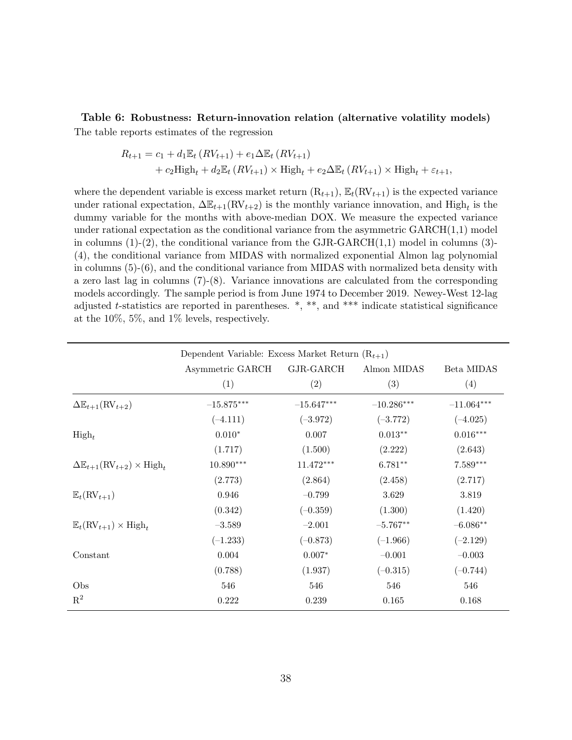**Table 6: Robustness: Return-innovation relation (alternative volatility models)**

The table reports estimates of the regression

$$
\begin{aligned}
R_{t+1} = c_1 + d_1 \mathbb{E}_t (RV_{t+1}) + e_1 \Delta \mathbb{E}_t (RV_{t+1}) \\
+ c_2 \text{High}_t + d_2 \mathbb{E}_t (RV_{t+1}) \times \text{High}_t + e_2 \Delta \mathbb{E}_t (RV_{t+1}) \times \text{High}_t + \varepsilon_{t+1},
\end{aligned}
$$

where the dependent variable is excess market return ($\text{R}_{t+1}$), $\mathbb{E}_t(\text{RV}_{t+1})$ is the expected variance under rational expectation, $\Delta\mathbb{E}_{t+1}(\text{RV}_{t+2})$ is the monthly variance innovation, and $\text{High}_t$ is the dummy variable for the months with above-median DOX. We measure the expected variance under rational expectation as the conditional variance from the asymmetric GARCH(1,1) model in columns (1)-(2), the conditional variance from the GJR-GARCH(1,1) model in columns (3)-(4), the conditional variance from MIDAS with normalized exponential Almon lag polynomial in columns (5)-(6), and the conditional variance from MIDAS with normalized beta density with a zero last lag in columns (7)-(8). Variance innovations are calculated from the corresponding models accordingly. The sample period is from June 1974 to December 2019. Newey-West 12-lag adjusted $t$-statistics are reported in parentheses. *, **, and *** indicate statistical significance at the 10%, 5%, and 1% levels, respectively.

| | Dependent Variable: Excess Market Return ($\text{R}_{t+1}$) | | | |
|---|---|---|---|---|
| | Asymmetric GARCH | GJR-GARCH | Almon MIDAS | Beta MIDAS |
| | (1) | (2) | (3) | (4) |
| $\Delta\mathbb{E}_{t+1}(\text{RV}_{t+2})$ | $-15.875^{***}$ | $-15.647^{***}$ | $-10.286^{***}$ | $-11.064^{***}$ |
| | $(-4.111)$ | $(-3.972)$ | $(-3.772)$ | $(-4.025)$ |
| $\text{High}_t$ | $0.010^{*}$ | 0.007 | $0.013^{**}$ | $0.016^{***}$ |
| | (1.717) | (1.500) | (2.222) | (2.643) |
| $\Delta\mathbb{E}_{t+1}(\text{RV}_{t+2}) \times \text{High}_t$ | $10.890^{***}$ | $11.472^{***}$ | $6.781^{**}$ | $7.589^{***}$ |
| | (2.773) | (2.864) | (2.458) | (2.717) |
| $\mathbb{E}_t(\text{RV}_{t+1})$ | 0.946 | $-0.799$ | 3.629 | 3.819 |
| | (0.342) | $(-0.359)$ | (1.300) | (1.420) |
| $\mathbb{E}_t(\text{RV}_{t+1}) \times \text{High}_t$ | $-3.589$ | $-2.001$ | $-5.767^{**}$ | $-6.086^{**}$ |
| | $(-1.233)$ | $(-0.873)$ | $(-1.966)$ | $(-2.129)$ |
| Constant | 0.004 | $0.007^{*}$ | $-0.001$ | $-0.003$ |
| | (0.788) | (1.937) | $(-0.315)$ | $(-0.744)$ |
| Obs | 546 | 546 | 546 | 546 |
| $\text{R}^2$ | 0.222 | 0.239 | 0.165 | 0.168 |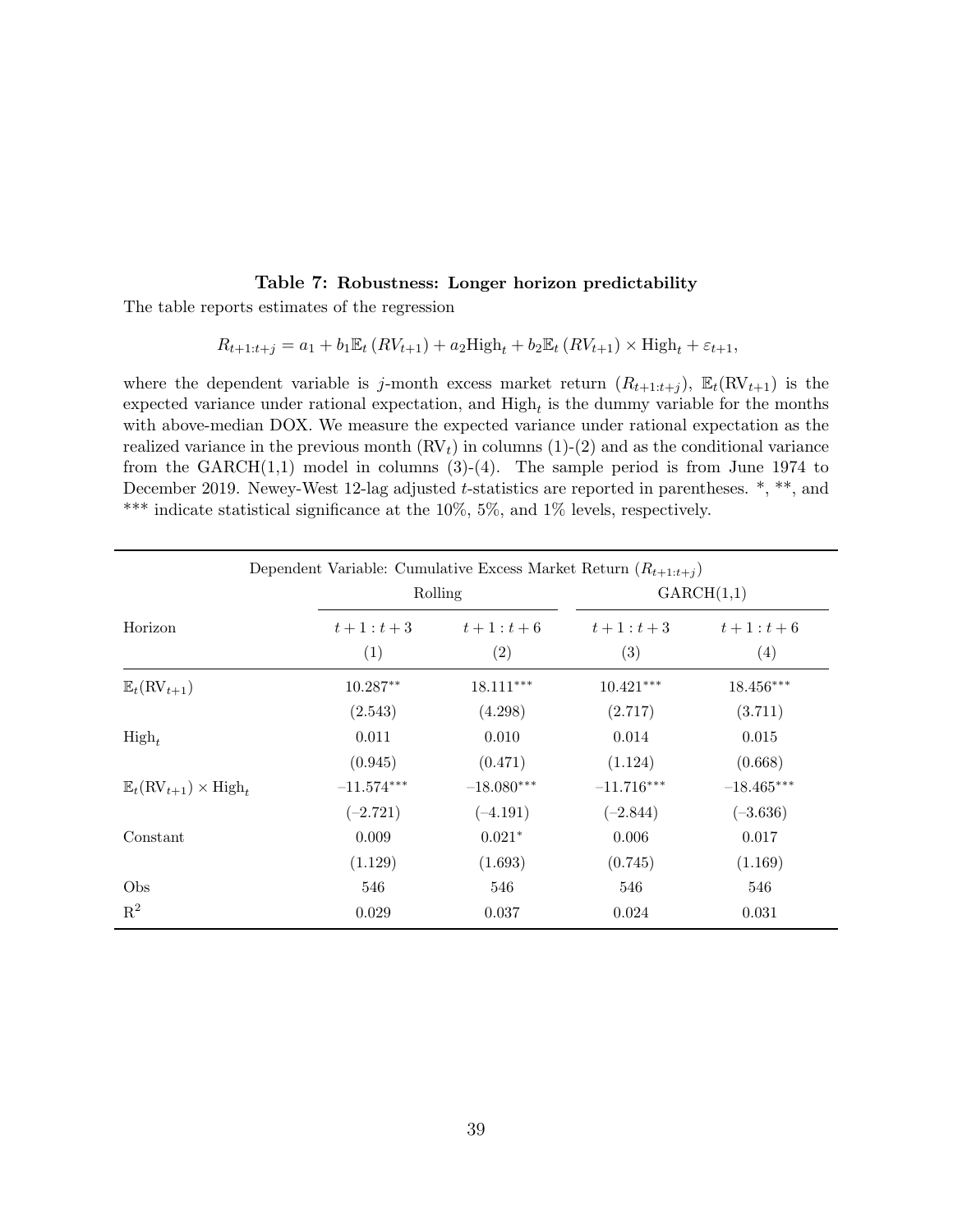**Table 7: Robustness: Longer horizon predictability**

The table reports estimates of the regression

$$R_{t+1:t+j} = a_1 + b_1\mathbb{E}_t\left(RV_{t+1}\right) + a_2\text{High}_t + b_2\mathbb{E}_t\left(RV_{t+1}\right) \times \text{High}_t + \varepsilon_{t+1},$$

where the dependent variable is $j$-month excess market return ($R_{t+1:t+j}$), $\mathbb{E}_t(\text{RV}_{t+1})$ is the expected variance under rational expectation, and $\text{High}_t$ is the dummy variable for the months with above-median DOX. We measure the expected variance under rational expectation as the realized variance in the previous month ($\text{RV}_t$) in columns (1)-(2) and as the conditional variance from the GARCH(1,1) model in columns (3)-(4). The sample period is from June 1974 to December 2019. Newey-West 12-lag adjusted $t$-statistics are reported in parentheses. \*, \*\*, and \*\*\* indicate statistical significance at the 10%, 5%, and 1% levels, respectively.

| Dependent Variable: Cumulative Excess Market Return ($R_{t+1:t+j}$) | | | | |
|---|---|---|---|---|
| | Rolling | | GARCH(1,1) | |
| Horizon | $t+1:t+3$ | $t+1:t+6$ | $t+1:t+3$ | $t+1:t+6$ |
| | (1) | (2) | (3) | (4) |
| $\mathbb{E}_t(\text{RV}_{t+1})$ | 10.287** | 18.111*** | 10.421*** | 18.456*** |
| | (2.543) | (4.298) | (2.717) | (3.711) |
| $\text{High}_t$ | 0.011 | 0.010 | 0.014 | 0.015 |
| | (0.945) | (0.471) | (1.124) | (0.668) |
| $\mathbb{E}_t(\text{RV}_{t+1}) \times \text{High}_t$ | –11.574*** | –18.080*** | –11.716*** | –18.465*** |
| | (–2.721) | (–4.191) | (–2.844) | (–3.636) |
| Constant | 0.009 | 0.021* | 0.006 | 0.017 |
| | (1.129) | (1.693) | (0.745) | (1.169) |
| Obs | 546 | 546 | 546 | 546 |
| $\text{R}^2$ | 0.029 | 0.037 | 0.024 | 0.031 |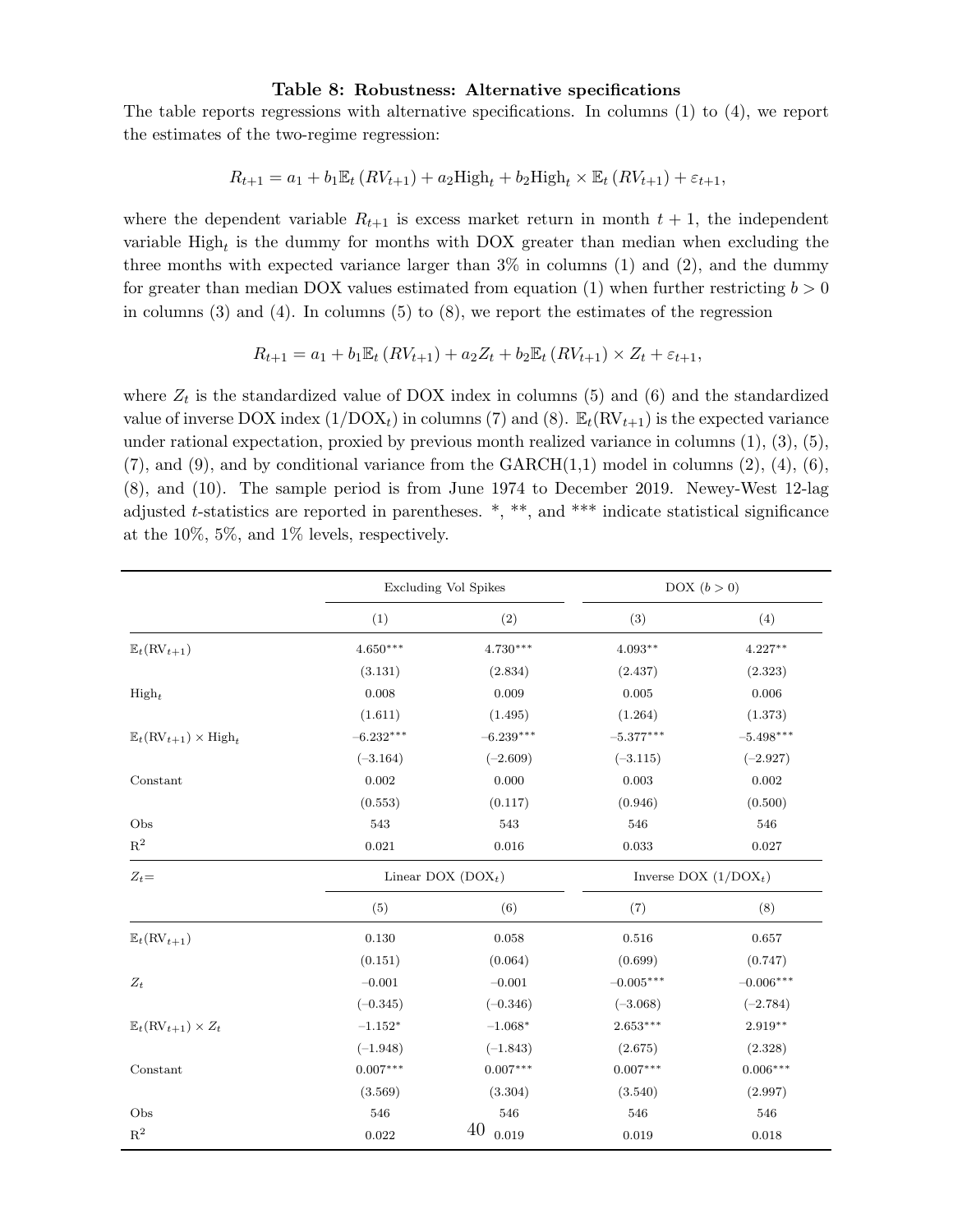**Table 8: Robustness: Alternative specifications**

The table reports regressions with alternative specifications. In columns (1) to (4), we report the estimates of the two-regime regression:

$$R_{t+1} = a_1 + b_1 \mathbb{E}_t (RV_{t+1}) + a_2 \text{High}_t + b_2 \text{High}_t \times \mathbb{E}_t (RV_{t+1}) + \varepsilon_{t+1},$$

where the dependent variable $R_{t+1}$ is excess market return in month $t+1$, the independent variable $\text{High}_t$ is the dummy for months with DOX greater than median when excluding the three months with expected variance larger than 3% in columns (1) and (2), and the dummy for greater than median DOX values estimated from equation (1) when further restricting $b > 0$ in columns (3) and (4). In columns (5) to (8), we report the estimates of the regression

$$R_{t+1} = a_1 + b_1 \mathbb{E}_t (RV_{t+1}) + a_2 Z_t + b_2 \mathbb{E}_t (RV_{t+1}) \times Z_t + \varepsilon_{t+1},$$

where $Z_t$ is the standardized value of DOX index in columns (5) and (6) and the standardized value of inverse DOX index ($1/\text{DOX}_t$) in columns (7) and (8). $\mathbb{E}_t(\text{RV}_{t+1})$ is the expected variance under rational expectation, proxied by previous month realized variance in columns (1), (3), (5), (7), and (9), and by conditional variance from the GARCH(1,1) model in columns (2), (4), (6), (8), and (10). The sample period is from June 1974 to December 2019. Newey-West 12-lag adjusted $t$-statistics are reported in parentheses. \*, \*\*, and \*\*\* indicate statistical significance at the 10%, 5%, and 1% levels, respectively.

| | Excluding Vol Spikes | | DOX ($b > 0$) | |
|---|---|---|---|---|
| | (1) | (2) | (3) | (4) |
| $\mathbb{E}_t(\text{RV}_{t+1})$ | 4.650*** | 4.730*** | 4.093** | 4.227** |
| | (3.131) | (2.834) | (2.437) | (2.323) |
| $\text{High}_t$ | 0.008 | 0.009 | 0.005 | 0.006 |
| | (1.611) | (1.495) | (1.264) | (1.373) |
| $\mathbb{E}_t(\text{RV}_{t+1}) \times \text{High}_t$ | −6.232*** | −6.239*** | −5.377*** | −5.498*** |
| | (−3.164) | (−2.609) | (−3.115) | (−2.927) |
| Constant | 0.002 | 0.000 | 0.003 | 0.002 |
| | (0.553) | (0.117) | (0.946) | (0.500) |
| Obs | 543 | 543 | 546 | 546 |
| $\text{R}^2$ | 0.021 | 0.016 | 0.033 | 0.027 |
| $Z_t$= | Linear DOX ($\text{DOX}_t$) | | Inverse DOX ($1/\text{DOX}_t$) | |
| | (5) | (6) | (7) | (8) |
| $\mathbb{E}_t(\text{RV}_{t+1})$ | 0.130 | 0.058 | 0.516 | 0.657 |
| | (0.151) | (0.064) | (0.699) | (0.747) |
| $Z_t$ | −0.001 | −0.001 | −0.005*** | −0.006*** |
| | (−0.345) | (−0.346) | (−3.068) | (−2.784) |
| $\mathbb{E}_t(\text{RV}_{t+1}) \times Z_t$ | −1.152* | −1.068* | 2.653*** | 2.919** |
| | (−1.948) | (−1.843) | (2.675) | (2.328) |
| Constant | 0.007*** | 0.007*** | 0.007*** | 0.006*** |
| | (3.569) | (3.304) | (3.540) | (2.997) |
| Obs | 546 | 546 | 546 | 546 |
| $\text{R}^2$ | 0.022 | 0.019 | 0.019 | 0.018 |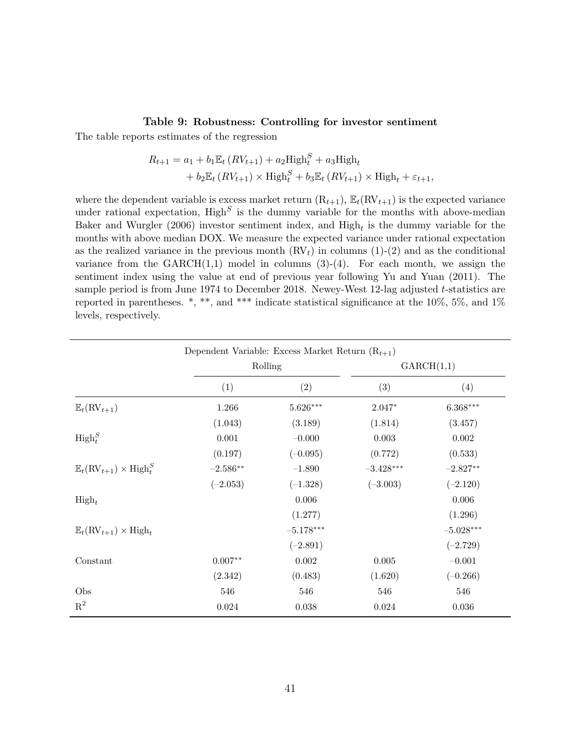**Table 9: Robustness: Controlling for investor sentiment**

The table reports estimates of the regression

$$
\begin{aligned}
R_{t+1} = & \, a_1 + b_1 \mathbb{E}_t \left( RV_{t+1} \right) + a_2 \text{High}_t^S + a_3 \text{High}_t \\
& + b_2 \mathbb{E}_t \left( RV_{t+1} \right) \times \text{High}_t^S + b_3 \mathbb{E}_t \left( RV_{t+1} \right) \times \text{High}_t + \varepsilon_{t+1},
\end{aligned}
$$

where the dependent variable is excess market return ($\text{R}_{t+1}$), $\mathbb{E}_t(\text{RV}_{t+1})$ is the expected variance under rational expectation, $\text{High}^S$ is the dummy variable for the months with above-median Baker and Wurgler (2006) investor sentiment index, and $\text{High}_t$ is the dummy variable for the months with above median DOX. We measure the expected variance under rational expectation as the realized variance in the previous month ($\text{RV}_t$) in columns (1)-(2) and as the conditional variance from the GARCH(1,1) model in columns (3)-(4). For each month, we assign the sentiment index using the value at end of previous year following Yu and Yuan (2011). The sample period is from June 1974 to December 2018. Newey-West 12-lag adjusted $t$-statistics are reported in parentheses. *, **, and *** indicate statistical significance at the 10%, 5%, and 1% levels, respectively.

| | Dependent Variable: Excess Market Return ($\text{R}_{t+1}$) | | | |
|---|---|---|---|---|
| | Rolling | | GARCH(1,1) | |
| | (1) | (2) | (3) | (4) |
| $\mathbb{E}_t(\text{RV}_{t+1})$ | 1.266 | 5.626*** | 2.047* | 6.368*** |
| | (1.043) | (3.189) | (1.814) | (3.457) |
| $\text{High}_t^S$ | 0.001 | –0.000 | 0.003 | 0.002 |
| | (0.197) | (–0.095) | (0.772) | (0.533) |
| $\mathbb{E}_t(\text{RV}_{t+1}) \times \text{High}_t^S$ | –2.586** | –1.890 | –3.428*** | –2.827** |
| | (–2.053) | (–1.328) | (–3.003) | (–2.120) |
| $\text{High}_t$ | | 0.006 | | 0.006 |
| | | (1.277) | | (1.296) |
| $\mathbb{E}_t(\text{RV}_{t+1}) \times \text{High}_t$ | | –5.178*** | | –5.028*** |
| | | (–2.891) | | (–2.729) |
| Constant | 0.007** | 0.002 | 0.005 | –0.001 |
| | (2.342) | (0.483) | (1.620) | (–0.266) |
| Obs | 546 | 546 | 546 | 546 |
| $\text{R}^2$ | 0.024 | 0.038 | 0.024 | 0.036 |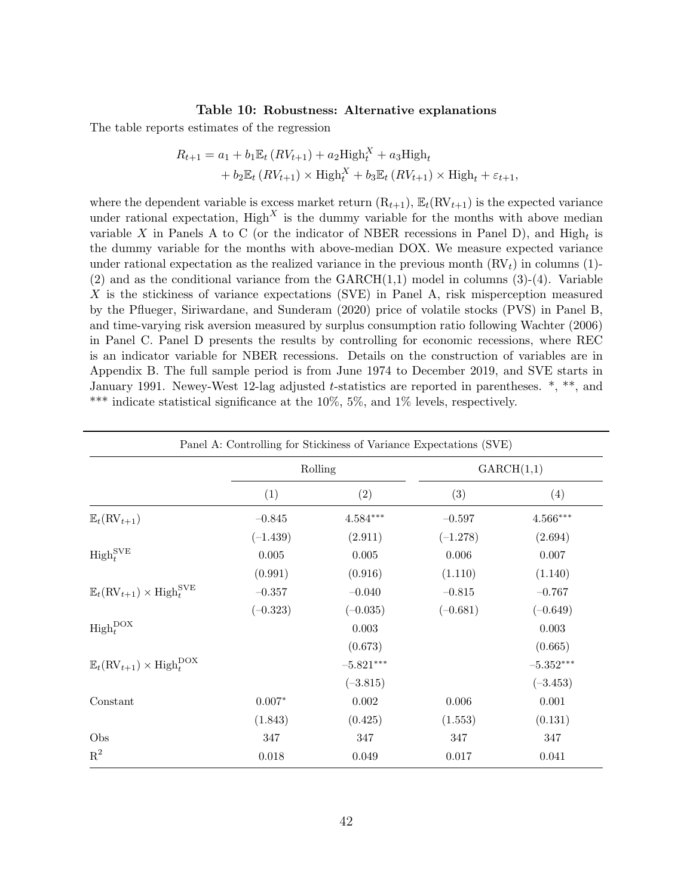**Table 10: Robustness: Alternative explanations**

The table reports estimates of the regression

$$
\begin{aligned}
R_{t+1} = a_1 + b_1 \mathbb{E}_t\left(RV_{t+1}\right) + a_2 \text{High}_t^X + a_3 \text{High}_t \\
+ b_2 \mathbb{E}_t\left(RV_{t+1}\right) \times \text{High}_t^X + b_3 \mathbb{E}_t\left(RV_{t+1}\right) \times \text{High}_t + \varepsilon_{t+1},
\end{aligned}
$$

where the dependent variable is excess market return ($\text{R}_{t+1}$), $\mathbb{E}_t(\text{RV}_{t+1})$ is the expected variance under rational expectation, $\text{High}^X$ is the dummy variable for the months with above median variable $X$ in Panels A to C (or the indicator of NBER recessions in Panel D), and $\text{High}_t$ is the dummy variable for the months with above-median DOX. We measure expected variance under rational expectation as the realized variance in the previous month ($\text{RV}_t$) in columns (1)-(2) and as the conditional variance from the GARCH(1,1) model in columns (3)-(4). Variable $X$ is the stickiness of variance expectations (SVE) in Panel A, risk misperception measured by the Pflueger, Siriwardane, and Sunderam (2020) price of volatile stocks (PVS) in Panel B, and time-varying risk aversion measured by surplus consumption ratio following Wachter (2006) in Panel C. Panel D presents the results by controlling for economic recessions, where REC is an indicator variable for NBER recessions. Details on the construction of variables are in Appendix B. The full sample period is from June 1974 to December 2019, and SVE starts in January 1991. Newey-West 12-lag adjusted $t$-statistics are reported in parentheses. *, **, and *** indicate statistical significance at the 10%, 5%, and 1% levels, respectively.

Panel A: Controlling for Stickiness of Variance Expectations (SVE)

| | Rolling | | GARCH(1,1) | |
|---|---|---|---|---|
| | (1) | (2) | (3) | (4) |
| $\mathbb{E}_t(\text{RV}_{t+1})$ | –0.845 | 4.584*** | –0.597 | 4.566*** |
| | (–1.439) | (2.911) | (–1.278) | (2.694) |
| $\text{High}_t^{\text{SVE}}$ | 0.005 | 0.005 | 0.006 | 0.007 |
| | (0.991) | (0.916) | (1.110) | (1.140) |
| $\mathbb{E}_t(\text{RV}_{t+1}) \times \text{High}_t^{\text{SVE}}$ | –0.357 | –0.040 | –0.815 | –0.767 |
| | (–0.323) | (–0.035) | (–0.681) | (–0.649) |
| $\text{High}_t^{\text{DOX}}$ | | 0.003 | | 0.003 |
| | | (0.673) | | (0.665) |
| $\mathbb{E}_t(\text{RV}_{t+1}) \times \text{High}_t^{\text{DOX}}$ | | –5.821*** | | –5.352*** |
| | | (–3.815) | | (–3.453) |
| Constant | 0.007* | 0.002 | 0.006 | 0.001 |
| | (1.843) | (0.425) | (1.553) | (0.131) |
| Obs | 347 | 347 | 347 | 347 |
| $\text{R}^2$ | 0.018 | 0.049 | 0.017 | 0.041 |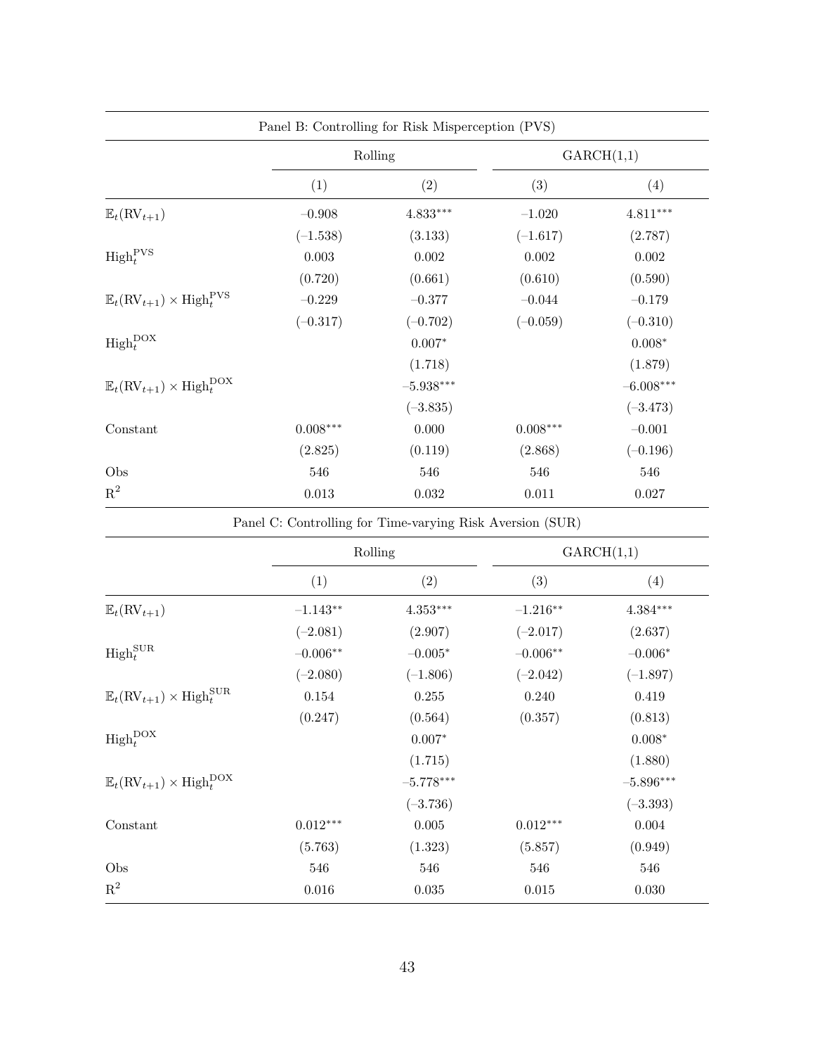Panel B: Controlling for Risk Misperception (PVS)

| | Rolling | | GARCH(1,1) | |
|---|---|---|---|---|
| | (1) | (2) | (3) | (4) |
| $\mathbb{E}_t(\text{RV}_{t+1})$ | –0.908 | 4.833*** | –1.020 | 4.811*** |
| | (–1.538) | (3.133) | (–1.617) | (2.787) |
| $\text{High}_t^{\text{PVS}}$ | 0.003 | 0.002 | 0.002 | 0.002 |
| | (0.720) | (0.661) | (0.610) | (0.590) |
| $\mathbb{E}_t(\text{RV}_{t+1}) \times \text{High}_t^{\text{PVS}}$ | –0.229 | –0.377 | –0.044 | –0.179 |
| | (–0.317) | (–0.702) | (–0.059) | (–0.310) |
| $\text{High}_t^{\text{DOX}}$ | | 0.007* | | 0.008* |
| | | (1.718) | | (1.879) |
| $\mathbb{E}_t(\text{RV}_{t+1}) \times \text{High}_t^{\text{DOX}}$ | | –5.938*** | | –6.008*** |
| | | (–3.835) | | (–3.473) |
| Constant | 0.008*** | 0.000 | 0.008*** | –0.001 |
| | (2.825) | (0.119) | (2.868) | (–0.196) |
| Obs | 546 | 546 | 546 | 546 |
| $\text{R}^2$ | 0.013 | 0.032 | 0.011 | 0.027 |

Panel C: Controlling for Time-varying Risk Aversion (SUR)

| | Rolling | | GARCH(1,1) | |
|---|---|---|---|---|
| | (1) | (2) | (3) | (4) |
| $\mathbb{E}_t(\text{RV}_{t+1})$ | –1.143** | 4.353*** | –1.216** | 4.384*** |
| | (–2.081) | (2.907) | (–2.017) | (2.637) |
| $\text{High}_t^{\text{SUR}}$ | –0.006** | –0.005* | –0.006** | –0.006* |
| | (–2.080) | (–1.806) | (–2.042) | (–1.897) |
| $\mathbb{E}_t(\text{RV}_{t+1}) \times \text{High}_t^{\text{SUR}}$ | 0.154 | 0.255 | 0.240 | 0.419 |
| | (0.247) | (0.564) | (0.357) | (0.813) |
| $\text{High}_t^{\text{DOX}}$ | | 0.007* | | 0.008* |
| | | (1.715) | | (1.880) |
| $\mathbb{E}_t(\text{RV}_{t+1}) \times \text{High}_t^{\text{DOX}}$ | | –5.778*** | | –5.896*** |
| | | (–3.736) | | (–3.393) |
| Constant | 0.012*** | 0.005 | 0.012*** | 0.004 |
| | (5.763) | (1.323) | (5.857) | (0.949) |
| Obs | 546 | 546 | 546 | 546 |
| $\text{R}^2$ | 0.016 | 0.035 | 0.015 | 0.030 |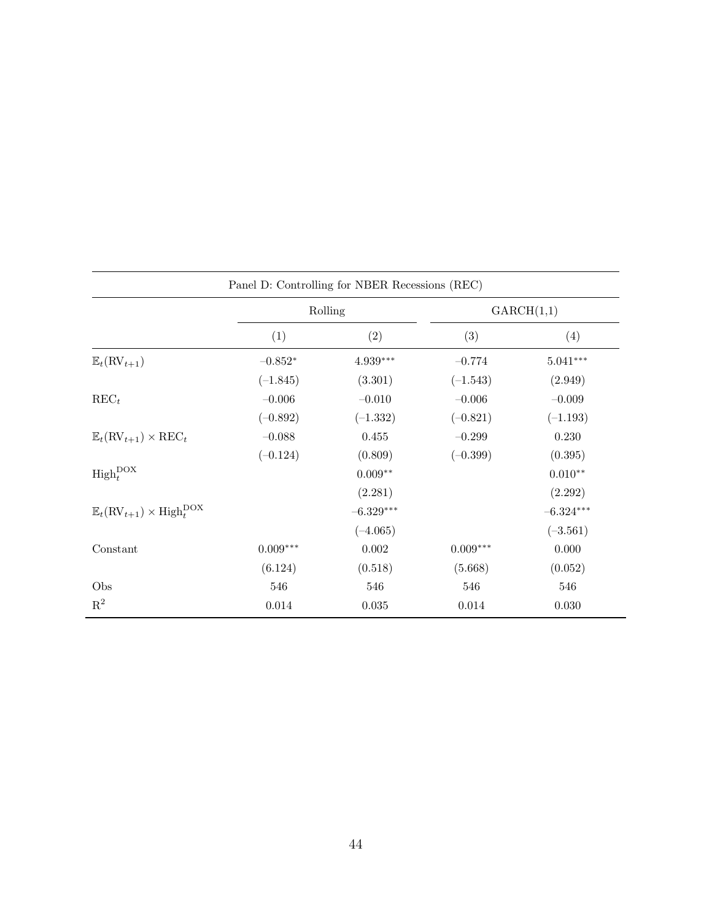| Panel D: Controlling for NBER Recessions (REC) | | | | |
|---|---|---|---|---|
| | Rolling | | GARCH(1,1) | |
| | (1) | (2) | (3) | (4) |
| $\mathbb{E}_t(\text{RV}_{t+1})$ | $-0.852^{*}$ | $4.939^{***}$ | $-0.774$ | $5.041^{***}$ |
| | $(-1.845)$ | $(3.301)$ | $(-1.543)$ | $(2.949)$ |
| $\text{REC}_t$ | $-0.006$ | $-0.010$ | $-0.006$ | $-0.009$ |
| | $(-0.892)$ | $(-1.332)$ | $(-0.821)$ | $(-1.193)$ |
| $\mathbb{E}_t(\text{RV}_{t+1}) \times \text{REC}_t$ | $-0.088$ | $0.455$ | $-0.299$ | $0.230$ |
| | $(-0.124)$ | $(0.809)$ | $(-0.399)$ | $(0.395)$ |
| $\text{High}_t^{\text{DOX}}$ | | $0.009^{**}$ | | $0.010^{**}$ |
| | | $(2.281)$ | | $(2.292)$ |
| $\mathbb{E}_t(\text{RV}_{t+1}) \times \text{High}_t^{\text{DOX}}$ | | $-6.329^{***}$ | | $-6.324^{***}$ |
| | | $(-4.065)$ | | $(-3.561)$ |
| Constant | $0.009^{***}$ | $0.002$ | $0.009^{***}$ | $0.000$ |
| | $(6.124)$ | $(0.518)$ | $(5.668)$ | $(0.052)$ |
| Obs | 546 | 546 | 546 | 546 |
| $\text{R}^2$ | 0.014 | 0.035 | 0.014 | 0.030 |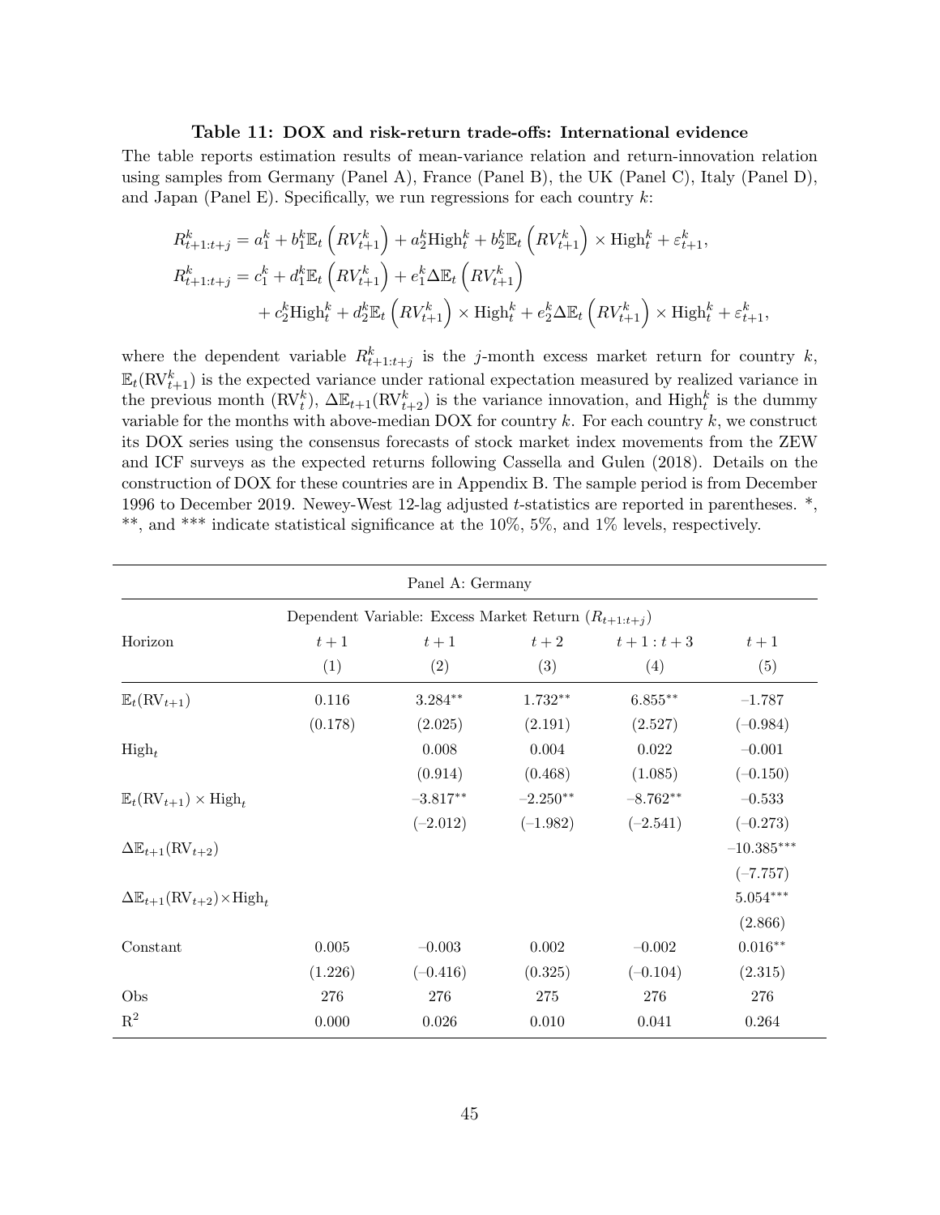**Table 11: DOX and risk-return trade-offs: International evidence**

The table reports estimation results of mean-variance relation and return-innovation relation using samples from Germany (Panel A), France (Panel B), the UK (Panel C), Italy (Panel D), and Japan (Panel E). Specifically, we run regressions for each country $k$:

$$
\begin{aligned}
R^k_{t+1:t+j} &= a^k_1 + b^k_1 \mathbb{E}_t\left(RV^k_{t+1}\right) + a^k_2 \text{High}^k_t + b^k_2 \mathbb{E}_t\left(RV^k_{t+1}\right) \times \text{High}^k_t + \varepsilon^k_{t+1}, \\
R^k_{t+1:t+j} &= c^k_1 + d^k_1 \mathbb{E}_t\left(RV^k_{t+1}\right) + e^k_1 \Delta\mathbb{E}_t\left(RV^k_{t+1}\right) \\
&\quad + c^k_2 \text{High}^k_t + d^k_2 \mathbb{E}_t\left(RV^k_{t+1}\right) \times \text{High}^k_t + e^k_2 \Delta\mathbb{E}_t\left(RV^k_{t+1}\right) \times \text{High}^k_t + \varepsilon^k_{t+1},
\end{aligned}
$$

where the dependent variable $R^k_{t+1:t+j}$ is the $j$-month excess market return for country $k$, $\mathbb{E}_t(\text{RV}^k_{t+1})$ is the expected variance under rational expectation measured by realized variance in the previous month ($\text{RV}^k_t$), $\Delta\mathbb{E}_{t+1}(\text{RV}^k_{t+2})$ is the variance innovation, and $\text{High}^k_t$ is the dummy variable for the months with above-median DOX for country $k$. For each country $k$, we construct its DOX series using the consensus forecasts of stock market index movements from the ZEW and ICF surveys as the expected returns following Cassella and Gulen (2018). Details on the construction of DOX for these countries are in Appendix B. The sample period is from December 1996 to December 2019. Newey-West 12-lag adjusted $t$-statistics are reported in parentheses. *, **, and *** indicate statistical significance at the 10%, 5%, and 1% levels, respectively.

| Panel A: Germany | | | | | |
|---|---|---|---|---|---|
| | Dependent Variable: Excess Market Return ($R_{t+1:t+j}$) | | | | |
| Horizon | $t+1$ | $t+1$ | $t+2$ | $t+1:t+3$ | $t+1$ |
| | (1) | (2) | (3) | (4) | (5) |
| $\mathbb{E}_t(\text{RV}_{t+1})$ | 0.116 | 3.284** | 1.732** | 6.855** | –1.787 |
| | (0.178) | (2.025) | (2.191) | (2.527) | (–0.984) |
| $\text{High}_t$ | | 0.008 | 0.004 | 0.022 | –0.001 |
| | | (0.914) | (0.468) | (1.085) | (–0.150) |
| $\mathbb{E}_t(\text{RV}_{t+1}) \times \text{High}_t$ | | –3.817** | –2.250** | –8.762** | –0.533 |
| | | (–2.012) | (–1.982) | (–2.541) | (–0.273) |
| $\Delta\mathbb{E}_{t+1}(\text{RV}_{t+2})$ | | | | | –10.385*** |
| | | | | | (–7.757) |
| $\Delta\mathbb{E}_{t+1}(\text{RV}_{t+2}) \times \text{High}_t$ | | | | | 5.054*** |
| | | | | | (2.866) |
| Constant | 0.005 | –0.003 | 0.002 | –0.002 | 0.016** |
| | (1.226) | (–0.416) | (0.325) | (–0.104) | (2.315) |
| Obs | 276 | 276 | 275 | 276 | 276 |
| $\text{R}^2$ | 0.000 | 0.026 | 0.010 | 0.041 | 0.264 |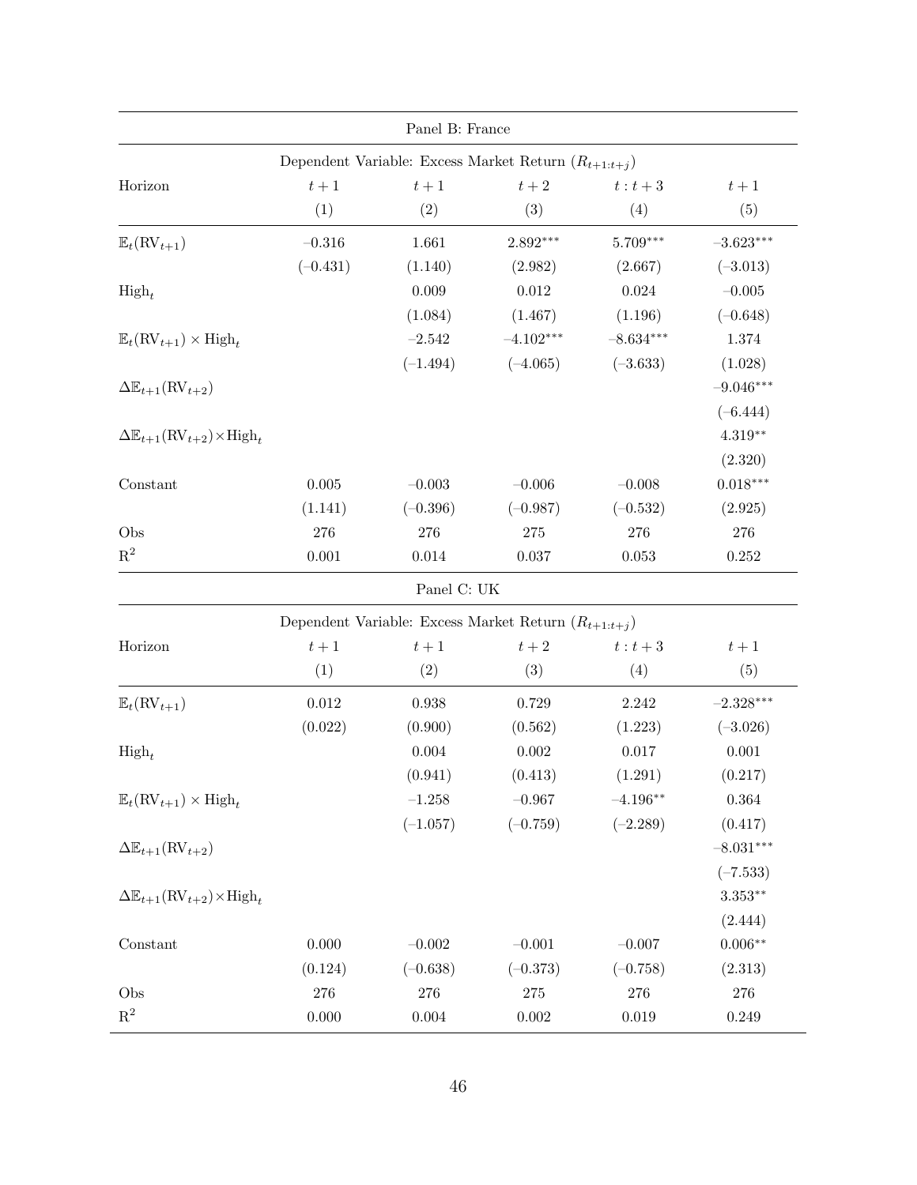| Panel B: France | | | | | |
|---|---|---|---|---|---|
| | Dependent Variable: Excess Market Return ($R_{t+1:t+j}$) | | | | |
| Horizon | $t+1$ | $t+1$ | $t+2$ | $t:t+3$ | $t+1$ |
| | (1) | (2) | (3) | (4) | (5) |
| $\mathbb{E}_t(\text{RV}_{t+1})$ | –0.316 | 1.661 | 2.892*** | 5.709*** | –3.623*** |
| | (–0.431) | (1.140) | (2.982) | (2.667) | (–3.013) |
| $\text{High}_t$ | | 0.009 | 0.012 | 0.024 | –0.005 |
| | | (1.084) | (1.467) | (1.196) | (–0.648) |
| $\mathbb{E}_t(\text{RV}_{t+1}) \times \text{High}_t$ | | –2.542 | –4.102*** | –8.634*** | 1.374 |
| | | (–1.494) | (–4.065) | (–3.633) | (1.028) |
| $\Delta\mathbb{E}_{t+1}(\text{RV}_{t+2})$ | | | | | –9.046*** |
| | | | | | (–6.444) |
| $\Delta\mathbb{E}_{t+1}(\text{RV}_{t+2}) \times \text{High}_t$ | | | | | 4.319** |
| | | | | | (2.320) |
| Constant | 0.005 | –0.003 | –0.006 | –0.008 | 0.018*** |
| | (1.141) | (–0.396) | (–0.987) | (–0.532) | (2.925) |
| Obs | 276 | 276 | 275 | 276 | 276 |
| $R^2$ | 0.001 | 0.014 | 0.037 | 0.053 | 0.252 |

| Panel C: UK | | | | | |
|---|---|---|---|---|---|
| | Dependent Variable: Excess Market Return ($R_{t+1:t+j}$) | | | | |
| Horizon | $t+1$ | $t+1$ | $t+2$ | $t:t+3$ | $t+1$ |
| | (1) | (2) | (3) | (4) | (5) |
| $\mathbb{E}_t(\text{RV}_{t+1})$ | 0.012 | 0.938 | 0.729 | 2.242 | –2.328*** |
| | (0.022) | (0.900) | (0.562) | (1.223) | (–3.026) |
| $\text{High}_t$ | | 0.004 | 0.002 | 0.017 | 0.001 |
| | | (0.941) | (0.413) | (1.291) | (0.217) |
| $\mathbb{E}_t(\text{RV}_{t+1}) \times \text{High}_t$ | | –1.258 | –0.967 | –4.196** | 0.364 |
| | | (–1.057) | (–0.759) | (–2.289) | (0.417) |
| $\Delta\mathbb{E}_{t+1}(\text{RV}_{t+2})$ | | | | | –8.031*** |
| | | | | | (–7.533) |
| $\Delta\mathbb{E}_{t+1}(\text{RV}_{t+2}) \times \text{High}_t$ | | | | | 3.353** |
| | | | | | (2.444) |
| Constant | 0.000 | –0.002 | –0.001 | –0.007 | 0.006** |
| | (0.124) | (–0.638) | (–0.373) | (–0.758) | (2.313) |
| Obs | 276 | 276 | 275 | 276 | 276 |
| $R^2$ | 0.000 | 0.004 | 0.002 | 0.019 | 0.249 |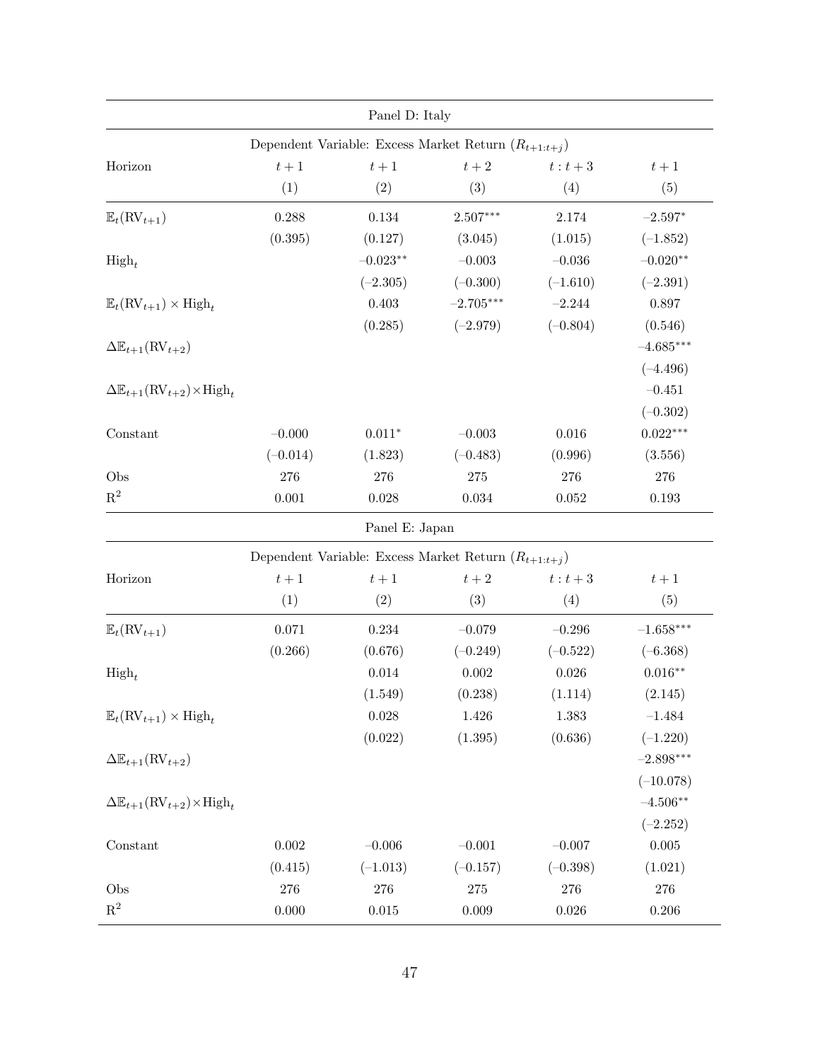| Panel D: Italy | | | | | |
|---|---|---|---|---|---|
| | Dependent Variable: Excess Market Return ($R_{t+1:t+j}$) | | | | |
| Horizon | $t+1$ | $t+1$ | $t+2$ | $t:t+3$ | $t+1$ |
| | (1) | (2) | (3) | (4) | (5) |
| $\mathbb{E}_t(\text{RV}_{t+1})$ | 0.288 | 0.134 | 2.507*** | 2.174 | –2.597* |
| | (0.395) | (0.127) | (3.045) | (1.015) | (–1.852) |
| $\text{High}_t$ | | –0.023** | –0.003 | –0.036 | –0.020** |
| | | (–2.305) | (–0.300) | (–1.610) | (–2.391) |
| $\mathbb{E}_t(\text{RV}_{t+1}) \times \text{High}_t$ | | 0.403 | –2.705*** | –2.244 | 0.897 |
| | | (0.285) | (–2.979) | (–0.804) | (0.546) |
| $\Delta\mathbb{E}_{t+1}(\text{RV}_{t+2})$ | | | | | –4.685*** |
| | | | | | (–4.496) |
| $\Delta\mathbb{E}_{t+1}(\text{RV}_{t+2})\times\text{High}_t$ | | | | | –0.451 |
| | | | | | (–0.302) |
| Constant | –0.000 | 0.011* | –0.003 | 0.016 | 0.022*** |
| | (–0.014) | (1.823) | (–0.483) | (0.996) | (3.556) |
| Obs | 276 | 276 | 275 | 276 | 276 |
| $\text{R}^2$ | 0.001 | 0.028 | 0.034 | 0.052 | 0.193 |

| Panel E: Japan | | | | | |
|---|---|---|---|---|---|
| | Dependent Variable: Excess Market Return ($R_{t+1:t+j}$) | | | | |
| Horizon | $t+1$ | $t+1$ | $t+2$ | $t:t+3$ | $t+1$ |
| | (1) | (2) | (3) | (4) | (5) |
| $\mathbb{E}_t(\text{RV}_{t+1})$ | 0.071 | 0.234 | –0.079 | –0.296 | –1.658*** |
| | (0.266) | (0.676) | (–0.249) | (–0.522) | (–6.368) |
| $\text{High}_t$ | | 0.014 | 0.002 | 0.026 | 0.016** |
| | | (1.549) | (0.238) | (1.114) | (2.145) |
| $\mathbb{E}_t(\text{RV}_{t+1}) \times \text{High}_t$ | | 0.028 | 1.426 | 1.383 | –1.484 |
| | | (0.022) | (1.395) | (0.636) | (–1.220) |
| $\Delta\mathbb{E}_{t+1}(\text{RV}_{t+2})$ | | | | | –2.898*** |
| | | | | | (–10.078) |
| $\Delta\mathbb{E}_{t+1}(\text{RV}_{t+2})\times\text{High}_t$ | | | | | –4.506** |
| | | | | | (–2.252) |
| Constant | 0.002 | –0.006 | –0.001 | –0.007 | 0.005 |
| | (0.415) | (–1.013) | (–0.157) | (–0.398) | (1.021) |
| Obs | 276 | 276 | 275 | 276 | 276 |
| $\text{R}^2$ | 0.000 | 0.015 | 0.009 | 0.026 | 0.206 |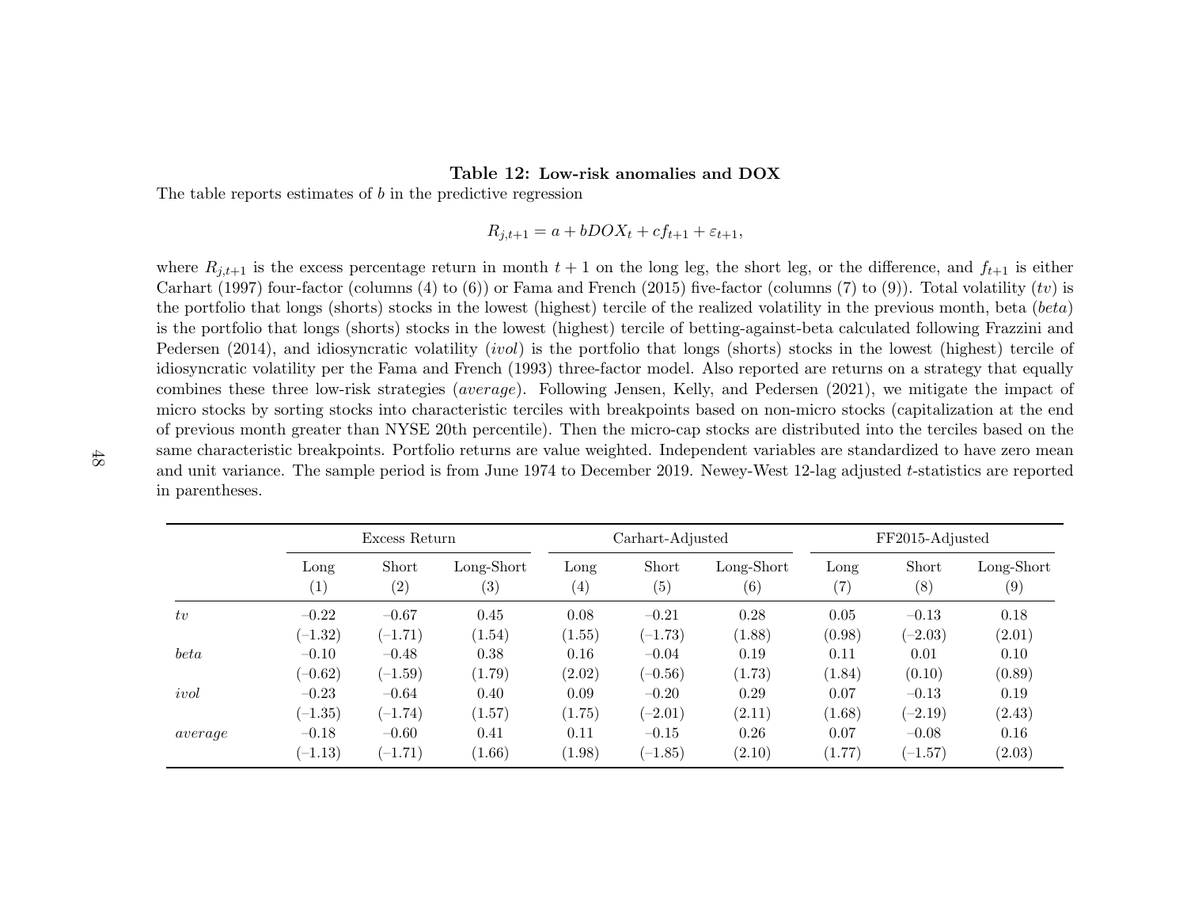**Table 12: Low-risk anomalies and DOX**

The table reports estimates of $b$ in the predictive regression

$$R_{j,t+1} = a + bDOX_t + cf_{t+1} + \varepsilon_{t+1},$$

where $R_{j,t+1}$ is the excess percentage return in month $t+1$ on the long leg, the short leg, or the difference, and $f_{t+1}$ is either Carhart (1997) four-factor (columns (4) to (6)) or Fama and French (2015) five-factor (columns (7) to (9)). Total volatility ($tv$) is the portfolio that longs (shorts) stocks in the lowest (highest) tercile of the realized volatility in the previous month, beta ($beta$) is the portfolio that longs (shorts) stocks in the lowest (highest) tercile of betting-against-beta calculated following Frazzini and Pedersen (2014), and idiosyncratic volatility ($ivol$) is the portfolio that longs (shorts) stocks in the lowest (highest) tercile of idiosyncratic volatility per the Fama and French (1993) three-factor model. Also reported are returns on a strategy that equally combines these three low-risk strategies ($average$). Following Jensen, Kelly, and Pedersen (2021), we mitigate the impact of micro stocks by sorting stocks into characteristic terciles with breakpoints based on non-micro stocks (capitalization at the end of previous month greater than NYSE 20th percentile). Then the micro-cap stocks are distributed into the terciles based on the same characteristic breakpoints. Portfolio returns are value weighted. Independent variables are standardized to have zero mean and unit variance. The sample period is from June 1974 to December 2019. Newey-West 12-lag adjusted $t$-statistics are reported in parentheses.

| | Excess Return | | | Carhart-Adjusted | | | FF2015-Adjusted | | |
|---|---|---|---|---|---|---|---|---|---|
| | Long | Short | Long-Short | Long | Short | Long-Short | Long | Short | Long-Short |
| | (1) | (2) | (3) | (4) | (5) | (6) | (7) | (8) | (9) |
| $tv$ | –0.22 | –0.67 | 0.45 | 0.08 | –0.21 | 0.28 | 0.05 | –0.13 | 0.18 |
| | (–1.32) | (–1.71) | (1.54) | (1.55) | (–1.73) | (1.88) | (0.98) | (–2.03) | (2.01) |
| $beta$ | –0.10 | –0.48 | 0.38 | 0.16 | –0.04 | 0.19 | 0.11 | 0.01 | 0.10 |
| | (–0.62) | (–1.59) | (1.79) | (2.02) | (–0.56) | (1.73) | (1.84) | (0.10) | (0.89) |
| $ivol$ | –0.23 | –0.64 | 0.40 | 0.09 | –0.20 | 0.29 | 0.07 | –0.13 | 0.19 |
| | (–1.35) | (–1.74) | (1.57) | (1.75) | (–2.01) | (2.11) | (1.68) | (–2.19) | (2.43) |
| $average$ | –0.18 | –0.60 | 0.41 | 0.11 | –0.15 | 0.26 | 0.07 | –0.08 | 0.16 |
| | (–1.13) | (–1.71) | (1.66) | (1.98) | (–1.85) | (2.10) | (1.77) | (–1.57) | (2.03) |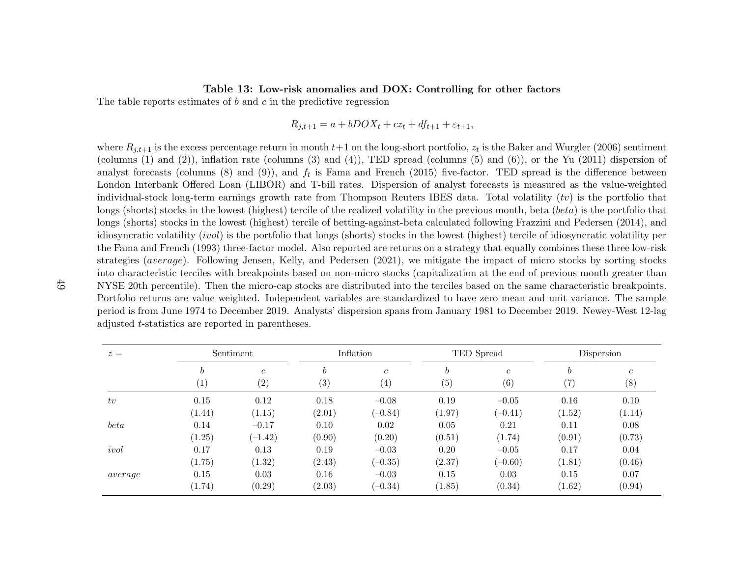**Table 13: Low-risk anomalies and DOX: Controlling for other factors**

The table reports estimates of $b$ and $c$ in the predictive regression

$$R_{j,t+1} = a + bDOX_t + cz_t + df_{t+1} + \varepsilon_{t+1},$$

where $R_{j,t+1}$ is the excess percentage return in month $t+1$ on the long-short portfolio, $z_t$ is the Baker and Wurgler (2006) sentiment (columns (1) and (2)), inflation rate (columns (3) and (4)), TED spread (columns (5) and (6)), or the Yu (2011) dispersion of analyst forecasts (columns (8) and (9)), and $f_t$ is Fama and French (2015) five-factor. TED spread is the difference between London Interbank Offered Loan (LIBOR) and T-bill rates. Dispersion of analyst forecasts is measured as the value-weighted individual-stock long-term earnings growth rate from Thompson Reuters IBES data. Total volatility ($tv$) is the portfolio that longs (shorts) stocks in the lowest (highest) tercile of the realized volatility in the previous month, beta ($beta$) is the portfolio that longs (shorts) stocks in the lowest (highest) tercile of betting-against-beta calculated following Frazzini and Pedersen (2014), and idiosyncratic volatility ($ivol$) is the portfolio that longs (shorts) stocks in the lowest (highest) tercile of idiosyncratic volatility per the Fama and French (1993) three-factor model. Also reported are returns on a strategy that equally combines these three low-risk strategies ($average$). Following Jensen, Kelly, and Pedersen (2021), we mitigate the impact of micro stocks by sorting stocks into characteristic terciles with breakpoints based on non-micro stocks (capitalization at the end of previous month greater than NYSE 20th percentile). Then the micro-cap stocks are distributed into the terciles based on the same characteristic breakpoints. Portfolio returns are value weighted. Independent variables are standardized to have zero mean and unit variance. The sample period is from June 1974 to December 2019. Analysts' dispersion spans from January 1981 to December 2019. Newey-West 12-lag adjusted $t$-statistics are reported in parentheses.

| $z=$ | Sentiment | | Inflation | | TED Spread | | Dispersion | |
|---|---|---|---|---|---|---|---|---|
| | $b$ | $c$ | $b$ | $c$ | $b$ | $c$ | $b$ | $c$ |
| | (1) | (2) | (3) | (4) | (5) | (6) | (7) | (8) |
| $tv$ | 0.15 | 0.12 | 0.18 | −0.08 | 0.19 | −0.05 | 0.16 | 0.10 |
| | (1.44) | (1.15) | (2.01) | (−0.84) | (1.97) | (−0.41) | (1.52) | (1.14) |
| $beta$ | 0.14 | −0.17 | 0.10 | 0.02 | 0.05 | 0.21 | 0.11 | 0.08 |
| | (1.25) | (−1.42) | (0.90) | (0.20) | (0.51) | (1.74) | (0.91) | (0.73) |
| $ivol$ | 0.17 | 0.13 | 0.19 | −0.03 | 0.20 | −0.05 | 0.17 | 0.04 |
| | (1.75) | (1.32) | (2.43) | (−0.35) | (2.37) | (−0.60) | (1.81) | (0.46) |
| $average$ | 0.15 | 0.03 | 0.16 | −0.03 | 0.15 | 0.03 | 0.15 | 0.07 |
| | (1.74) | (0.29) | (2.03) | (−0.34) | (1.85) | (0.34) | (1.62) | (0.94) |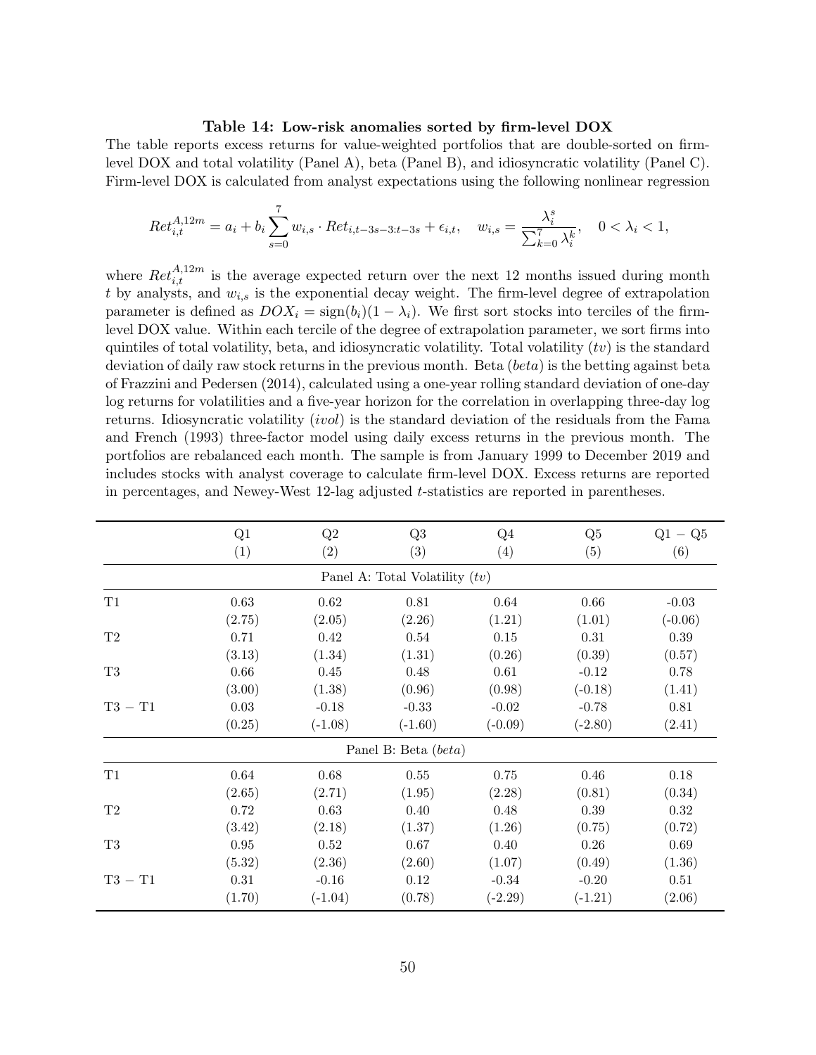**Table 14: Low-risk anomalies sorted by firm-level DOX**

The table reports excess returns for value-weighted portfolios that are double-sorted on firm-level DOX and total volatility (Panel A), beta (Panel B), and idiosyncratic volatility (Panel C). Firm-level DOX is calculated from analyst expectations using the following nonlinear regression

$$Ret_{i,t}^{A,12m} = a_i + b_i \sum_{s=0}^{7} w_{i,s} \cdot Ret_{i,t-3s-3:t-3s} + \epsilon_{i,t}, \quad w_{i,s} = \frac{\lambda_i^s}{\sum_{k=0}^{7} \lambda_i^k}, \quad 0 < \lambda_i < 1,$$

where $Ret_{i,t}^{A,12m}$ is the average expected return over the next 12 months issued during month $t$ by analysts, and $w_{i,s}$ is the exponential decay weight. The firm-level degree of extrapolation parameter is defined as $DOX_i = \text{sign}(b_i)(1 - \lambda_i)$. We first sort stocks into terciles of the firm-level DOX value. Within each tercile of the degree of extrapolation parameter, we sort firms into quintiles of total volatility, beta, and idiosyncratic volatility. Total volatility ($tv$) is the standard deviation of daily raw stock returns in the previous month. Beta ($beta$) is the betting against beta of Frazzini and Pedersen (2014), calculated using a one-year rolling standard deviation of one-day log returns for volatilities and a five-year horizon for the correlation in overlapping three-day log returns. Idiosyncratic volatility ($ivol$) is the standard deviation of the residuals from the Fama and French (1993) three-factor model using daily excess returns in the previous month. The portfolios are rebalanced each month. The sample is from January 1999 to December 2019 and includes stocks with analyst coverage to calculate firm-level DOX. Excess returns are reported in percentages, and Newey-West 12-lag adjusted $t$-statistics are reported in parentheses.

| | Q1 | Q2 | Q3 | Q4 | Q5 | Q1 − Q5 |
|---|---|---|---|---|---|---|
| | (1) | (2) | (3) | (4) | (5) | (6) |
| | | | Panel A: Total Volatility ($tv$) | | | |
| T1 | 0.63 | 0.62 | 0.81 | 0.64 | 0.66 | -0.03 |
| | (2.75) | (2.05) | (2.26) | (1.21) | (1.01) | (-0.06) |
| T2 | 0.71 | 0.42 | 0.54 | 0.15 | 0.31 | 0.39 |
| | (3.13) | (1.34) | (1.31) | (0.26) | (0.39) | (0.57) |
| T3 | 0.66 | 0.45 | 0.48 | 0.61 | -0.12 | 0.78 |
| | (3.00) | (1.38) | (0.96) | (0.98) | (-0.18) | (1.41) |
| T3 − T1 | 0.03 | -0.18 | -0.33 | -0.02 | -0.78 | 0.81 |
| | (0.25) | (-1.08) | (-1.60) | (-0.09) | (-2.80) | (2.41) |
| | | | Panel B: Beta ($beta$) | | | |
| T1 | 0.64 | 0.68 | 0.55 | 0.75 | 0.46 | 0.18 |
| | (2.65) | (2.71) | (1.95) | (2.28) | (0.81) | (0.34) |
| T2 | 0.72 | 0.63 | 0.40 | 0.48 | 0.39 | 0.32 |
| | (3.42) | (2.18) | (1.37) | (1.26) | (0.75) | (0.72) |
| T3 | 0.95 | 0.52 | 0.67 | 0.40 | 0.26 | 0.69 |
| | (5.32) | (2.36) | (2.60) | (1.07) | (0.49) | (1.36) |
| T3 − T1 | 0.31 | -0.16 | 0.12 | -0.34 | -0.20 | 0.51 |
| | (1.70) | (-1.04) | (0.78) | (-2.29) | (-1.21) | (2.06) |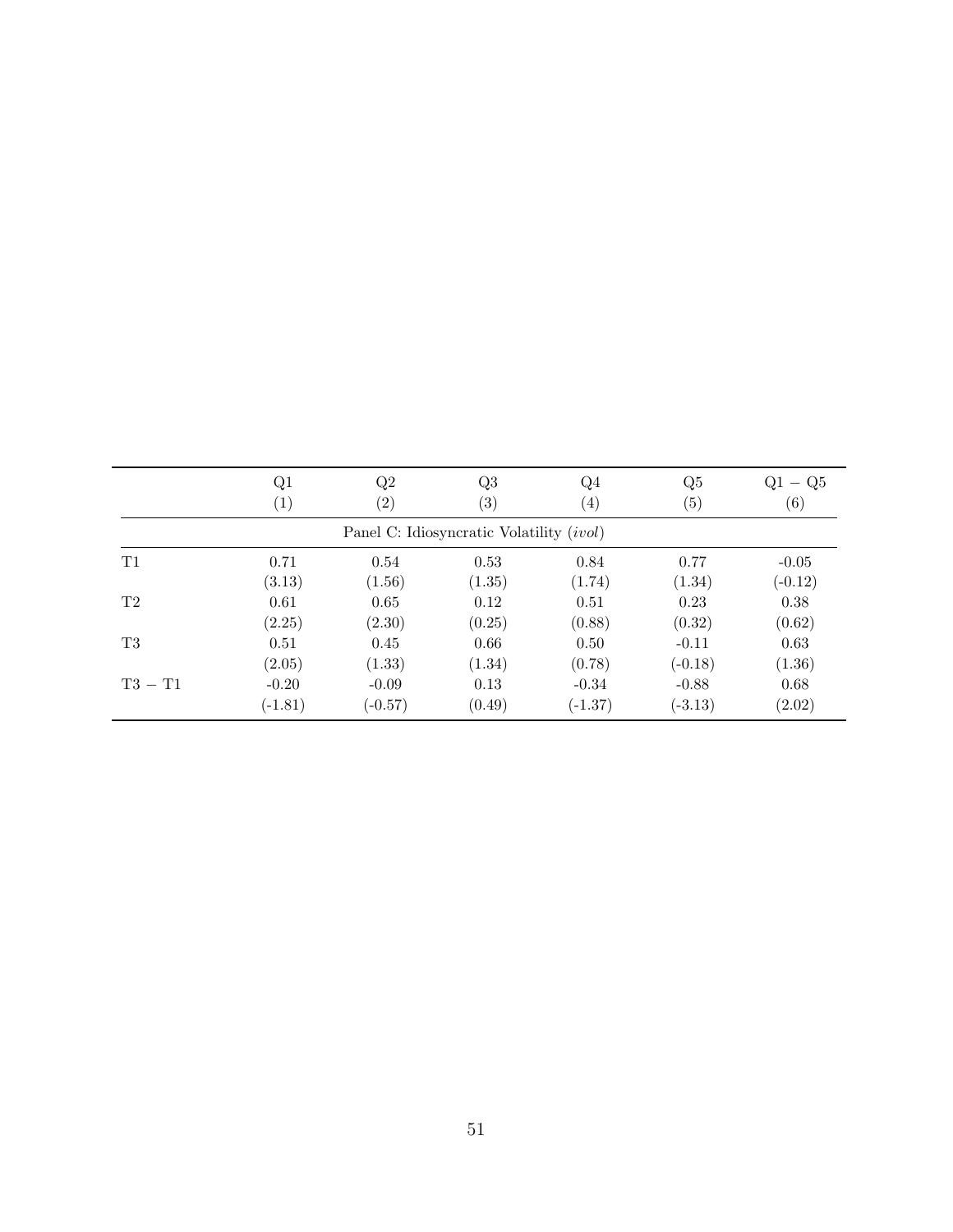|  | Q1 | Q2 | Q3 | Q4 | Q5 | Q1 − Q5 |
|---|---|---|---|---|---|---|
|  | (1) | (2) | (3) | (4) | (5) | (6) |
| Panel C: Idiosyncratic Volatility (*ivol*) | | | | | | |
| T1 | 0.71 | 0.54 | 0.53 | 0.84 | 0.77 | -0.05 |
|  | (3.13) | (1.56) | (1.35) | (1.74) | (1.34) | (-0.12) |
| T2 | 0.61 | 0.65 | 0.12 | 0.51 | 0.23 | 0.38 |
|  | (2.25) | (2.30) | (0.25) | (0.88) | (0.32) | (0.62) |
| T3 | 0.51 | 0.45 | 0.66 | 0.50 | -0.11 | 0.63 |
|  | (2.05) | (1.33) | (1.34) | (0.78) | (-0.18) | (1.36) |
| T3 − T1 | -0.20 | -0.09 | 0.13 | -0.34 | -0.88 | 0.68 |
|  | (-1.81) | (-0.57) | (0.49) | (-1.37) | (-3.13) | (2.02) |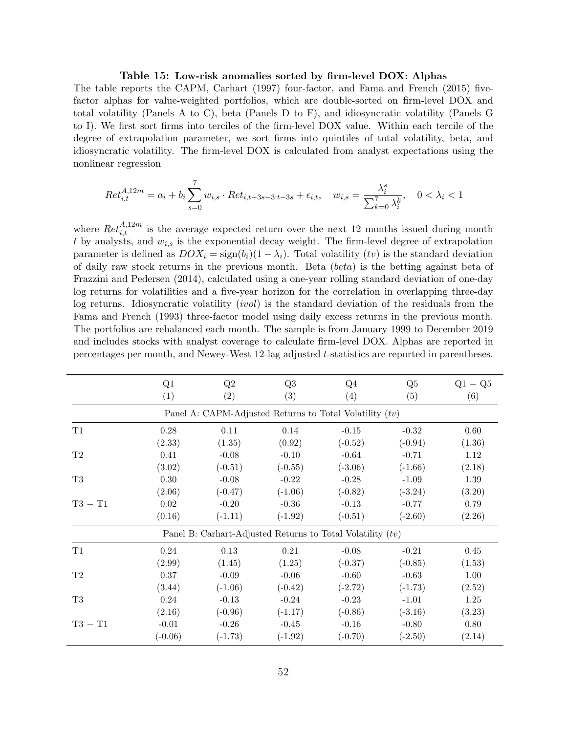**Table 15: Low-risk anomalies sorted by firm-level DOX: Alphas**

The table reports the CAPM, Carhart (1997) four-factor, and Fama and French (2015) five-factor alphas for value-weighted portfolios, which are double-sorted on firm-level DOX and total volatility (Panels A to C), beta (Panels D to F), and idiosyncratic volatility (Panels G to I). We first sort firms into terciles of the firm-level DOX value. Within each tercile of the degree of extrapolation parameter, we sort firms into quintiles of total volatility, beta, and idiosyncratic volatility. The firm-level DOX is calculated from analyst expectations using the nonlinear regression

$$Ret_{i,t}^{A,12m} = a_i + b_i \sum_{s=0}^{7} w_{i,s} \cdot Ret_{i,t-3s-3:t-3s} + \epsilon_{i,t}, \quad w_{i,s} = \frac{\lambda_i^s}{\sum_{k=0}^{7} \lambda_i^k}, \quad 0 < \lambda_i < 1$$

where $Ret_{i,t}^{A,12m}$ is the average expected return over the next 12 months issued during month $t$ by analysts, and $w_{i,s}$ is the exponential decay weight. The firm-level degree of extrapolation parameter is defined as $DOX_i = \text{sign}(b_i)(1 - \lambda_i)$. Total volatility ($tv$) is the standard deviation of daily raw stock returns in the previous month. Beta ($beta$) is the betting against beta of Frazzini and Pedersen (2014), calculated using a one-year rolling standard deviation of one-day log returns for volatilities and a five-year horizon for the correlation in overlapping three-day log returns. Idiosyncratic volatility ($ivol$) is the standard deviation of the residuals from the Fama and French (1993) three-factor model using daily excess returns in the previous month. The portfolios are rebalanced each month. The sample is from January 1999 to December 2019 and includes stocks with analyst coverage to calculate firm-level DOX. Alphas are reported in percentages per month, and Newey-West 12-lag adjusted $t$-statistics are reported in parentheses.

| | Q1 | Q2 | Q3 | Q4 | Q5 | Q1 − Q5 |
|---|---|---|---|---|---|---|
| | (1) | (2) | (3) | (4) | (5) | (6) |
| **Panel A: CAPM-Adjusted Returns to Total Volatility ($tv$)** | | | | | | |
| T1 | 0.28 | 0.11 | 0.14 | -0.15 | -0.32 | 0.60 |
| | (2.33) | (1.35) | (0.92) | (-0.52) | (-0.94) | (1.36) |
| T2 | 0.41 | -0.08 | -0.10 | -0.64 | -0.71 | 1.12 |
| | (3.02) | (-0.51) | (-0.55) | (-3.06) | (-1.66) | (2.18) |
| T3 | 0.30 | -0.08 | -0.22 | -0.28 | -1.09 | 1.39 |
| | (2.06) | (-0.47) | (-1.06) | (-0.82) | (-3.24) | (3.20) |
| T3 − T1 | 0.02 | -0.20 | -0.36 | -0.13 | -0.77 | 0.79 |
| | (0.16) | (-1.11) | (-1.92) | (-0.51) | (-2.60) | (2.26) |
| **Panel B: Carhart-Adjusted Returns to Total Volatility ($tv$)** | | | | | | |
| T1 | 0.24 | 0.13 | 0.21 | -0.08 | -0.21 | 0.45 |
| | (2.99) | (1.45) | (1.25) | (-0.37) | (-0.85) | (1.53) |
| T2 | 0.37 | -0.09 | -0.06 | -0.60 | -0.63 | 1.00 |
| | (3.44) | (-1.06) | (-0.42) | (-2.72) | (-1.73) | (2.52) |
| T3 | 0.24 | -0.13 | -0.24 | -0.23 | -1.01 | 1.25 |
| | (2.16) | (-0.96) | (-1.17) | (-0.86) | (-3.16) | (3.23) |
| T3 − T1 | -0.01 | -0.26 | -0.45 | -0.16 | -0.80 | 0.80 |
| | (-0.06) | (-1.73) | (-1.92) | (-0.70) | (-2.50) | (2.14) |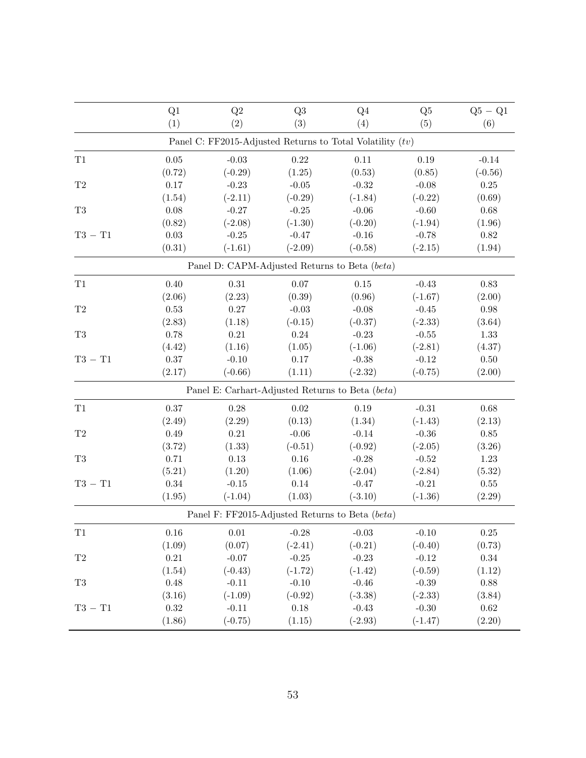| | Q1 | Q2 | Q3 | Q4 | Q5 | Q5 − Q1 |
|---|---|---|---|---|---|---|
| | (1) | (2) | (3) | (4) | (5) | (6) |
| **Panel C: FF2015-Adjusted Returns to Total Volatility (*tv*)** | | | | | | |
| T1 | 0.05 | -0.03 | 0.22 | 0.11 | 0.19 | -0.14 |
| | (0.72) | (-0.29) | (1.25) | (0.53) | (0.85) | (-0.56) |
| T2 | 0.17 | -0.23 | -0.05 | -0.32 | -0.08 | 0.25 |
| | (1.54) | (-2.11) | (-0.29) | (-1.84) | (-0.22) | (0.69) |
| T3 | 0.08 | -0.27 | -0.25 | -0.06 | -0.60 | 0.68 |
| | (0.82) | (-2.08) | (-1.30) | (-0.20) | (-1.94) | (1.96) |
| T3 − T1 | 0.03 | -0.25 | -0.47 | -0.16 | -0.78 | 0.82 |
| | (0.31) | (-1.61) | (-2.09) | (-0.58) | (-2.15) | (1.94) |
| **Panel D: CAPM-Adjusted Returns to Beta (*beta*)** | | | | | | |
| T1 | 0.40 | 0.31 | 0.07 | 0.15 | -0.43 | 0.83 |
| | (2.06) | (2.23) | (0.39) | (0.96) | (-1.67) | (2.00) |
| T2 | 0.53 | 0.27 | -0.03 | -0.08 | -0.45 | 0.98 |
| | (2.83) | (1.18) | (-0.15) | (-0.37) | (-2.33) | (3.64) |
| T3 | 0.78 | 0.21 | 0.24 | -0.23 | -0.55 | 1.33 |
| | (4.42) | (1.16) | (1.05) | (-1.06) | (-2.81) | (4.37) |
| T3 − T1 | 0.37 | -0.10 | 0.17 | -0.38 | -0.12 | 0.50 |
| | (2.17) | (-0.66) | (1.11) | (-2.32) | (-0.75) | (2.00) |
| **Panel E: Carhart-Adjusted Returns to Beta (*beta*)** | | | | | | |
| T1 | 0.37 | 0.28 | 0.02 | 0.19 | -0.31 | 0.68 |
| | (2.49) | (2.29) | (0.13) | (1.34) | (-1.43) | (2.13) |
| T2 | 0.49 | 0.21 | -0.06 | -0.14 | -0.36 | 0.85 |
| | (3.72) | (1.33) | (-0.51) | (-0.92) | (-2.05) | (3.26) |
| T3 | 0.71 | 0.13 | 0.16 | -0.28 | -0.52 | 1.23 |
| | (5.21) | (1.20) | (1.06) | (-2.04) | (-2.84) | (5.32) |
| T3 − T1 | 0.34 | -0.15 | 0.14 | -0.47 | -0.21 | 0.55 |
| | (1.95) | (-1.04) | (1.03) | (-3.10) | (-1.36) | (2.29) |
| **Panel F: FF2015-Adjusted Returns to Beta (*beta*)** | | | | | | |
| T1 | 0.16 | 0.01 | -0.28 | -0.03 | -0.10 | 0.25 |
| | (1.09) | (0.07) | (-2.41) | (-0.21) | (-0.40) | (0.73) |
| T2 | 0.21 | -0.07 | -0.25 | -0.23 | -0.12 | 0.34 |
| | (1.54) | (-0.43) | (-1.72) | (-1.42) | (-0.59) | (1.12) |
| T3 | 0.48 | -0.11 | -0.10 | -0.46 | -0.39 | 0.88 |
| | (3.16) | (-1.09) | (-0.92) | (-3.38) | (-2.33) | (3.84) |
| T3 − T1 | 0.32 | -0.11 | 0.18 | -0.43 | -0.30 | 0.62 |
| | (1.86) | (-0.75) | (1.15) | (-2.93) | (-1.47) | (2.20) |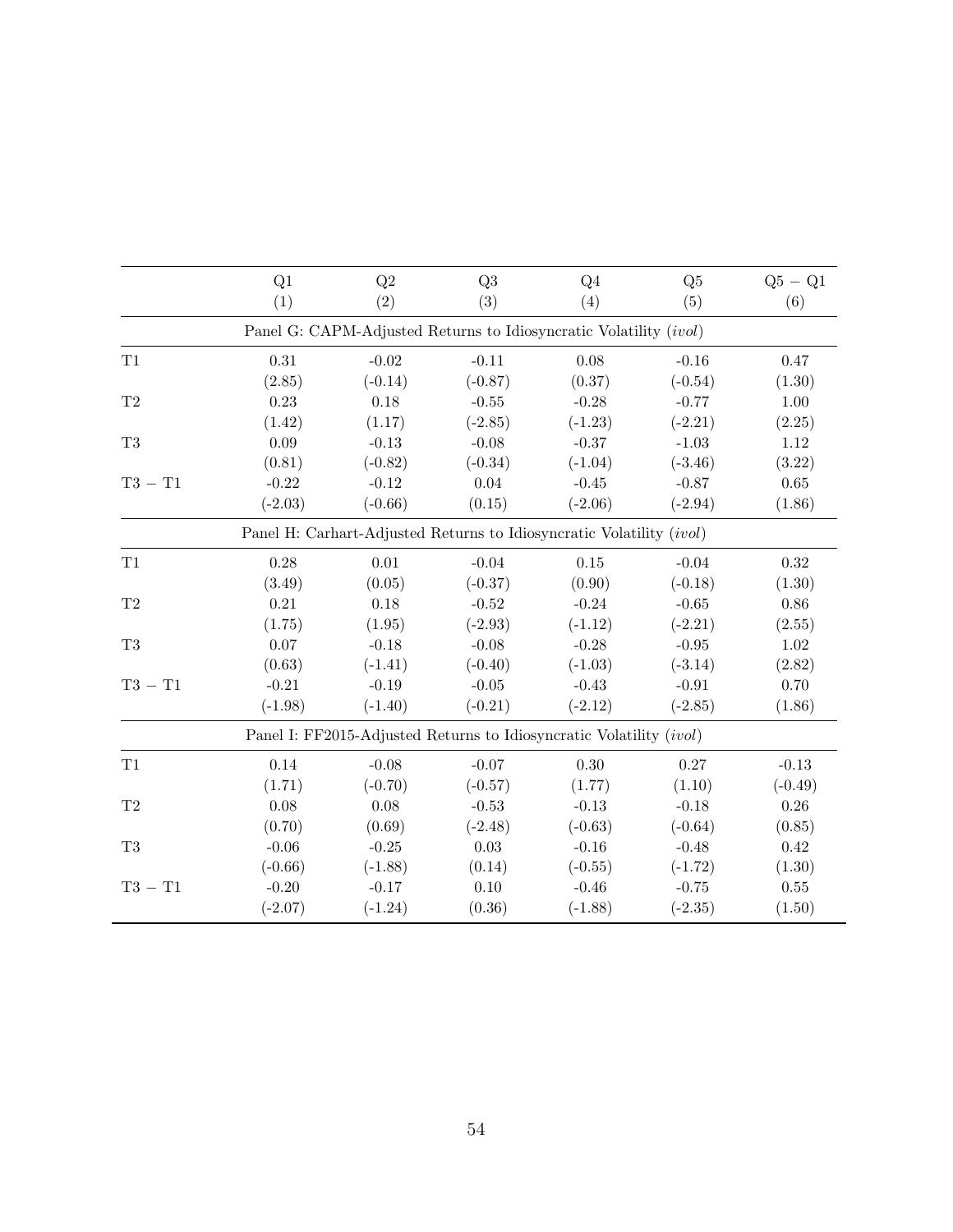| | Q1 | Q2 | Q3 | Q4 | Q5 | Q5 − Q1 |
|---|---|---|---|---|---|---|
| | (1) | (2) | (3) | (4) | (5) | (6) |
| **Panel G: CAPM-Adjusted Returns to Idiosyncratic Volatility (*ivol*)** | | | | | | |
| T1 | 0.31 | -0.02 | -0.11 | 0.08 | -0.16 | 0.47 |
| | (2.85) | (-0.14) | (-0.87) | (0.37) | (-0.54) | (1.30) |
| T2 | 0.23 | 0.18 | -0.55 | -0.28 | -0.77 | 1.00 |
| | (1.42) | (1.17) | (-2.85) | (-1.23) | (-2.21) | (2.25) |
| T3 | 0.09 | -0.13 | -0.08 | -0.37 | -1.03 | 1.12 |
| | (0.81) | (-0.82) | (-0.34) | (-1.04) | (-3.46) | (3.22) |
| T3 − T1 | -0.22 | -0.12 | 0.04 | -0.45 | -0.87 | 0.65 |
| | (-2.03) | (-0.66) | (0.15) | (-2.06) | (-2.94) | (1.86) |
| **Panel H: Carhart-Adjusted Returns to Idiosyncratic Volatility (*ivol*)** | | | | | | |
| T1 | 0.28 | 0.01 | -0.04 | 0.15 | -0.04 | 0.32 |
| | (3.49) | (0.05) | (-0.37) | (0.90) | (-0.18) | (1.30) |
| T2 | 0.21 | 0.18 | -0.52 | -0.24 | -0.65 | 0.86 |
| | (1.75) | (1.95) | (-2.93) | (-1.12) | (-2.21) | (2.55) |
| T3 | 0.07 | -0.18 | -0.08 | -0.28 | -0.95 | 1.02 |
| | (0.63) | (-1.41) | (-0.40) | (-1.03) | (-3.14) | (2.82) |
| T3 − T1 | -0.21 | -0.19 | -0.05 | -0.43 | -0.91 | 0.70 |
| | (-1.98) | (-1.40) | (-0.21) | (-2.12) | (-2.85) | (1.86) |
| **Panel I: FF2015-Adjusted Returns to Idiosyncratic Volatility (*ivol*)** | | | | | | |
| T1 | 0.14 | -0.08 | -0.07 | 0.30 | 0.27 | -0.13 |
| | (1.71) | (-0.70) | (-0.57) | (1.77) | (1.10) | (-0.49) |
| T2 | 0.08 | 0.08 | -0.53 | -0.13 | -0.18 | 0.26 |
| | (0.70) | (0.69) | (-2.48) | (-0.63) | (-0.64) | (0.85) |
| T3 | -0.06 | -0.25 | 0.03 | -0.16 | -0.48 | 0.42 |
| | (-0.66) | (-1.88) | (0.14) | (-0.55) | (-1.72) | (1.30) |
| T3 − T1 | -0.20 | -0.17 | 0.10 | -0.46 | -0.75 | 0.55 |
| | (-2.07) | (-1.24) | (0.36) | (-1.88) | (-2.35) | (1.50) |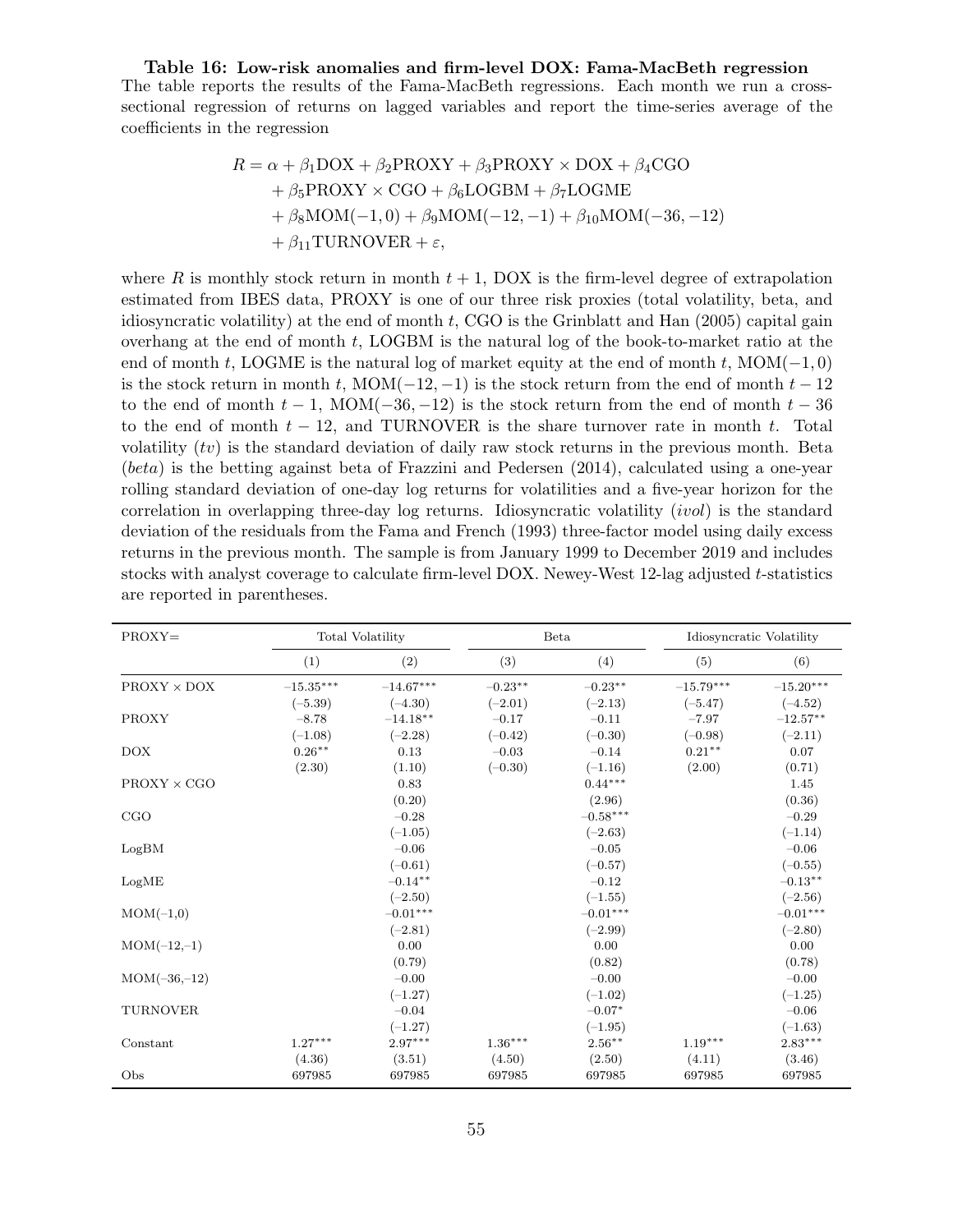**Table 16: Low-risk anomalies and firm-level DOX: Fama-MacBeth regression**
The table reports the results of the Fama-MacBeth regressions. Each month we run a cross-sectional regression of returns on lagged variables and report the time-series average of the coefficients in the regression

$$
\begin{aligned}
R = \alpha &+ \beta_1 \text{DOX} + \beta_2 \text{PROXY} + \beta_3 \text{PROXY} \times \text{DOX} + \beta_4 \text{CGO} \\
&+ \beta_5 \text{PROXY} \times \text{CGO} + \beta_6 \text{LOGBM} + \beta_7 \text{LOGME} \\
&+ \beta_8 \text{MOM}(-1, 0) + \beta_9 \text{MOM}(-12, -1) + \beta_{10} \text{MOM}(-36, -12) \\
&+ \beta_{11} \text{TURNOVER} + \varepsilon,
\end{aligned}
$$

where $R$ is monthly stock return in month $t+1$, DOX is the firm-level degree of extrapolation estimated from IBES data, PROXY is one of our three risk proxies (total volatility, beta, and idiosyncratic volatility) at the end of month $t$, CGO is the Grinblatt and Han (2005) capital gain overhang at the end of month $t$, LOGBM is the natural log of the book-to-market ratio at the end of month $t$, LOGME is the natural log of market equity at the end of month $t$, MOM$(-1, 0)$ is the stock return in month $t$, MOM$(-12, -1)$ is the stock return from the end of month $t-12$ to the end of month $t-1$, MOM$(-36, -12)$ is the stock return from the end of month $t-36$ to the end of month $t-12$, and TURNOVER is the share turnover rate in month $t$. Total volatility (*tv*) is the standard deviation of daily raw stock returns in the previous month. Beta (*beta*) is the betting against beta of Frazzini and Pedersen (2014), calculated using a one-year rolling standard deviation of one-day log returns for volatilities and a five-year horizon for the correlation in overlapping three-day log returns. Idiosyncratic volatility (*ivol*) is the standard deviation of the residuals from the Fama and French (1993) three-factor model using daily excess returns in the previous month. The sample is from January 1999 to December 2019 and includes stocks with analyst coverage to calculate firm-level DOX. Newey-West 12-lag adjusted $t$-statistics are reported in parentheses.

| PROXY= | Total Volatility | | Beta | | Idiosyncratic Volatility | |
|---|---|---|---|---|---|---|
| | (1) | (2) | (3) | (4) | (5) | (6) |
| PROXY × DOX | −15.35*** | −14.67*** | −0.23** | −0.23** | −15.79*** | −15.20*** |
| | (−5.39) | (−4.30) | (−2.01) | (−2.13) | (−5.47) | (−4.52) |
| PROXY | −8.78 | −14.18** | −0.17 | −0.11 | −7.97 | −12.57** |
| | (−1.08) | (−2.28) | (−0.42) | (−0.30) | (−0.98) | (−2.11) |
| DOX | 0.26** | 0.13 | −0.03 | −0.14 | 0.21** | 0.07 |
| | (2.30) | (1.10) | (−0.30) | (−1.16) | (2.00) | (0.71) |
| PROXY × CGO | | 0.83 | | 0.44*** | | 1.45 |
| | | (0.20) | | (2.96) | | (0.36) |
| CGO | | −0.28 | | −0.58*** | | −0.29 |
| | | (−1.05) | | (−2.63) | | (−1.14) |
| LogBM | | −0.06 | | −0.05 | | −0.06 |
| | | (−0.61) | | (−0.57) | | (−0.55) |
| LogME | | −0.14** | | −0.12 | | −0.13** |
| | | (−2.50) | | (−1.55) | | (−2.56) |
| MOM(−1,0) | | −0.01*** | | −0.01*** | | −0.01*** |
| | | (−2.81) | | (−2.99) | | (−2.80) |
| MOM(−12,−1) | | 0.00 | | 0.00 | | 0.00 |
| | | (0.79) | | (0.82) | | (0.78) |
| MOM(−36,−12) | | −0.00 | | −0.00 | | −0.00 |
| | | (−1.27) | | (−1.02) | | (−1.25) |
| TURNOVER | | −0.04 | | −0.07* | | −0.06 |
| | | (−1.27) | | (−1.95) | | (−1.63) |
| Constant | 1.27*** | 2.97*** | 1.36*** | 2.56** | 1.19*** | 2.83*** |
| | (4.36) | (3.51) | (4.50) | (2.50) | (4.11) | (3.46) |
| Obs | 697985 | 697985 | 697985 | 697985 | 697985 | 697985 |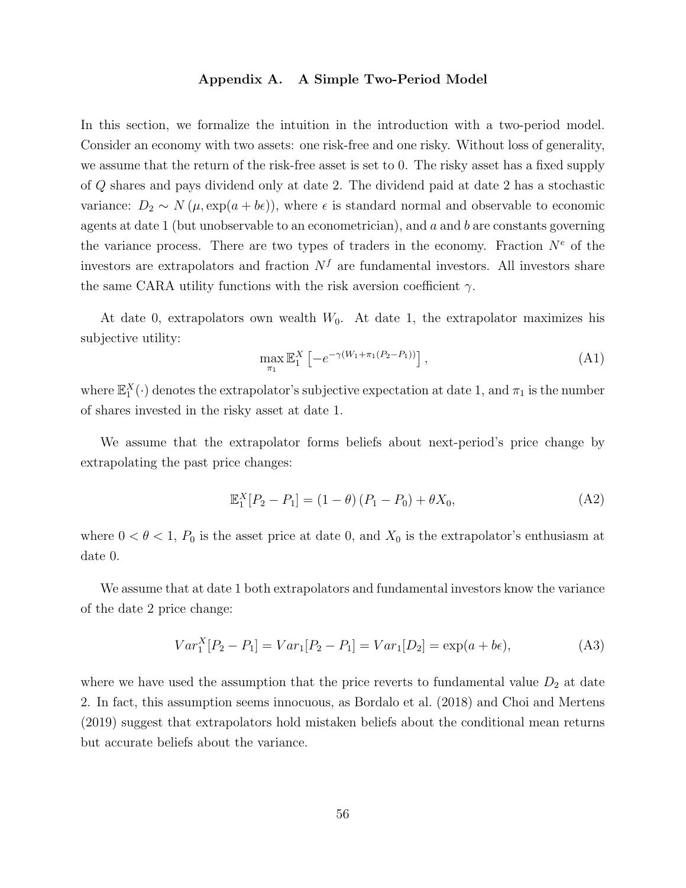## Appendix A. A Simple Two-Period Model

In this section, we formalize the intuition in the introduction with a two-period model. Consider an economy with two assets: one risk-free and one risky. Without loss of generality, we assume that the return of the risk-free asset is set to 0. The risky asset has a fixed supply of $Q$ shares and pays dividend only at date 2. The dividend paid at date 2 has a stochastic variance: $D_2 \sim N(\mu, \exp(a + b\epsilon))$, where $\epsilon$ is standard normal and observable to economic agents at date 1 (but unobservable to an econometrician), and $a$ and $b$ are constants governing the variance process. There are two types of traders in the economy. Fraction $N^e$ of the investors are extrapolators and fraction $N^f$ are fundamental investors. All investors share the same CARA utility functions with the risk aversion coefficient $\gamma$.

At date 0, extrapolators own wealth $W_0$. At date 1, the extrapolator maximizes his subjective utility:

$$\max_{\pi_1} \mathbb{E}_1^X \left[ -e^{-\gamma(W_1 + \pi_1(P_2 - P_1))} \right], \tag{A1}$$

where $\mathbb{E}_1^X(\cdot)$ denotes the extrapolator's subjective expectation at date 1, and $\pi_1$ is the number of shares invested in the risky asset at date 1.

We assume that the extrapolator forms beliefs about next-period's price change by extrapolating the past price changes:

$$\mathbb{E}_1^X[P_2 - P_1] = (1 - \theta)(P_1 - P_0) + \theta X_0, \tag{A2}$$

where $0 < \theta < 1$, $P_0$ is the asset price at date 0, and $X_0$ is the extrapolator's enthusiasm at date 0.

We assume that at date 1 both extrapolators and fundamental investors know the variance of the date 2 price change:

$$Var_1^X[P_2 - P_1] = Var_1[P_2 - P_1] = Var_1[D_2] = \exp(a + b\epsilon), \tag{A3}$$

where we have used the assumption that the price reverts to fundamental value $D_2$ at date 2. In fact, this assumption seems innocuous, as Bordalo et al. (2018) and Choi and Mertens (2019) suggest that extrapolators hold mistaken beliefs about the conditional mean returns but accurate beliefs about the variance.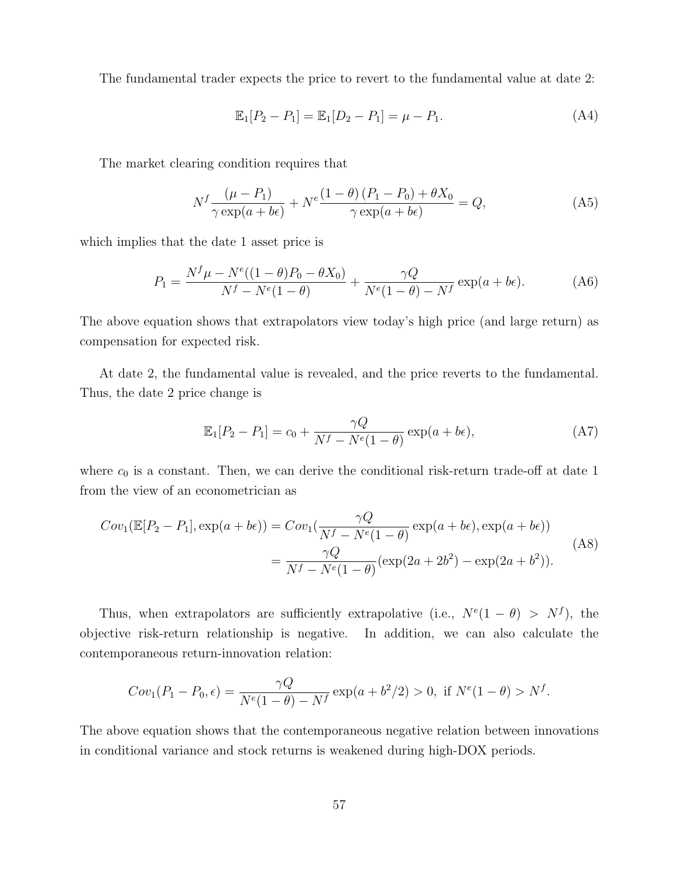The fundamental trader expects the price to revert to the fundamental value at date 2:

$$\mathbb{E}_1[P_2 - P_1] = \mathbb{E}_1[D_2 - P_1] = \mu - P_1. \tag{A4}$$

The market clearing condition requires that

$$N^f \frac{(\mu - P_1)}{\gamma \exp(a + b\epsilon)} + N^e \frac{(1-\theta)(P_1 - P_0) + \theta X_0}{\gamma \exp(a + b\epsilon)} = Q, \tag{A5}$$

which implies that the date 1 asset price is

$$P_1 = \frac{N^f \mu - N^e((1-\theta)P_0 - \theta X_0)}{N^f - N^e(1-\theta)} + \frac{\gamma Q}{N^e(1-\theta) - N^f} \exp(a + b\epsilon). \tag{A6}$$

The above equation shows that extrapolators view today's high price (and large return) as compensation for expected risk.

At date 2, the fundamental value is revealed, and the price reverts to the fundamental. Thus, the date 2 price change is

$$\mathbb{E}_1[P_2 - P_1] = c_0 + \frac{\gamma Q}{N^f - N^e(1-\theta)} \exp(a + b\epsilon), \tag{A7}$$

where $c_0$ is a constant. Then, we can derive the conditional risk-return trade-off at date 1 from the view of an econometrician as

$$\begin{aligned} Cov_1(\mathbb{E}[P_2 - P_1], \exp(a + b\epsilon)) &= Cov_1(\frac{\gamma Q}{N^f - N^e(1-\theta)} \exp(a + b\epsilon), \exp(a + b\epsilon)) \\ &= \frac{\gamma Q}{N^f - N^e(1-\theta)} (\exp(2a + 2b^2) - \exp(2a + b^2)). \end{aligned} \tag{A8}$$

Thus, when extrapolators are sufficiently extrapolative (i.e., $N^e(1-\theta) > N^f$), the objective risk-return relationship is negative. In addition, we can also calculate the contemporaneous return-innovation relation:

$$Cov_1(P_1 - P_0, \epsilon) = \frac{\gamma Q}{N^e(1-\theta) - N^f} \exp(a + b^2/2) > 0, \text{ if } N^e(1-\theta) > N^f.$$

The above equation shows that the contemporaneous negative relation between innovations in conditional variance and stock returns is weakened during high-DOX periods.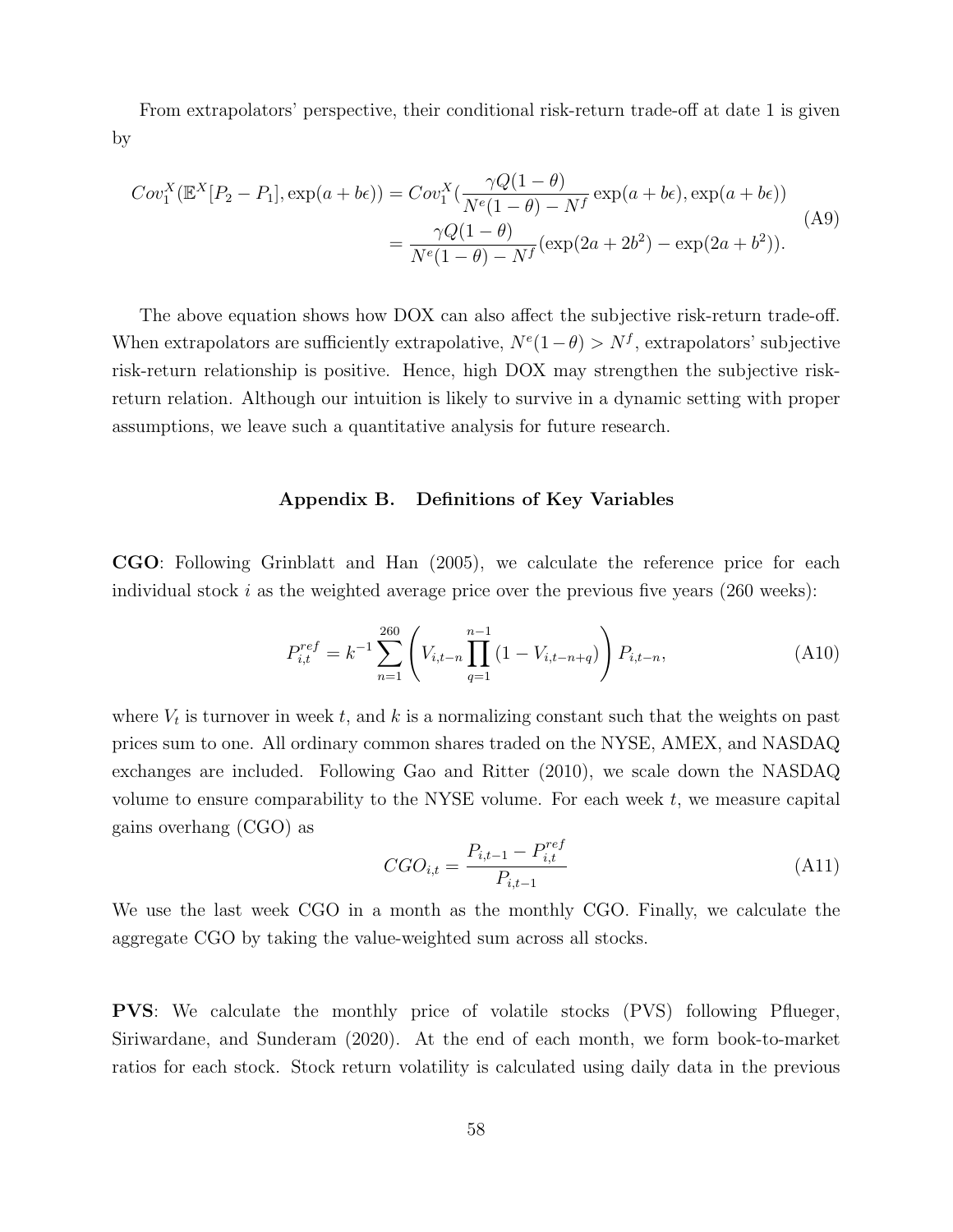From extrapolators' perspective, their conditional risk-return trade-off at date 1 is given by

$$
\begin{aligned}
Cov_1^X(\mathbb{E}^X[P_2 - P_1], \exp(a + b\epsilon)) &= Cov_1^X(\frac{\gamma Q(1-\theta)}{N^e(1-\theta) - N^f} \exp(a + b\epsilon), \exp(a + b\epsilon)) \\
&= \frac{\gamma Q(1-\theta)}{N^e(1-\theta) - N^f} (\exp(2a + 2b^2) - \exp(2a + b^2)).
\end{aligned}
\tag{A9}
$$

The above equation shows how DOX can also affect the subjective risk-return trade-off. When extrapolators are sufficiently extrapolative, $N^e(1-\theta) > N^f$, extrapolators' subjective risk-return relationship is positive. Hence, high DOX may strengthen the subjective risk-return relation. Although our intuition is likely to survive in a dynamic setting with proper assumptions, we leave such a quantitative analysis for future research.

## Appendix B. Definitions of Key Variables

**CGO**: Following Grinblatt and Han (2005), we calculate the reference price for each individual stock $i$ as the weighted average price over the previous five years (260 weeks):

$$
P_{i,t}^{ref} = k^{-1} \sum_{n=1}^{260} \left( V_{i,t-n} \prod_{q=1}^{n-1} (1 - V_{i,t-n+q}) \right) P_{i,t-n},
\tag{A10}
$$

where $V_t$ is turnover in week $t$, and $k$ is a normalizing constant such that the weights on past prices sum to one. All ordinary common shares traded on the NYSE, AMEX, and NASDAQ exchanges are included. Following Gao and Ritter (2010), we scale down the NASDAQ volume to ensure comparability to the NYSE volume. For each week $t$, we measure capital gains overhang (CGO) as

$$
CGO_{i,t} = \frac{P_{i,t-1} - P_{i,t}^{ref}}{P_{i,t-1}}
\tag{A11}
$$

We use the last week CGO in a month as the monthly CGO. Finally, we calculate the aggregate CGO by taking the value-weighted sum across all stocks.

**PVS**: We calculate the monthly price of volatile stocks (PVS) following Pflueger, Siriwardane, and Sunderam (2020). At the end of each month, we form book-to-market ratios for each stock. Stock return volatility is calculated using daily data in the previous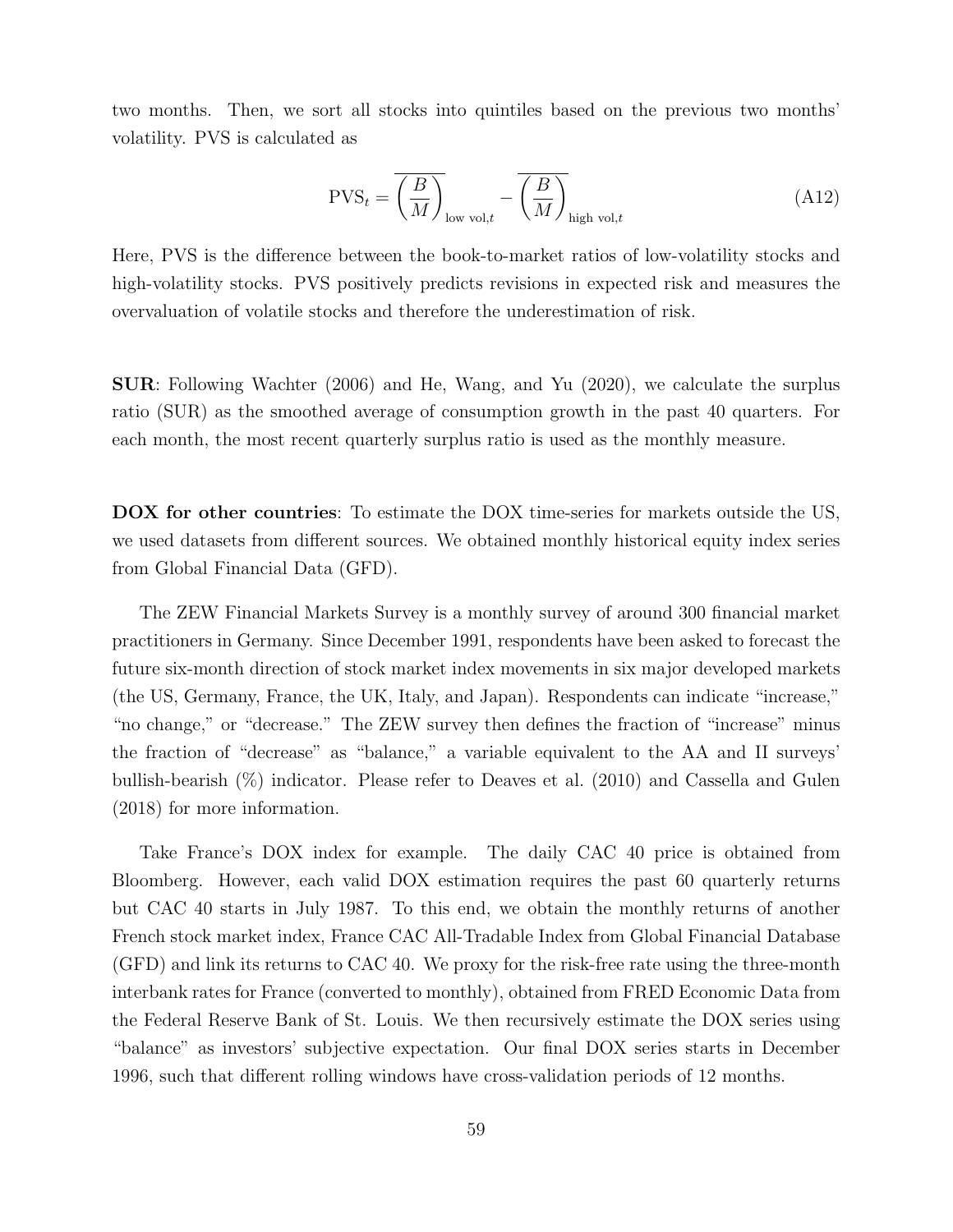two months. Then, we sort all stocks into quintiles based on the previous two months' volatility. PVS is calculated as

$$\text{PVS}_t = \overline{\left(\frac{B}{M}\right)}_{\text{low vol},t} - \overline{\left(\frac{B}{M}\right)}_{\text{high vol},t} \tag{A12}$$

Here, PVS is the difference between the book-to-market ratios of low-volatility stocks and high-volatility stocks. PVS positively predicts revisions in expected risk and measures the overvaluation of volatile stocks and therefore the underestimation of risk.

**SUR**: Following Wachter (2006) and He, Wang, and Yu (2020), we calculate the surplus ratio (SUR) as the smoothed average of consumption growth in the past 40 quarters. For each month, the most recent quarterly surplus ratio is used as the monthly measure.

**DOX for other countries**: To estimate the DOX time-series for markets outside the US, we used datasets from different sources. We obtained monthly historical equity index series from Global Financial Data (GFD).

The ZEW Financial Markets Survey is a monthly survey of around 300 financial market practitioners in Germany. Since December 1991, respondents have been asked to forecast the future six-month direction of stock market index movements in six major developed markets (the US, Germany, France, the UK, Italy, and Japan). Respondents can indicate "increase," "no change," or "decrease." The ZEW survey then defines the fraction of "increase" minus the fraction of "decrease" as "balance," a variable equivalent to the AA and II surveys' bullish-bearish (%) indicator. Please refer to Deaves et al. (2010) and Cassella and Gulen (2018) for more information.

Take France's DOX index for example. The daily CAC 40 price is obtained from Bloomberg. However, each valid DOX estimation requires the past 60 quarterly returns but CAC 40 starts in July 1987. To this end, we obtain the monthly returns of another French stock market index, France CAC All-Tradable Index from Global Financial Database (GFD) and link its returns to CAC 40. We proxy for the risk-free rate using the three-month interbank rates for France (converted to monthly), obtained from FRED Economic Data from the Federal Reserve Bank of St. Louis. We then recursively estimate the DOX series using "balance" as investors' subjective expectation. Our final DOX series starts in December 1996, such that different rolling windows have cross-validation periods of 12 months.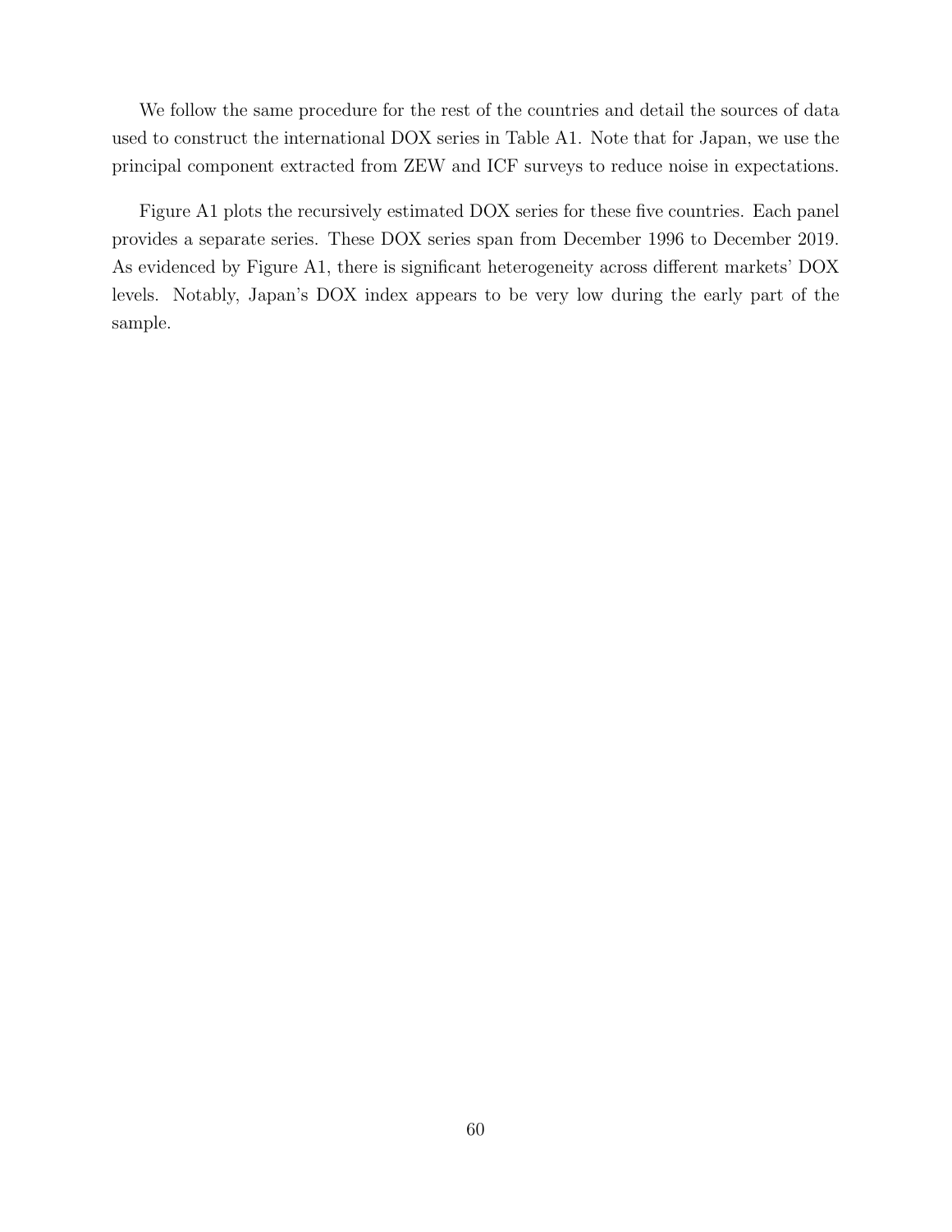We follow the same procedure for the rest of the countries and detail the sources of data used to construct the international DOX series in Table A1. Note that for Japan, we use the principal component extracted from ZEW and ICF surveys to reduce noise in expectations.

Figure A1 plots the recursively estimated DOX series for these five countries. Each panel provides a separate series. These DOX series span from December 1996 to December 2019. As evidenced by Figure A1, there is significant heterogeneity across different markets' DOX levels. Notably, Japan's DOX index appears to be very low during the early part of the sample.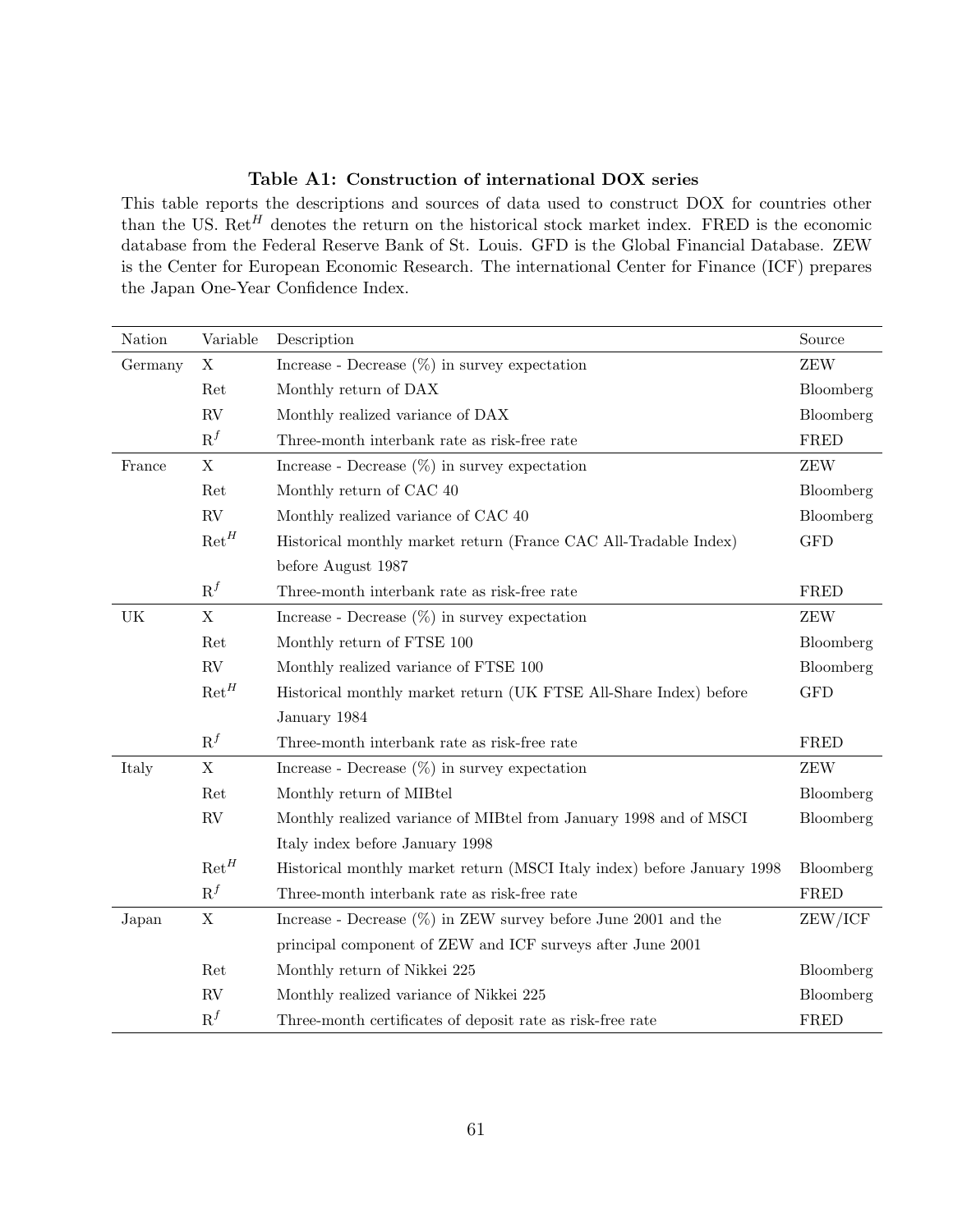**Table A1: Construction of international DOX series**

This table reports the descriptions and sources of data used to construct DOX for countries other than the US. $\text{Ret}^H$ denotes the return on the historical stock market index. FRED is the economic database from the Federal Reserve Bank of St. Louis. GFD is the Global Financial Database. ZEW is the Center for European Economic Research. The international Center for Finance (ICF) prepares the Japan One-Year Confidence Index.

| Nation | Variable | Description | Source |
|---|---|---|---|
| Germany | X | Increase - Decrease (%) in survey expectation | ZEW |
| | Ret | Monthly return of DAX | Bloomberg |
| | RV | Monthly realized variance of DAX | Bloomberg |
| | $\text{R}^f$ | Three-month interbank rate as risk-free rate | FRED |
| France | X | Increase - Decrease (%) in survey expectation | ZEW |
| | Ret | Monthly return of CAC 40 | Bloomberg |
| | RV | Monthly realized variance of CAC 40 | Bloomberg |
| | $\text{Ret}^H$ | Historical monthly market return (France CAC All-Tradable Index) before August 1987 | GFD |
| | $\text{R}^f$ | Three-month interbank rate as risk-free rate | FRED |
| UK | X | Increase - Decrease (%) in survey expectation | ZEW |
| | Ret | Monthly return of FTSE 100 | Bloomberg |
| | RV | Monthly realized variance of FTSE 100 | Bloomberg |
| | $\text{Ret}^H$ | Historical monthly market return (UK FTSE All-Share Index) before January 1984 | GFD |
| | $\text{R}^f$ | Three-month interbank rate as risk-free rate | FRED |
| Italy | X | Increase - Decrease (%) in survey expectation | ZEW |
| | Ret | Monthly return of MIBtel | Bloomberg |
| | RV | Monthly realized variance of MIBtel from January 1998 and of MSCI Italy index before January 1998 | Bloomberg |
| | $\text{Ret}^H$ | Historical monthly market return (MSCI Italy index) before January 1998 | Bloomberg |
| | $\text{R}^f$ | Three-month interbank rate as risk-free rate | FRED |
| Japan | X | Increase - Decrease (%) in ZEW survey before June 2001 and the principal component of ZEW and ICF surveys after June 2001 | ZEW/ICF |
| | Ret | Monthly return of Nikkei 225 | Bloomberg |
| | RV | Monthly realized variance of Nikkei 225 | Bloomberg |
| | $\text{R}^f$ | Three-month certificates of deposit rate as risk-free rate | FRED |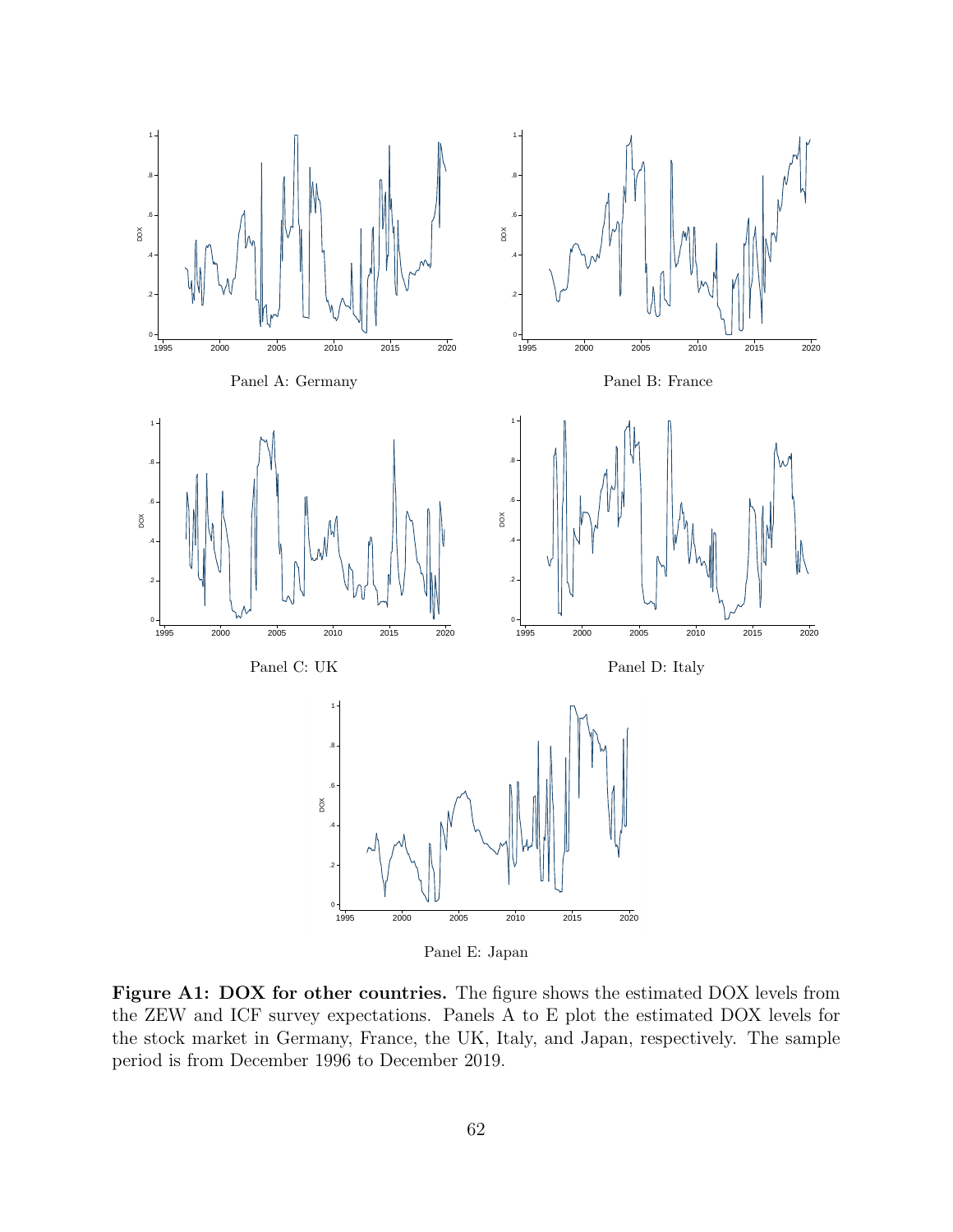DOX

1

.8

.6

.4

.2

0

1995 2000 2005 2010 2015 2020

Panel A: Germany

DOX

1

.8

.6

.4

.2

0

1995 2000 2005 2010 2015 2020

Panel B: France

DOX

1

.8

.6

.4

.2

0

1995 2000 2005 2010 2015 2020

Panel C: UK

DOX

1

.8

.6

.4

.2

0

1995 2000 2005 2010 2015 2020

Panel D: Italy

DOX

1

.8

.6

.4

.2

0

1995 2000 2005 2010 2015 2020

Panel E: Japan

**Figure A1: DOX for other countries.** The figure shows the estimated DOX levels from the ZEW and ICF survey expectations. Panels A to E plot the estimated DOX levels for the stock market in Germany, France, the UK, Italy, and Japan, respectively. The sample period is from December 1996 to December 2019.